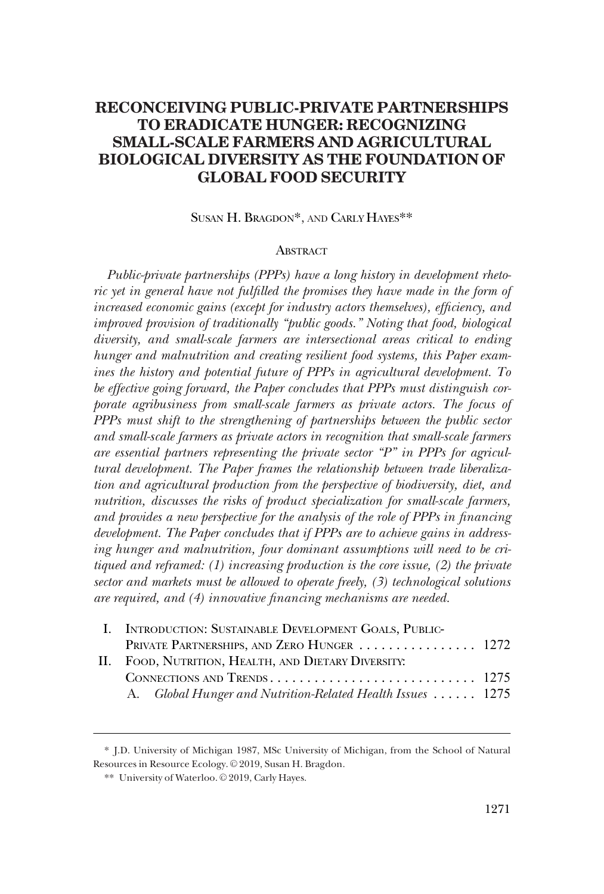# RECONCEIVING PUBLIC-PRIVATE PARTNERSHIPS TO ERADICATE HUNGER: RECOGNIZING SMALL-SCALE FARMERS AND AGRICULTURAL BIOLOGICAL DIVERSITY AS THE FOUNDATION OF GLOBAL FOOD SECURITY

SUSAN H. BRAGDON*, AND CARLY HAYES**

## ABSTRACT

*Public-private partnerships (PPPs) have a long history in development rhetoric yet in general have not fulfilled the promises they have made in the form of increased economic gains (except for industry actors themselves), efficiency, and improved provision of traditionally "public goods." Noting that food, biological diversity, and small-scale farmers are intersectional areas critical to ending hunger and malnutrition and creating resilient food systems, this Paper examines the history and potential future of PPPs in agricultural development. To be effective going forward, the Paper concludes that PPPs must distinguish corporate agribusiness from small-scale farmers as private actors. The focus of PPPs must shift to the strengthening of partnerships between the public sector and small-scale farmers as private actors in recognition that small-scale farmers are essential partners representing the private sector "P" in PPPs for agricultural development. The Paper frames the relationship between trade liberalization and agricultural production from the perspective of biodiversity, diet, and nutrition, discusses the risks of product specialization for small-scale farmers, and provides a new perspective for the analysis of the role of PPPs in financing development. The Paper concludes that if PPPs are to achieve gains in addressing hunger and malnutrition, four dominant assumptions will need to be critiqued and reframed: (1) increasing production is the core issue, (2) the private sector and markets must be allowed to operate freely, (3) technological solutions are required, and (4) innovative financing mechanisms are needed.*

I. INTRODUCTION: SUSTAINABLE DEVELOPMENT GOALS, PUBLIC-PRIVATE PARTNERSHIPS, AND ZERO HUNGER . . . . . . . . . . . . . . . . 1272

II. FOOD, NUTRITION, HEALTH, AND DIETARY DIVERSITY: CONNECTIONS AND TRENDS . . . . . . . . . . . . . . . . . . . . . . . . . . . . 1275

A. *Global Hunger and Nutrition-Related Health Issues* . . . . . . 1275

---

* J.D. University of Michigan 1987, MSc University of Michigan, from the School of Natural Resources in Resource Ecology. © 2019, Susan H. Bragdon.

** University of Waterloo. © 2019, Carly Hayes.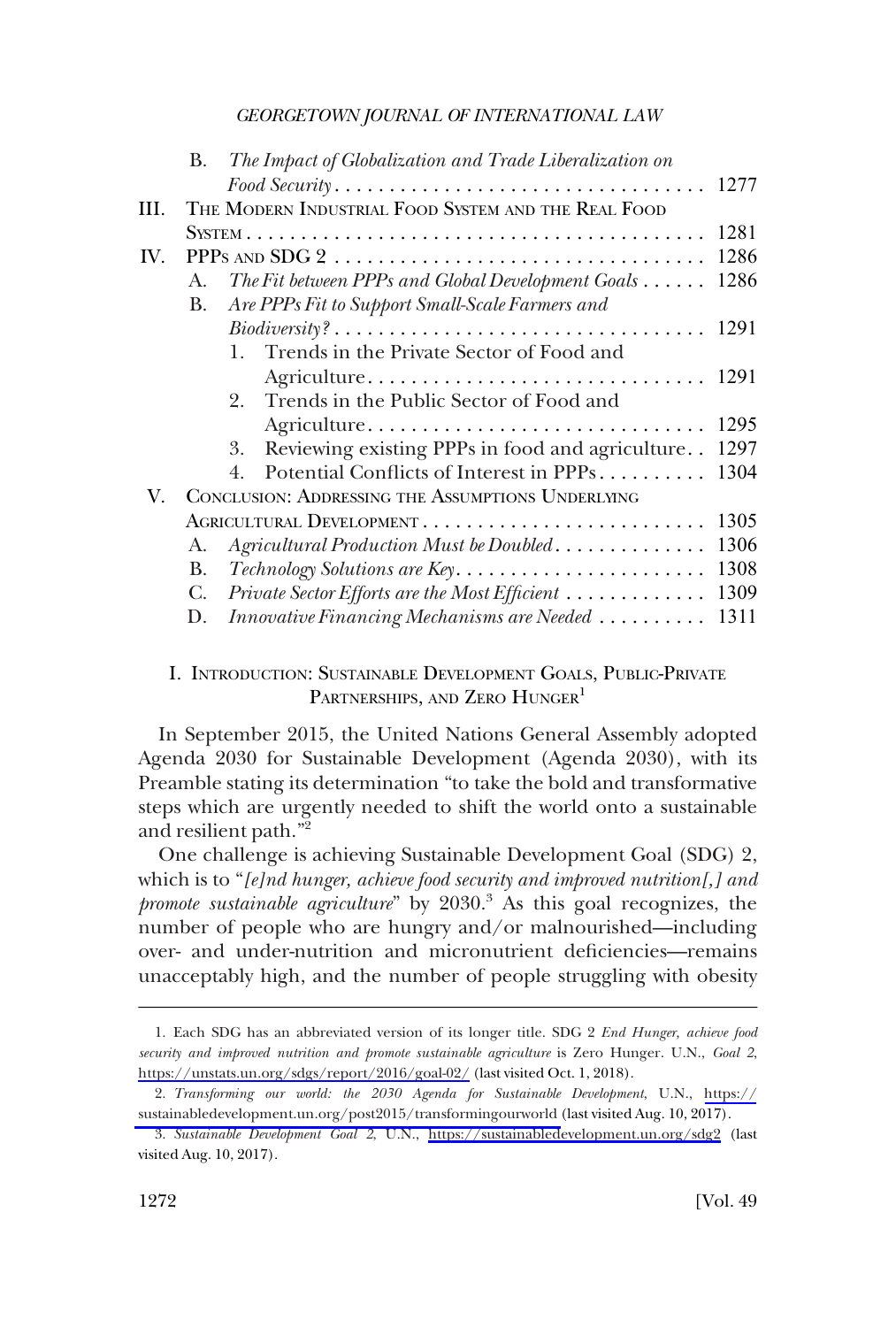B. *The Impact of Globalization and Trade Liberalization on Food Security* . . . . . . . . . . . . . . . . . . . . . . . . . . . . . . . . . . 1277

III. THE MODERN INDUSTRIAL FOOD SYSTEM AND THE REAL FOOD SYSTEM . . . . . . . . . . . . . . . . . . . . . . . . . . . . . . . . . . . . . . . . . 1281

IV. PPPS AND SDG 2 . . . . . . . . . . . . . . . . . . . . . . . . . . . . . . . . . 1286

A. *The Fit between PPPs and Global Development Goals* . . . . . . 1286

B. *Are PPPs Fit to Support Small-Scale Farmers and Biodiversity?* . . . . . . . . . . . . . . . . . . . . . . . . . . . . . . . . . . 1291

1. Trends in the Private Sector of Food and Agriculture . . . . . . . . . . . . . . . . . . . . . . . . . . . . . . . 1291
2. Trends in the Public Sector of Food and Agriculture . . . . . . . . . . . . . . . . . . . . . . . . . . . . . . . 1295
3. Reviewing existing PPPs in food and agriculture . . 1297
4. Potential Conflicts of Interest in PPPs . . . . . . . . . . 1304

V. CONCLUSION: ADDRESSING THE ASSUMPTIONS UNDERLYING AGRICULTURAL DEVELOPMENT . . . . . . . . . . . . . . . . . . . . . . . . . . 1305

A. *Agricultural Production Must be Doubled* . . . . . . . . . . . . . . 1306

B. *Technology Solutions are Key* . . . . . . . . . . . . . . . . . . . . . . . 1308

C. *Private Sector Efforts are the Most Efficient* . . . . . . . . . . . . . 1309

D. *Innovative Financing Mechanisms are Needed* . . . . . . . . . . 1311

## I. INTRODUCTION: SUSTAINABLE DEVELOPMENT GOALS, PUBLIC-PRIVATE PARTNERSHIPS, AND ZERO HUNGER[1]

In September 2015, the United Nations General Assembly adopted Agenda 2030 for Sustainable Development (Agenda 2030), with its Preamble stating its determination "to take the bold and transformative steps which are urgently needed to shift the world onto a sustainable and resilient path."[2]

One challenge is achieving Sustainable Development Goal (SDG) 2, which is to "*[e]nd hunger, achieve food security and improved nutrition[,] and promote sustainable agriculture*" by 2030.[3] As this goal recognizes, the number of people who are hungry and/or malnourished—including over- and under-nutrition and micronutrient deficiencies—remains unacceptably high, and the number of people struggling with obesity

---

1. Each SDG has an abbreviated version of its longer title. SDG 2 *End Hunger, achieve food security and improved nutrition and promote sustainable agriculture* is Zero Hunger. U.N., *Goal 2*, https://unstats.un.org/sdgs/report/2016/goal-02/ (last visited Oct. 1, 2018).

2. *Transforming our world: the 2030 Agenda for Sustainable Development*, U.N., https://sustainabledevelopment.un.org/post2015/transformingourworld (last visited Aug. 10, 2017).

3. *Sustainable Development Goal 2*, U.N., https://sustainabledevelopment.un.org/sdg2 (last visited Aug. 10, 2017).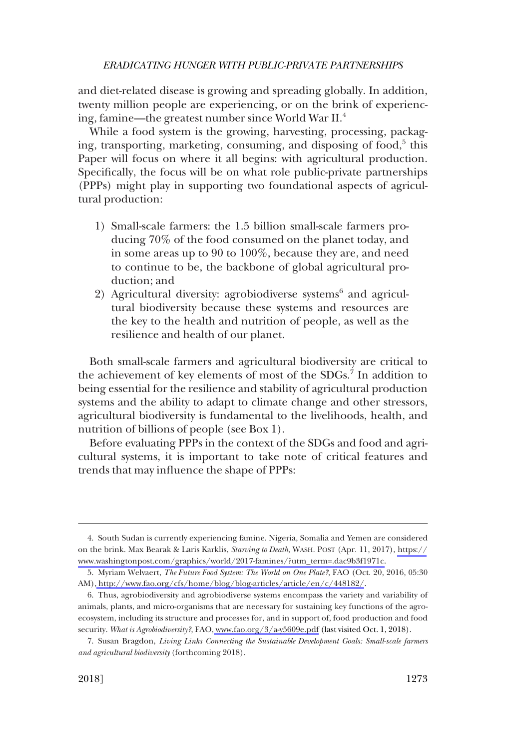and diet-related disease is growing and spreading globally. In addition, twenty million people are experiencing, or on the brink of experiencing, famine—the greatest number since World War II.[4]

While a food system is the growing, harvesting, processing, packaging, transporting, marketing, consuming, and disposing of food,[5] this Paper will focus on where it all begins: with agricultural production. Specifically, the focus will be on what role public-private partnerships (PPPs) might play in supporting two foundational aspects of agricultural production:

1) Small-scale farmers: the 1.5 billion small-scale farmers producing 70% of the food consumed on the planet today, and in some areas up to 90 to 100%, because they are, and need to continue to be, the backbone of global agricultural production; and
2) Agricultural diversity: agrobiodiverse systems[6] and agricultural biodiversity because these systems and resources are the key to the health and nutrition of people, as well as the resilience and health of our planet.

Both small-scale farmers and agricultural biodiversity are critical to the achievement of key elements of most of the SDGs.[7] In addition to being essential for the resilience and stability of agricultural production systems and the ability to adapt to climate change and other stressors, agricultural biodiversity is fundamental to the livelihoods, health, and nutrition of billions of people (see Box 1).

Before evaluating PPPs in the context of the SDGs and food and agricultural systems, it is important to take note of critical features and trends that may influence the shape of PPPs:

---

4. South Sudan is currently experiencing famine. Nigeria, Somalia and Yemen are considered on the brink. Max Bearak & Laris Karklis, *Starving to Death*, WASH. POST (Apr. 11, 2017), https://www.washingtonpost.com/graphics/world/2017-famines/?utm_term=.dac9b3f1971c.

5. Myriam Welvaert, *The Future Food System: The World on One Plate?*, FAO (Oct. 20, 2016, 05:30 AM), http://www.fao.org/cfs/home/blog/blog-articles/article/en/c/448182/.

6. Thus, agrobiodiversity and agrobiodiverse systems encompass the variety and variability of animals, plants, and micro-organisms that are necessary for sustaining key functions of the agro-ecosystem, including its structure and processes for, and in support of, food production and food security. *What is Agrobiodiversity?*, FAO, www.fao.org/3/a-y5609e.pdf (last visited Oct. 1, 2018).

7. Susan Bragdon, *Living Links Connecting the Sustainable Development Goals: Small-scale farmers and agricultural biodiversity* (forthcoming 2018).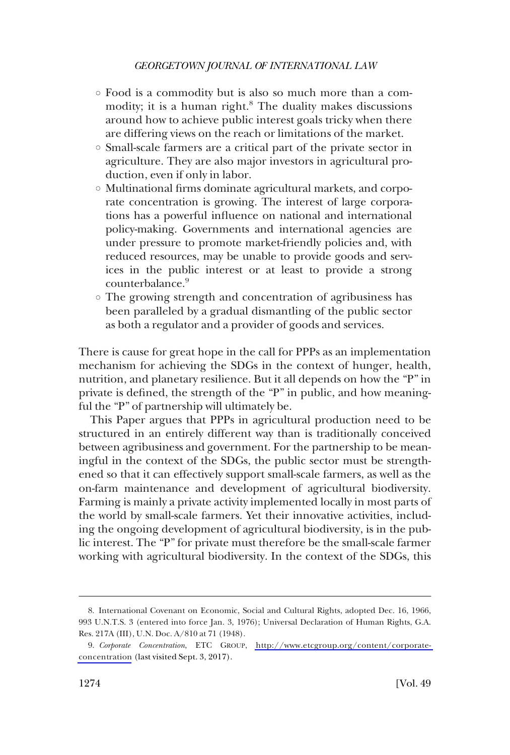- Food is a commodity but is also so much more than a commodity; it is a human right.[8] The duality makes discussions around how to achieve public interest goals tricky when there are differing views on the reach or limitations of the market.
- Small-scale farmers are a critical part of the private sector in agriculture. They are also major investors in agricultural production, even if only in labor.
- Multinational firms dominate agricultural markets, and corporate concentration is growing. The interest of large corporations has a powerful influence on national and international policy-making. Governments and international agencies are under pressure to promote market-friendly policies and, with reduced resources, may be unable to provide goods and services in the public interest or at least to provide a strong counterbalance.[9]
- The growing strength and concentration of agribusiness has been paralleled by a gradual dismantling of the public sector as both a regulator and a provider of goods and services.

There is cause for great hope in the call for PPPs as an implementation mechanism for achieving the SDGs in the context of hunger, health, nutrition, and planetary resilience. But it all depends on how the "P" in private is defined, the strength of the "P" in public, and how meaningful the "P" of partnership will ultimately be.

This Paper argues that PPPs in agricultural production need to be structured in an entirely different way than is traditionally conceived between agribusiness and government. For the partnership to be meaningful in the context of the SDGs, the public sector must be strengthened so that it can effectively support small-scale farmers, as well as the on-farm maintenance and development of agricultural biodiversity. Farming is mainly a private activity implemented locally in most parts of the world by small-scale farmers. Yet their innovative activities, including the ongoing development of agricultural biodiversity, is in the public interest. The "P" for private must therefore be the small-scale farmer working with agricultural biodiversity. In the context of the SDGs, this

8. International Covenant on Economic, Social and Cultural Rights, adopted Dec. 16, 1966, 993 U.N.T.S. 3 (entered into force Jan. 3, 1976); Universal Declaration of Human Rights, G.A. Res. 217A (III), U.N. Doc. A/810 at 71 (1948).

9. *Corporate Concentration*, ETC GROUP, http://www.etcgroup.org/content/corporate-concentration (last visited Sept. 3, 2017).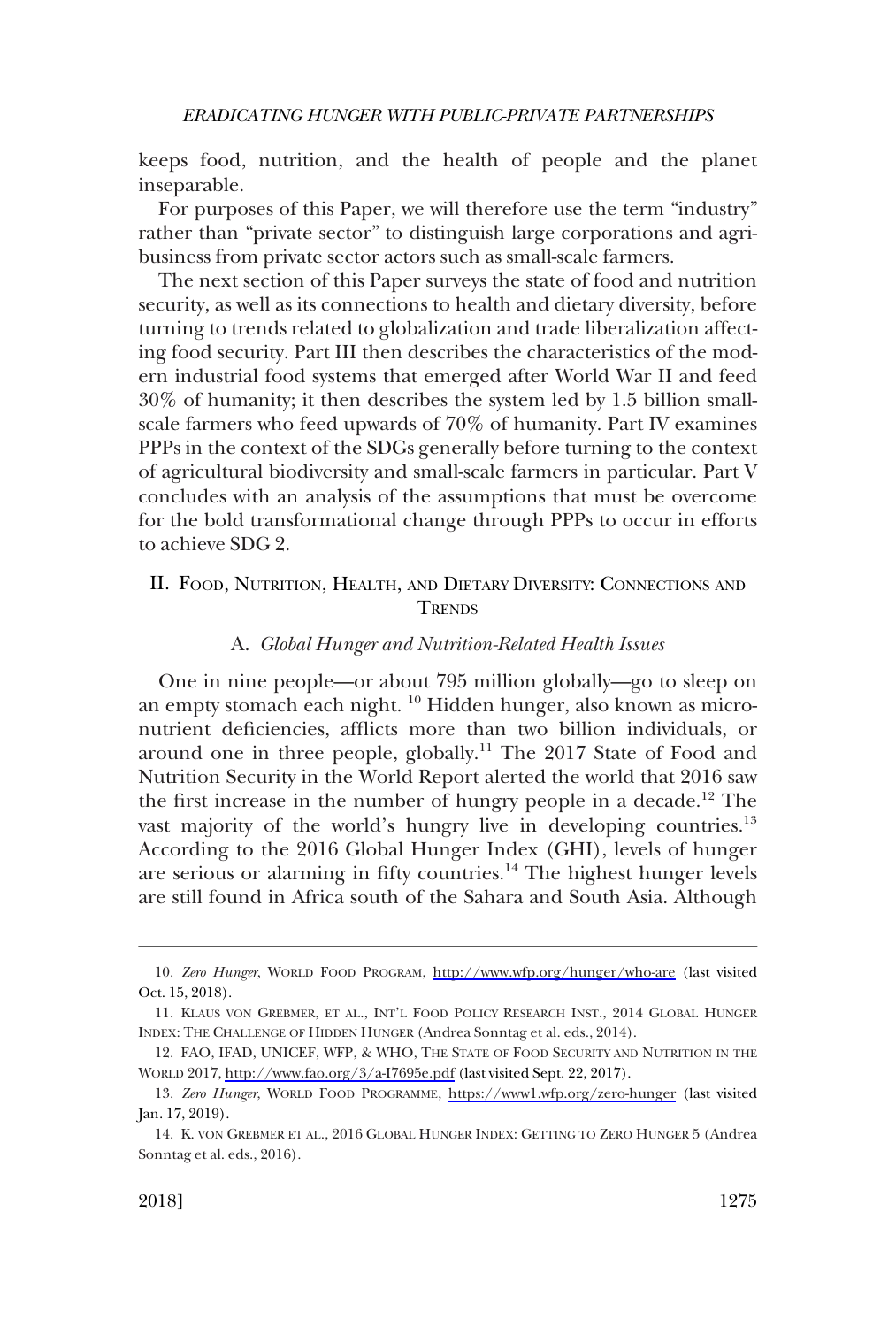keeps food, nutrition, and the health of people and the planet inseparable.

For purposes of this Paper, we will therefore use the term "industry" rather than "private sector" to distinguish large corporations and agribusiness from private sector actors such as small-scale farmers.

The next section of this Paper surveys the state of food and nutrition security, as well as its connections to health and dietary diversity, before turning to trends related to globalization and trade liberalization affecting food security. Part III then describes the characteristics of the modern industrial food systems that emerged after World War II and feed 30% of humanity; it then describes the system led by 1.5 billion small-scale farmers who feed upwards of 70% of humanity. Part IV examines PPPs in the context of the SDGs generally before turning to the context of agricultural biodiversity and small-scale farmers in particular. Part V concludes with an analysis of the assumptions that must be overcome for the bold transformational change through PPPs to occur in efforts to achieve SDG 2.

## II. Food, Nutrition, Health, and Dietary Diversity: Connections and Trends

### A. *Global Hunger and Nutrition-Related Health Issues*

One in nine people—or about 795 million globally—go to sleep on an empty stomach each night. [10] Hidden hunger, also known as micronutrient deficiencies, afflicts more than two billion individuals, or around one in three people, globally.[11] The 2017 State of Food and Nutrition Security in the World Report alerted the world that 2016 saw the first increase in the number of hungry people in a decade.[12] The vast majority of the world's hungry live in developing countries.[13] According to the 2016 Global Hunger Index (GHI), levels of hunger are serious or alarming in fifty countries.[14] The highest hunger levels are still found in Africa south of the Sahara and South Asia. Although

---

10. *Zero Hunger*, WORLD FOOD PROGRAM, http://www.wfp.org/hunger/who-are (last visited Oct. 15, 2018).

11. KLAUS VON GREBMER, ET AL., INT'L FOOD POLICY RESEARCH INST., 2014 GLOBAL HUNGER INDEX: THE CHALLENGE OF HIDDEN HUNGER (Andrea Sonntag et al. eds., 2014).

12. FAO, IFAD, UNICEF, WFP, & WHO, THE STATE OF FOOD SECURITY AND NUTRITION IN THE WORLD 2017, http://www.fao.org/3/a-I7695e.pdf (last visited Sept. 22, 2017).

13. *Zero Hunger*, WORLD FOOD PROGRAMME, https://www1.wfp.org/zero-hunger (last visited Jan. 17, 2019).

14. K. VON GREBMER ET AL., 2016 GLOBAL HUNGER INDEX: GETTING TO ZERO HUNGER 5 (Andrea Sonntag et al. eds., 2016).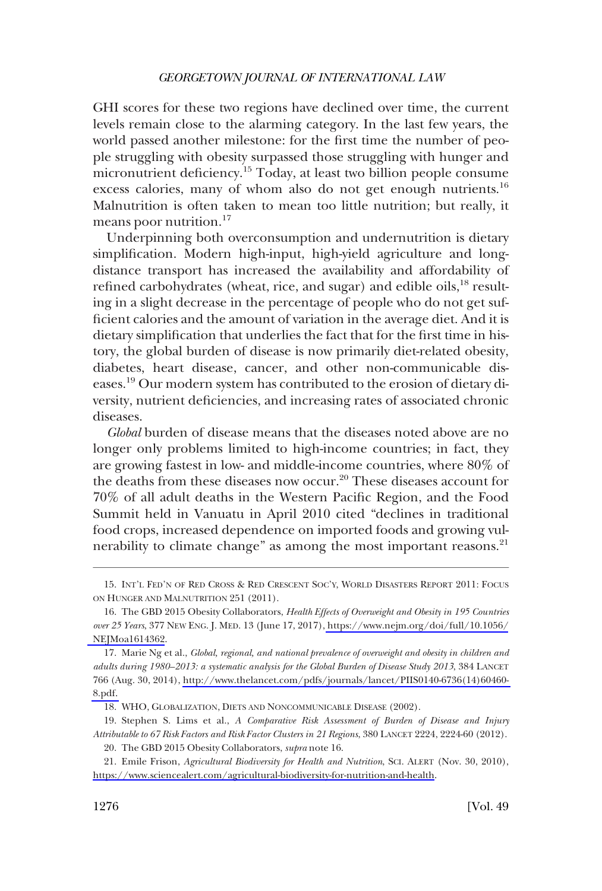GHI scores for these two regions have declined over time, the current levels remain close to the alarming category. In the last few years, the world passed another milestone: for the first time the number of people struggling with obesity surpassed those struggling with hunger and micronutrient deficiency.[15] Today, at least two billion people consume excess calories, many of whom also do not get enough nutrients.[16] Malnutrition is often taken to mean too little nutrition; but really, it means poor nutrition.[17]

Underpinning both overconsumption and undernutrition is dietary simplification. Modern high-input, high-yield agriculture and long-distance transport has increased the availability and affordability of refined carbohydrates (wheat, rice, and sugar) and edible oils,[18] resulting in a slight decrease in the percentage of people who do not get sufficient calories and the amount of variation in the average diet. And it is dietary simplification that underlies the fact that for the first time in history, the global burden of disease is now primarily diet-related obesity, diabetes, heart disease, cancer, and other non-communicable diseases.[19] Our modern system has contributed to the erosion of dietary diversity, nutrient deficiencies, and increasing rates of associated chronic diseases.

*Global* burden of disease means that the diseases noted above are no longer only problems limited to high-income countries; in fact, they are growing fastest in low- and middle-income countries, where 80% of the deaths from these diseases now occur.[20] These diseases account for 70% of all adult deaths in the Western Pacific Region, and the Food Summit held in Vanuatu in April 2010 cited "declines in traditional food crops, increased dependence on imported foods and growing vulnerability to climate change" as among the most important reasons.[21]

---

15. INT'L FED'N OF RED CROSS & RED CRESCENT SOC'Y, WORLD DISASTERS REPORT 2011: FOCUS ON HUNGER AND MALNUTRITION 251 (2011).

16. The GBD 2015 Obesity Collaborators, *Health Effects of Overweight and Obesity in 195 Countries over 25 Years*, 377 NEW ENG. J. MED. 13 (June 17, 2017), https://www.nejm.org/doi/full/10.1056/NEJMoa1614362.

17. Marie Ng et al., *Global, regional, and national prevalence of overweight and obesity in children and adults during 1980–2013: a systematic analysis for the Global Burden of Disease Study 2013*, 384 LANCET 766 (Aug. 30, 2014), http://www.thelancet.com/pdfs/journals/lancet/PIIS0140-6736(14)60460-8.pdf.

18. WHO, GLOBALIZATION, DIETS AND NONCOMMUNICABLE DISEASE (2002).

19. Stephen S. Lims et al., *A Comparative Risk Assessment of Burden of Disease and Injury Attributable to 67 Risk Factors and Risk Factor Clusters in 21 Regions*, 380 LANCET 2224, 2224-60 (2012).

20. The GBD 2015 Obesity Collaborators, *supra* note 16.

21. Emile Frison, *Agricultural Biodiversity for Health and Nutrition*, SCI. ALERT (Nov. 30, 2010), https://www.sciencealert.com/agricultural-biodiversity-for-nutrition-and-health.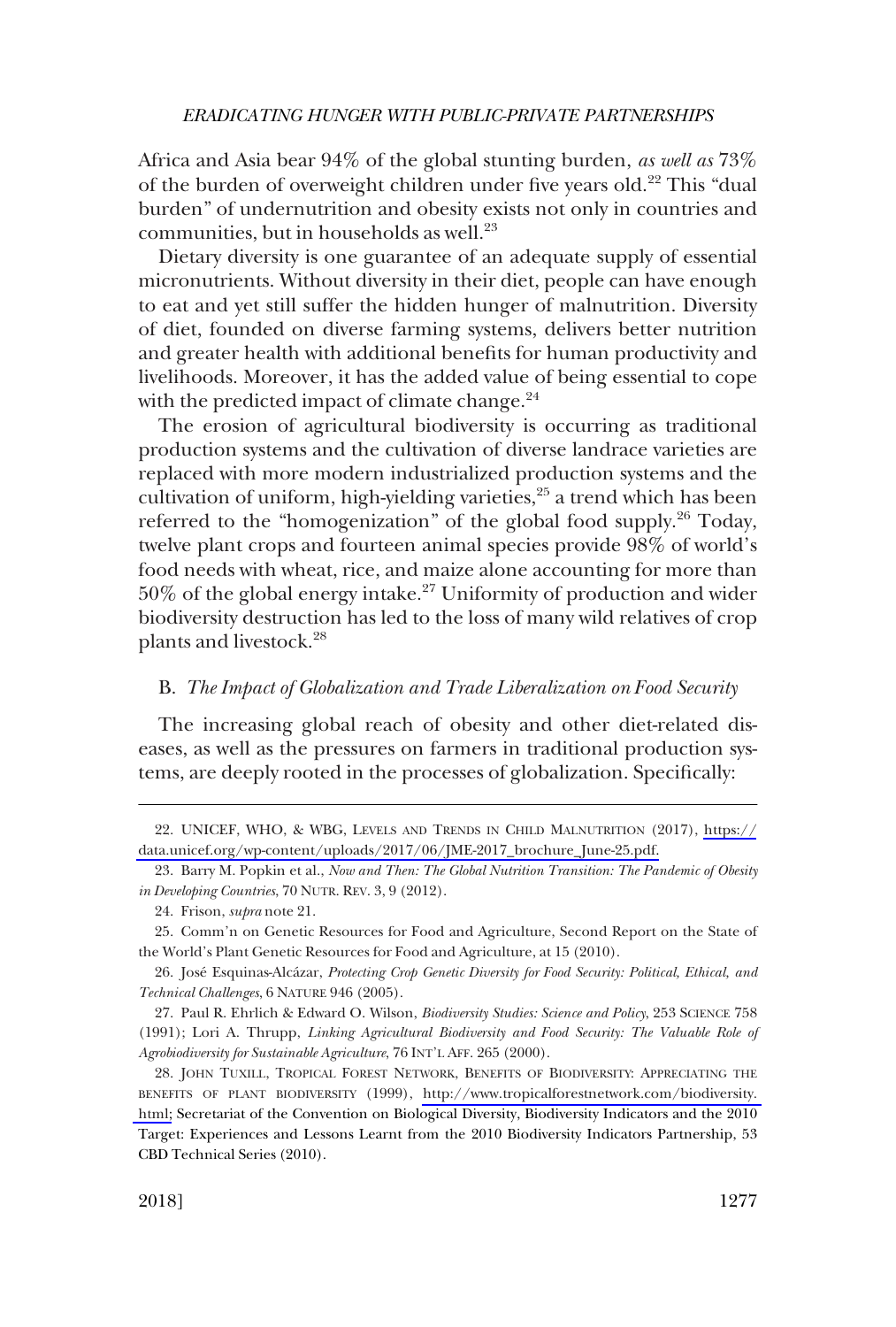Africa and Asia bear 94% of the global stunting burden, *as well as* 73% of the burden of overweight children under five years old.[22] This "dual burden" of undernutrition and obesity exists not only in countries and communities, but in households as well.[23]

Dietary diversity is one guarantee of an adequate supply of essential micronutrients. Without diversity in their diet, people can have enough to eat and yet still suffer the hidden hunger of malnutrition. Diversity of diet, founded on diverse farming systems, delivers better nutrition and greater health with additional benefits for human productivity and livelihoods. Moreover, it has the added value of being essential to cope with the predicted impact of climate change.[24]

The erosion of agricultural biodiversity is occurring as traditional production systems and the cultivation of diverse landrace varieties are replaced with more modern industrialized production systems and the cultivation of uniform, high-yielding varieties,[25] a trend which has been referred to the "homogenization" of the global food supply.[26] Today, twelve plant crops and fourteen animal species provide 98% of world's food needs with wheat, rice, and maize alone accounting for more than 50% of the global energy intake.[27] Uniformity of production and wider biodiversity destruction has led to the loss of many wild relatives of crop plants and livestock.[28]

### B. *The Impact of Globalization and Trade Liberalization on Food Security*

The increasing global reach of obesity and other diet-related diseases, as well as the pressures on farmers in traditional production systems, are deeply rooted in the processes of globalization. Specifically:

---

22. UNICEF, WHO, & WBG, LEVELS AND TRENDS IN CHILD MALNUTRITION (2017), https://data.unicef.org/wp-content/uploads/2017/06/JME-2017_brochure_June-25.pdf.

23. Barry M. Popkin et al., *Now and Then: The Global Nutrition Transition: The Pandemic of Obesity in Developing Countries*, 70 NUTR. REV. 3, 9 (2012).

24. Frison, *supra* note 21.

25. Comm'n on Genetic Resources for Food and Agriculture, Second Report on the State of the World's Plant Genetic Resources for Food and Agriculture, at 15 (2010).

26. José Esquinas-Alcázar, *Protecting Crop Genetic Diversity for Food Security: Political, Ethical, and Technical Challenges*, 6 NATURE 946 (2005).

27. Paul R. Ehrlich & Edward O. Wilson, *Biodiversity Studies: Science and Policy*, 253 SCIENCE 758 (1991); Lori A. Thrupp, *Linking Agricultural Biodiversity and Food Security: The Valuable Role of Agrobiodiversity for Sustainable Agriculture*, 76 INT'L AFF. 265 (2000).

28. JOHN TUXILL, TROPICAL FOREST NETWORK, BENEFITS OF BIODIVERSITY: APPRECIATING THE BENEFITS OF PLANT BIODIVERSITY (1999), http://www.tropicalforestnetwork.com/biodiversity.html; Secretariat of the Convention on Biological Diversity, Biodiversity Indicators and the 2010 Target: Experiences and Lessons Learnt from the 2010 Biodiversity Indicators Partnership, 53 CBD Technical Series (2010).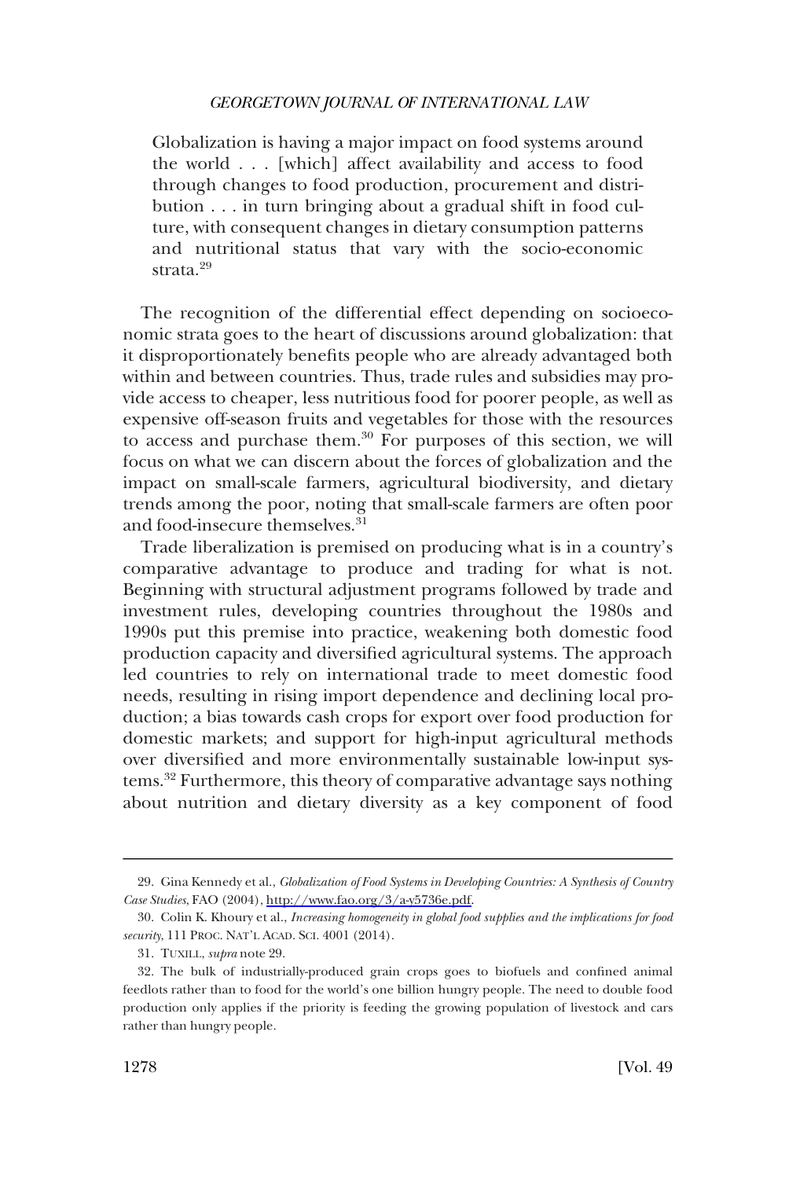> Globalization is having a major impact on food systems around the world . . . [which] affect availability and access to food through changes to food production, procurement and distribution . . . in turn bringing about a gradual shift in food culture, with consequent changes in dietary consumption patterns and nutritional status that vary with the socio-economic strata.[29]

The recognition of the differential effect depending on socioeconomic strata goes to the heart of discussions around globalization: that it disproportionately benefits people who are already advantaged both within and between countries. Thus, trade rules and subsidies may provide access to cheaper, less nutritious food for poorer people, as well as expensive off-season fruits and vegetables for those with the resources to access and purchase them.[30] For purposes of this section, we will focus on what we can discern about the forces of globalization and the impact on small-scale farmers, agricultural biodiversity, and dietary trends among the poor, noting that small-scale farmers are often poor and food-insecure themselves.[31]

Trade liberalization is premised on producing what is in a country's comparative advantage to produce and trading for what is not. Beginning with structural adjustment programs followed by trade and investment rules, developing countries throughout the 1980s and 1990s put this premise into practice, weakening both domestic food production capacity and diversified agricultural systems. The approach led countries to rely on international trade to meet domestic food needs, resulting in rising import dependence and declining local production; a bias towards cash crops for export over food production for domestic markets; and support for high-input agricultural methods over diversified and more environmentally sustainable low-input systems.[32] Furthermore, this theory of comparative advantage says nothing about nutrition and dietary diversity as a key component of food

---

29. Gina Kennedy et al., *Globalization of Food Systems in Developing Countries: A Synthesis of Country Case Studies*, FAO (2004), http://www.fao.org/3/a-y5736e.pdf.

30. Colin K. Khoury et al., *Increasing homogeneity in global food supplies and the implications for food security*, 111 PROC. NAT'L ACAD. SCI. 4001 (2014).

31. TUXILL, *supra* note 29.

32. The bulk of industrially-produced grain crops goes to biofuels and confined animal feedlots rather than to food for the world's one billion hungry people. The need to double food production only applies if the priority is feeding the growing population of livestock and cars rather than hungry people.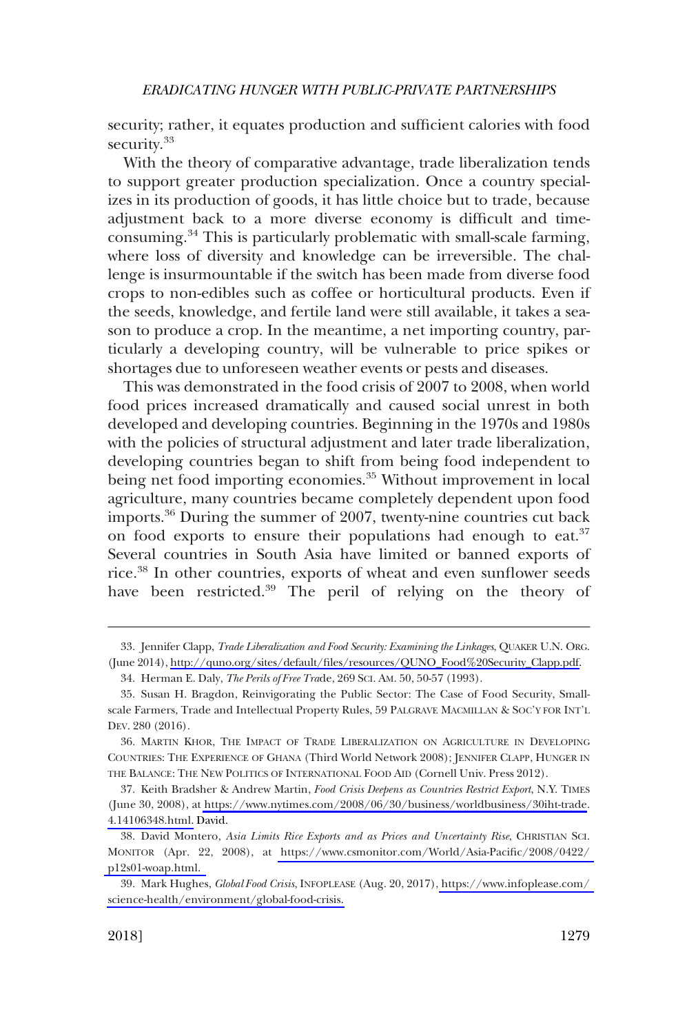security; rather, it equates production and sufficient calories with food security.[33]

With the theory of comparative advantage, trade liberalization tends to support greater production specialization. Once a country specializes in its production of goods, it has little choice but to trade, because adjustment back to a more diverse economy is difficult and time-consuming.[34] This is particularly problematic with small-scale farming, where loss of diversity and knowledge can be irreversible. The challenge is insurmountable if the switch has been made from diverse food crops to non-edibles such as coffee or horticultural products. Even if the seeds, knowledge, and fertile land were still available, it takes a season to produce a crop. In the meantime, a net importing country, particularly a developing country, will be vulnerable to price spikes or shortages due to unforeseen weather events or pests and diseases.

This was demonstrated in the food crisis of 2007 to 2008, when world food prices increased dramatically and caused social unrest in both developed and developing countries. Beginning in the 1970s and 1980s with the policies of structural adjustment and later trade liberalization, developing countries began to shift from being food independent to being net food importing economies.[35] Without improvement in local agriculture, many countries became completely dependent upon food imports.[36] During the summer of 2007, twenty-nine countries cut back on food exports to ensure their populations had enough to eat.[37] Several countries in South Asia have limited or banned exports of rice.[38] In other countries, exports of wheat and even sunflower seeds have been restricted.[39] The peril of relying on the theory of

---

33. Jennifer Clapp, *Trade Liberalization and Food Security: Examining the Linkages*, QUAKER U.N. ORG. (June 2014), http://quno.org/sites/default/files/resources/QUNO_Food%20Security_Clapp.pdf.

34. Herman E. Daly, *The Perils of Free Trade*, 269 SCI. AM. 50, 50-57 (1993).

35. Susan H. Bragdon, Reinvigorating the Public Sector: The Case of Food Security, Small-scale Farmers, Trade and Intellectual Property Rules, 59 PALGRAVE MACMILLAN & SOC'Y FOR INT'L DEV. 280 (2016).

36. MARTIN KHOR, THE IMPACT OF TRADE LIBERALIZATION ON AGRICULTURE IN DEVELOPING COUNTRIES: THE EXPERIENCE OF GHANA (Third World Network 2008); JENNIFER CLAPP, HUNGER IN THE BALANCE: THE NEW POLITICS OF INTERNATIONAL FOOD AID (Cornell Univ. Press 2012).

37. Keith Bradsher & Andrew Martin, *Food Crisis Deepens as Countries Restrict Export*, N.Y. TIMES (June 30, 2008), at https://www.nytimes.com/2008/06/30/business/worldbusiness/30iht-trade.4.14106348.html. David.

38. David Montero, *Asia Limits Rice Exports and as Prices and Uncertainty Rise*, CHRISTIAN SCI. MONITOR (Apr. 22, 2008), at https://www.csmonitor.com/World/Asia-Pacific/2008/0422/p12s01-woap.html.

39. Mark Hughes, *Global Food Crisis*, INFOPLEASE (Aug. 20, 2017), https://www.infoplease.com/science-health/environment/global-food-crisis.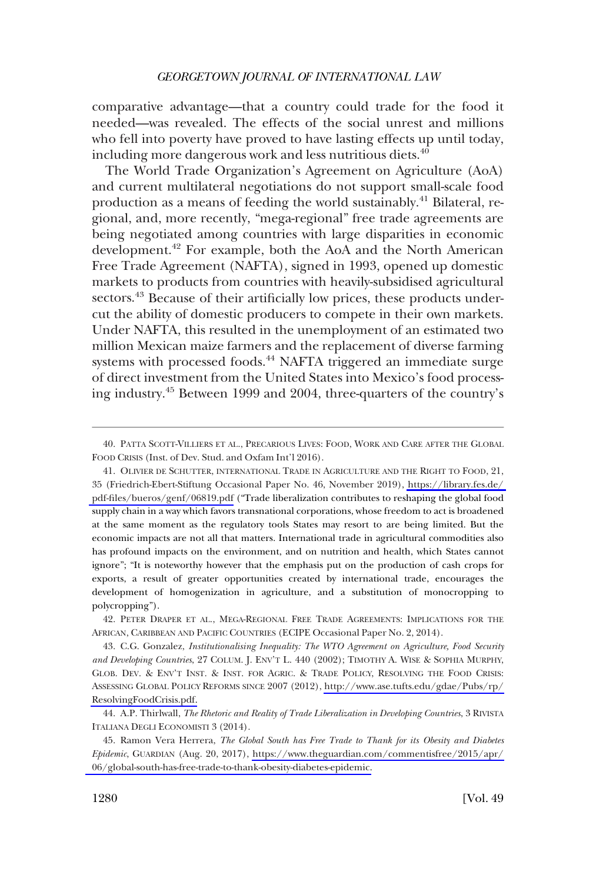comparative advantage—that a country could trade for the food it needed—was revealed. The effects of the social unrest and millions who fell into poverty have proved to have lasting effects up until today, including more dangerous work and less nutritious diets.[40]

The World Trade Organization's Agreement on Agriculture (AoA) and current multilateral negotiations do not support small-scale food production as a means of feeding the world sustainably.[41] Bilateral, regional, and, more recently, "mega-regional" free trade agreements are being negotiated among countries with large disparities in economic development.[42] For example, both the AoA and the North American Free Trade Agreement (NAFTA), signed in 1993, opened up domestic markets to products from countries with heavily-subsidised agricultural sectors.[43] Because of their artificially low prices, these products undercut the ability of domestic producers to compete in their own markets. Under NAFTA, this resulted in the unemployment of an estimated two million Mexican maize farmers and the replacement of diverse farming systems with processed foods.[44] NAFTA triggered an immediate surge of direct investment from the United States into Mexico's food processing industry.[45] Between 1999 and 2004, three-quarters of the country's

---

40. PATTA SCOTT-VILLIERS ET AL., PRECARIOUS LIVES: FOOD, WORK AND CARE AFTER THE GLOBAL FOOD CRISIS (Inst. of Dev. Stud. and Oxfam Int'l 2016).

41. OLIVIER DE SCHUTTER, INTERNATIONAL TRADE IN AGRICULTURE AND THE RIGHT TO FOOD, 21, 35 (Friedrich-Ebert-Stiftung Occasional Paper No. 46, November 2019), https://library.fes.de/pdf-files/bueros/genf/06819.pdf ("Trade liberalization contributes to reshaping the global food supply chain in a way which favors transnational corporations, whose freedom to act is broadened at the same moment as the regulatory tools States may resort to are being limited. But the economic impacts are not all that matters. International trade in agricultural commodities also has profound impacts on the environment, and on nutrition and health, which States cannot ignore"; "It is noteworthy however that the emphasis put on the production of cash crops for exports, a result of greater opportunities created by international trade, encourages the development of homogenization in agriculture, and a substitution of monocropping to polycropping").

42. PETER DRAPER ET AL., MEGA-REGIONAL FREE TRADE AGREEMENTS: IMPLICATIONS FOR THE AFRICAN, CARIBBEAN AND PACIFIC COUNTRIES (ECIPE Occasional Paper No. 2, 2014).

43. C.G. Gonzalez, *Institutionalising Inequality: The WTO Agreement on Agriculture, Food Security and Developing Countries*, 27 COLUM. J. ENV'T L. 440 (2002); TIMOTHY A. WISE & SOPHIA MURPHY, GLOB. DEV. & ENV'T INST. & INST. FOR AGRIC. & TRADE POLICY, RESOLVING THE FOOD CRISIS: ASSESSING GLOBAL POLICY REFORMS SINCE 2007 (2012), http://www.ase.tufts.edu/gdae/Pubs/rp/ResolvingFoodCrisis.pdf.

44. A.P. Thirlwall, *The Rhetoric and Reality of Trade Liberalization in Developing Countries*, 3 RIVISTA ITALIANA DEGLI ECONOMISTI 3 (2014).

45. Ramon Vera Herrera, *The Global South has Free Trade to Thank for its Obesity and Diabetes Epidemic*, GUARDIAN (Aug. 20, 2017), https://www.theguardian.com/commentisfree/2015/apr/06/global-south-has-free-trade-to-thank-obesity-diabetes-epidemic.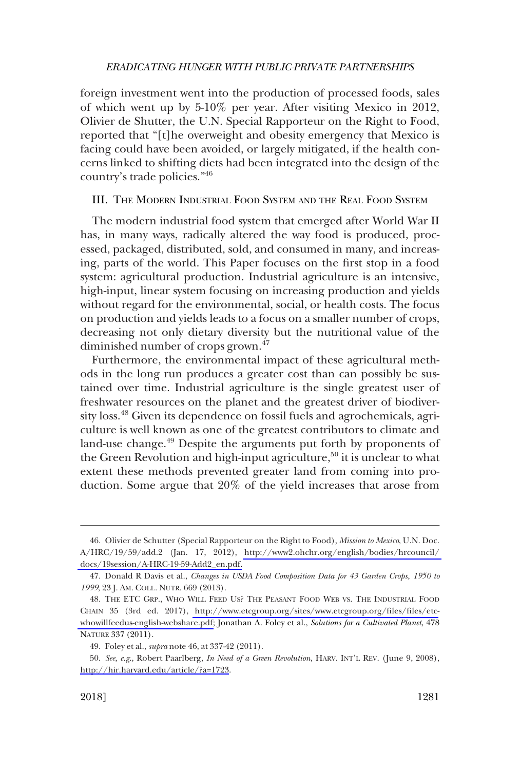foreign investment went into the production of processed foods, sales of which went up by 5-10% per year. After visiting Mexico in 2012, Olivier de Shutter, the U.N. Special Rapporteur on the Right to Food, reported that "[t]he overweight and obesity emergency that Mexico is facing could have been avoided, or largely mitigated, if the health concerns linked to shifting diets had been integrated into the design of the country's trade policies."[46]

## III. The Modern Industrial Food System and the Real Food System

The modern industrial food system that emerged after World War II has, in many ways, radically altered the way food is produced, processed, packaged, distributed, sold, and consumed in many, and increasing, parts of the world. This Paper focuses on the first stop in a food system: agricultural production. Industrial agriculture is an intensive, high-input, linear system focusing on increasing production and yields without regard for the environmental, social, or health costs. The focus on production and yields leads to a focus on a smaller number of crops, decreasing not only dietary diversity but the nutritional value of the diminished number of crops grown.[47]

Furthermore, the environmental impact of these agricultural methods in the long run produces a greater cost than can possibly be sustained over time. Industrial agriculture is the single greatest user of freshwater resources on the planet and the greatest driver of biodiversity loss.[48] Given its dependence on fossil fuels and agrochemicals, agriculture is well known as one of the greatest contributors to climate and land-use change.[49] Despite the arguments put forth by proponents of the Green Revolution and high-input agriculture,[50] it is unclear to what extent these methods prevented greater land from coming into production. Some argue that 20% of the yield increases that arose from

---

46. Olivier de Schutter (Special Rapporteur on the Right to Food), *Mission to Mexico*, U.N. Doc. A/HRC/19/59/add.2 (Jan. 17, 2012), http://www2.ohchr.org/english/bodies/hrcouncil/docs/19session/A-HRC-19-59-Add2_en.pdf.

47. Donald R Davis et al., *Changes in USDA Food Composition Data for 43 Garden Crops, 1950 to 1999*, 23 J. Am. Coll. Nutr. 669 (2013).

48. The ETC Grp., Who Will Feed Us? The Peasant Food Web vs. The Industrial Food Chain 35 (3rd ed. 2017), http://www.etcgroup.org/sites/www.etcgroup.org/files/files/etc-whowillfeedus-english-webshare.pdf; Jonathan A. Foley et al., *Solutions for a Cultivated Planet*, 478 Nature 337 (2011).

49. Foley et al., *supra* note 46, at 337-42 (2011).

50. *See, e.g.*, Robert Paarlberg, *In Need of a Green Revolution*, Harv. Int'l Rev. (June 9, 2008), http://hir.harvard.edu/article/?a=1723.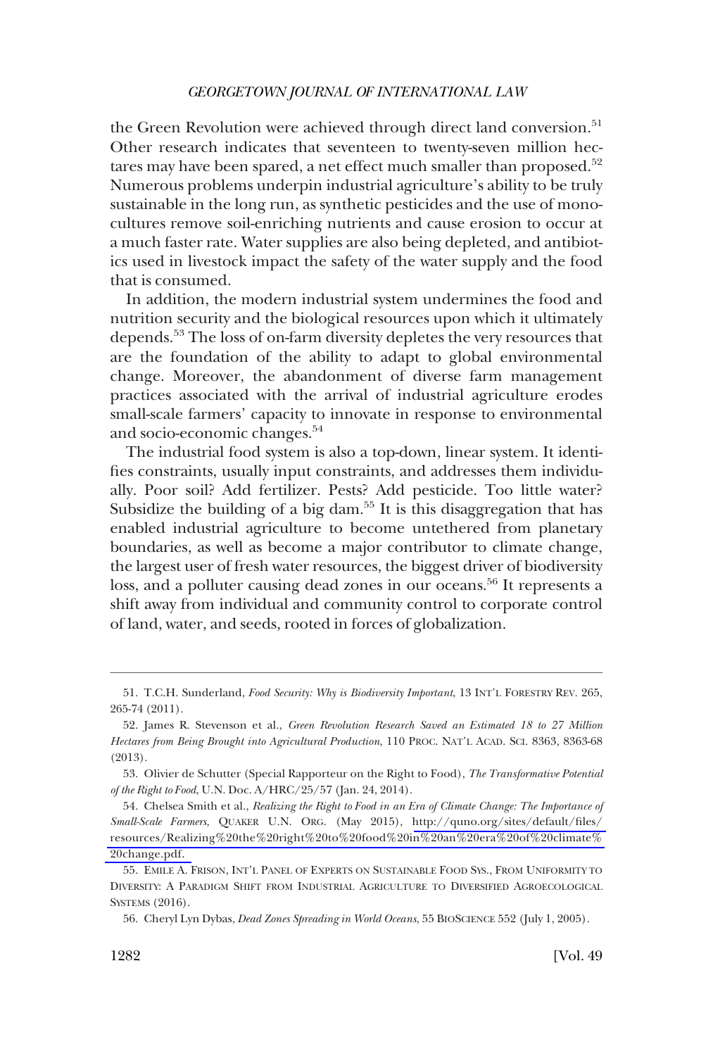the Green Revolution were achieved through direct land conversion.[51] Other research indicates that seventeen to twenty-seven million hectares may have been spared, a net effect much smaller than proposed.[52] Numerous problems underpin industrial agriculture's ability to be truly sustainable in the long run, as synthetic pesticides and the use of monocultures remove soil-enriching nutrients and cause erosion to occur at a much faster rate. Water supplies are also being depleted, and antibiotics used in livestock impact the safety of the water supply and the food that is consumed.

In addition, the modern industrial system undermines the food and nutrition security and the biological resources upon which it ultimately depends.[53] The loss of on-farm diversity depletes the very resources that are the foundation of the ability to adapt to global environmental change. Moreover, the abandonment of diverse farm management practices associated with the arrival of industrial agriculture erodes small-scale farmers' capacity to innovate in response to environmental and socio-economic changes.[54]

The industrial food system is also a top-down, linear system. It identifies constraints, usually input constraints, and addresses them individually. Poor soil? Add fertilizer. Pests? Add pesticide. Too little water? Subsidize the building of a big dam.[55] It is this disaggregation that has enabled industrial agriculture to become untethered from planetary boundaries, as well as become a major contributor to climate change, the largest user of fresh water resources, the biggest driver of biodiversity loss, and a polluter causing dead zones in our oceans.[56] It represents a shift away from individual and community control to corporate control of land, water, and seeds, rooted in forces of globalization.

---

51. T.C.H. Sunderland, *Food Security: Why is Biodiversity Important*, 13 INT'L FORESTRY REV. 265, 265-74 (2011).

52. James R. Stevenson et al., *Green Revolution Research Saved an Estimated 18 to 27 Million Hectares from Being Brought into Agricultural Production*, 110 PROC. NAT'L ACAD. SCI. 8363, 8363-68 (2013).

53. Olivier de Schutter (Special Rapporteur on the Right to Food), *The Transformative Potential of the Right to Food*, U.N. Doc. A/HRC/25/57 (Jan. 24, 2014).

54. Chelsea Smith et al., *Realizing the Right to Food in an Era of Climate Change: The Importance of Small-Scale Farmers*, QUAKER U.N. ORG. (May 2015), http://quno.org/sites/default/files/resources/Realizing%20the%20right%20to%20food%20in%20an%20era%20of%20climate%20change.pdf.

55. EMILE A. FRISON, INT'L PANEL OF EXPERTS ON SUSTAINABLE FOOD SYS., FROM UNIFORMITY TO DIVERSITY: A PARADIGM SHIFT FROM INDUSTRIAL AGRICULTURE TO DIVERSIFIED AGROECOLOGICAL SYSTEMS (2016).

56. Cheryl Lyn Dybas, *Dead Zones Spreading in World Oceans*, 55 BIOSCIENCE 552 (July 1, 2005).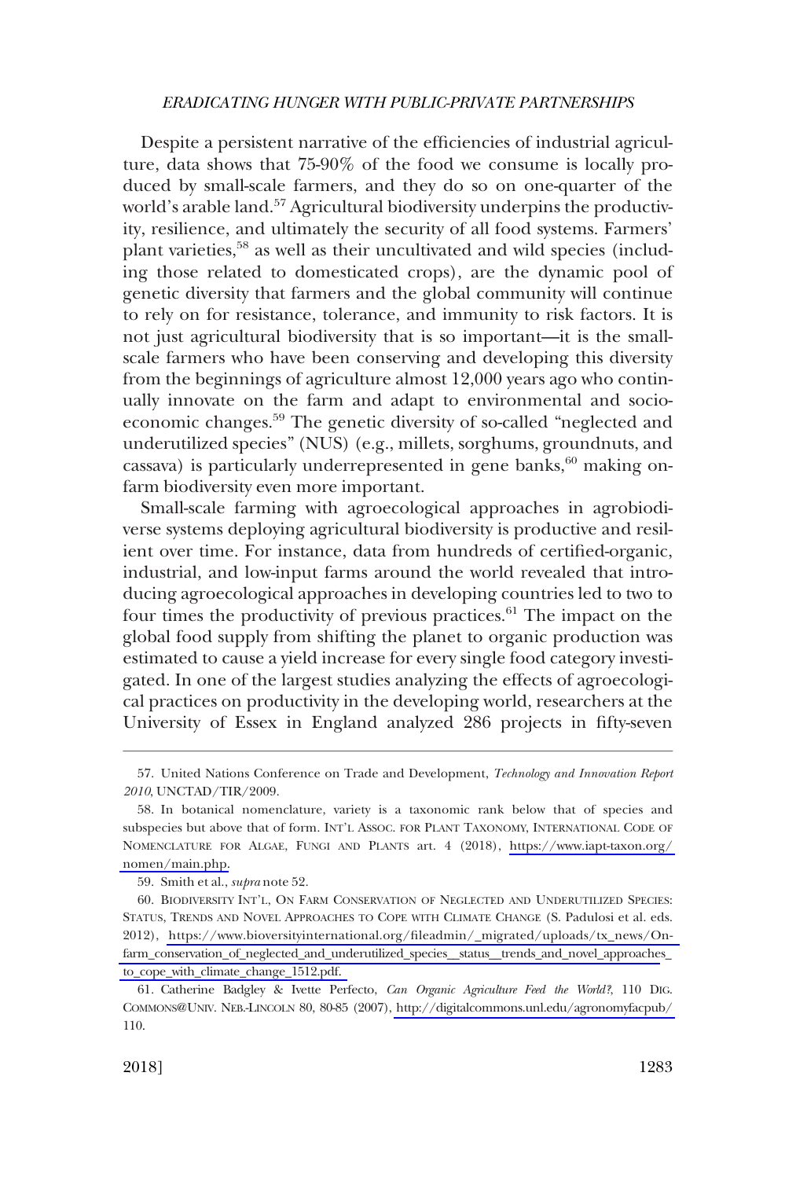Despite a persistent narrative of the efficiencies of industrial agriculture, data shows that 75-90% of the food we consume is locally produced by small-scale farmers, and they do so on one-quarter of the world's arable land.[57] Agricultural biodiversity underpins the productivity, resilience, and ultimately the security of all food systems. Farmers' plant varieties,[58] as well as their uncultivated and wild species (including those related to domesticated crops), are the dynamic pool of genetic diversity that farmers and the global community will continue to rely on for resistance, tolerance, and immunity to risk factors. It is not just agricultural biodiversity that is so important—it is the small-scale farmers who have been conserving and developing this diversity from the beginnings of agriculture almost 12,000 years ago who continually innovate on the farm and adapt to environmental and socio-economic changes.[59] The genetic diversity of so-called "neglected and underutilized species" (NUS) (e.g., millets, sorghums, groundnuts, and cassava) is particularly underrepresented in gene banks,[60] making on-farm biodiversity even more important.

Small-scale farming with agroecological approaches in agrobiodiverse systems deploying agricultural biodiversity is productive and resilient over time. For instance, data from hundreds of certified-organic, industrial, and low-input farms around the world revealed that introducing agroecological approaches in developing countries led to two to four times the productivity of previous practices.[61] The impact on the global food supply from shifting the planet to organic production was estimated to cause a yield increase for every single food category investigated. In one of the largest studies analyzing the effects of agroecological practices on productivity in the developing world, researchers at the University of Essex in England analyzed 286 projects in fifty-seven

---

57. United Nations Conference on Trade and Development, *Technology and Innovation Report 2010*, UNCTAD/TIR/2009.

58. In botanical nomenclature, variety is a taxonomic rank below that of species and subspecies but above that of form. INT'L ASSOC. FOR PLANT TAXONOMY, INTERNATIONAL CODE OF NOMENCLATURE FOR ALGAE, FUNGI AND PLANTS art. 4 (2018), https://www.iapt-taxon.org/nomen/main.php.

59. Smith et al., *supra* note 52.

60. BIODIVERSITY INT'L, ON FARM CONSERVATION OF NEGLECTED AND UNDERUTILIZED SPECIES: STATUS, TRENDS AND NOVEL APPROACHES TO COPE WITH CLIMATE CHANGE (S. Padulosi et al. eds. 2012), https://www.bioversityinternational.org/fileadmin/_migrated/uploads/tx_news/On-farm_conservation_of_neglected_and_underutilized_species__status__trends_and_novel_approaches_to_cope_with_climate_change_1512.pdf.

61. Catherine Badgley & Ivette Perfecto, *Can Organic Agriculture Feed the World?*, 110 DIG. COMMONS@UNIV. NEB.-LINCOLN 80, 80-85 (2007), http://digitalcommons.unl.edu/agronomyfacpub/110.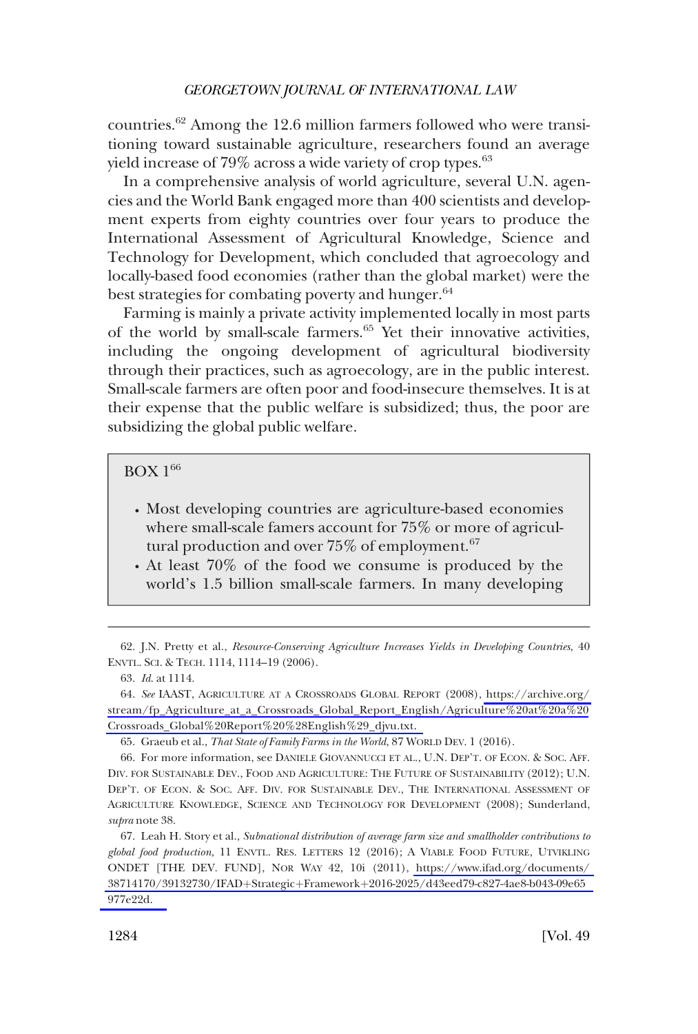countries.[62] Among the 12.6 million farmers followed who were transitioning toward sustainable agriculture, researchers found an average yield increase of 79% across a wide variety of crop types.[63]

In a comprehensive analysis of world agriculture, several U.N. agencies and the World Bank engaged more than 400 scientists and development experts from eighty countries over four years to produce the International Assessment of Agricultural Knowledge, Science and Technology for Development, which concluded that agroecology and locally-based food economies (rather than the global market) were the best strategies for combating poverty and hunger.[64]

Farming is mainly a private activity implemented locally in most parts of the world by small-scale farmers.[65] Yet their innovative activities, including the ongoing development of agricultural biodiversity through their practices, such as agroecology, are in the public interest. Small-scale farmers are often poor and food-insecure themselves. It is at their expense that the public welfare is subsidized; thus, the poor are subsidizing the global public welfare.

> BOX 1[66]
>
> - Most developing countries are agriculture-based economies where small-scale famers account for 75% or more of agricultural production and over 75% of employment.[67]
> - At least 70% of the food we consume is produced by the world's 1.5 billion small-scale farmers. In many developing

62. J.N. Pretty et al., *Resource-Conserving Agriculture Increases Yields in Developing Countries*, 40 ENVTL. SCI. & TECH. 1114, 1114–19 (2006).

63. *Id.* at 1114.

64. *See* IAAST, AGRICULTURE AT A CROSSROADS GLOBAL REPORT (2008), https://archive.org/stream/fp_Agriculture_at_a_Crossroads_Global_Report_English/Agriculture%20at%20a%20Crossroads_Global%20Report%20%28English%29_djvu.txt.

65. Graeub et al., *That State of Family Farms in the World*, 87 WORLD DEV. 1 (2016).

66. For more information, see DANIELE GIOVANNUCCI ET AL., U.N. DEP'T. OF ECON. & SOC. AFF. DIV. FOR SUSTAINABLE DEV., FOOD AND AGRICULTURE: THE FUTURE OF SUSTAINABILITY (2012); U.N. DEP'T. OF ECON. & SOC. AFF. DIV. FOR SUSTAINABLE DEV., THE INTERNATIONAL ASSESSMENT OF AGRICULTURE KNOWLEDGE, SCIENCE AND TECHNOLOGY FOR DEVELOPMENT (2008); Sunderland, *supra* note 38.

67. Leah H. Story et al., *Subnational distribution of average farm size and smallholder contributions to global food production*, 11 ENVTL. RES. LETTERS 12 (2016); A VIABLE FOOD FUTURE, UTVIKLING ONDET [THE DEV. FUND], NOR WAY 42, 10i (2011), https://www.ifad.org/documents/38714170/39132730/IFAD+Strategic+Framework+2016-2025/d43eed79-c827-4ae8-b043-09e65977e22d.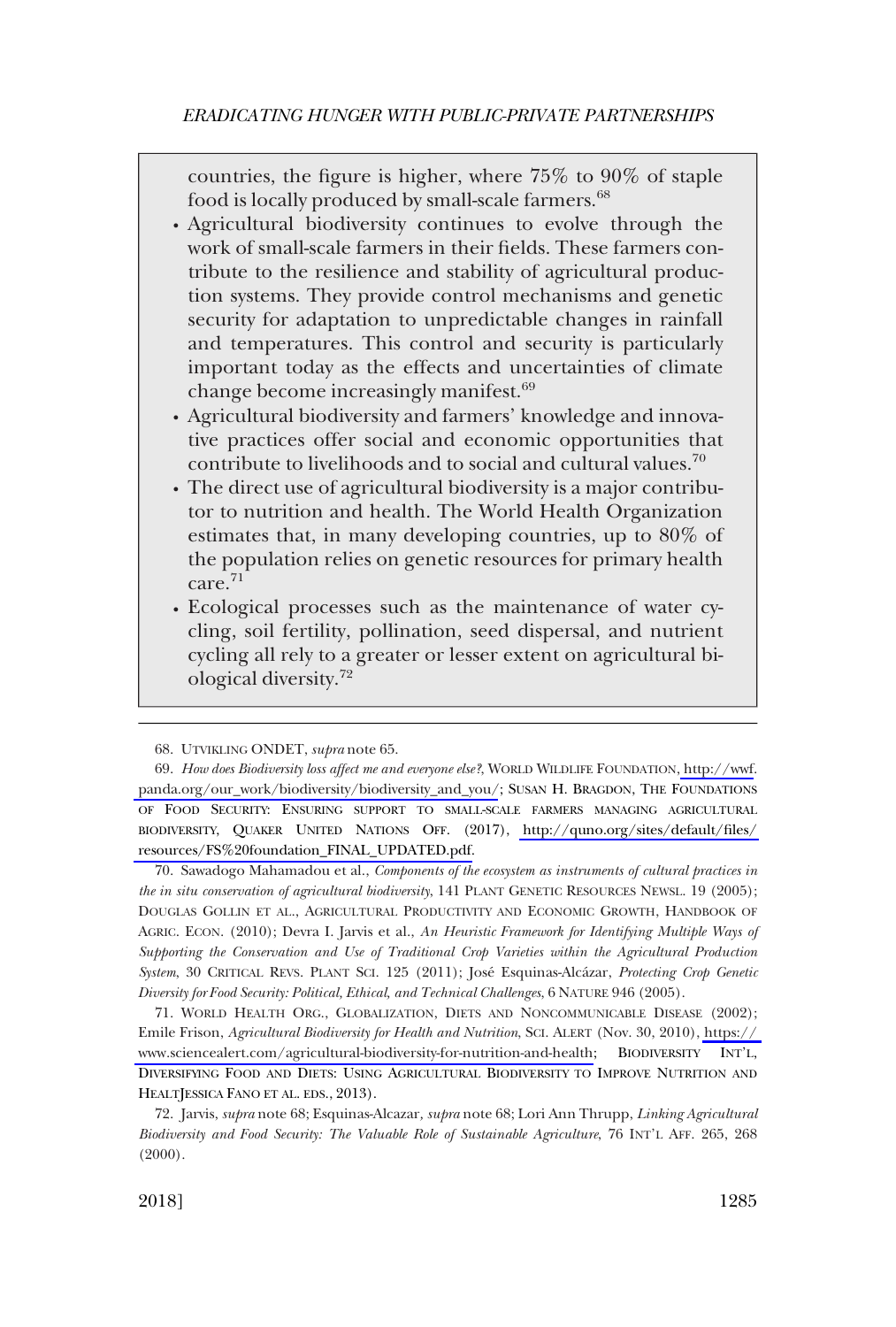countries, the figure is higher, where 75% to 90% of staple food is locally produced by small-scale farmers.[68]

- Agricultural biodiversity continues to evolve through the work of small-scale farmers in their fields. These farmers contribute to the resilience and stability of agricultural production systems. They provide control mechanisms and genetic security for adaptation to unpredictable changes in rainfall and temperatures. This control and security is particularly important today as the effects and uncertainties of climate change become increasingly manifest.[69]
- Agricultural biodiversity and farmers' knowledge and innovative practices offer social and economic opportunities that contribute to livelihoods and to social and cultural values.[70]
- The direct use of agricultural biodiversity is a major contributor to nutrition and health. The World Health Organization estimates that, in many developing countries, up to 80% of the population relies on genetic resources for primary health care.[71]
- Ecological processes such as the maintenance of water cycling, soil fertility, pollination, seed dispersal, and nutrient cycling all rely to a greater or lesser extent on agricultural biological diversity.[72]

---

68. UTVIKLING ONDET, *supra* note 65.

69. *How does Biodiversity loss affect me and everyone else?*, WORLD WILDLIFE FOUNDATION, http://wwf.panda.org/our_work/biodiversity/biodiversity_and_you/; SUSAN H. BRAGDON, THE FOUNDATIONS OF FOOD SECURITY: ENSURING SUPPORT TO SMALL-SCALE FARMERS MANAGING AGRICULTURAL BIODIVERSITY, QUAKER UNITED NATIONS OFF. (2017), http://quno.org/sites/default/files/resources/FS%20foundation_FINAL_UPDATED.pdf.

70. Sawadogo Mahamadou et al., *Components of the ecosystem as instruments of cultural practices in the in situ conservation of agricultural biodiversity*, 141 PLANT GENETIC RESOURCES NEWSL. 19 (2005); DOUGLAS GOLLIN ET AL., AGRICULTURAL PRODUCTIVITY AND ECONOMIC GROWTH, HANDBOOK OF AGRIC. ECON. (2010); Devra I. Jarvis et al., *An Heuristic Framework for Identifying Multiple Ways of Supporting the Conservation and Use of Traditional Crop Varieties within the Agricultural Production System*, 30 CRITICAL REVS. PLANT SCI. 125 (2011); José Esquinas-Alcázar, *Protecting Crop Genetic Diversity for Food Security: Political, Ethical, and Technical Challenges*, 6 NATURE 946 (2005).

71. WORLD HEALTH ORG., GLOBALIZATION, DIETS AND NONCOMMUNICABLE DISEASE (2002); Emile Frison, *Agricultural Biodiversity for Health and Nutrition*, SCI. ALERT (Nov. 30, 2010), https://www.sciencealert.com/agricultural-biodiversity-for-nutrition-and-health; BIODIVERSITY INT'L, DIVERSIFYING FOOD AND DIETS: USING AGRICULTURAL BIODIVERSITY TO IMPROVE NUTRITION AND HEALTJESSICA FANO ET AL. EDS., 2013).

72. Jarvis, *supra* note 68; Esquinas-Alcazar*, supra* note 68; Lori Ann Thrupp, *Linking Agricultural Biodiversity and Food Security: The Valuable Role of Sustainable Agriculture*, 76 INT'L AFF. 265, 268 (2000).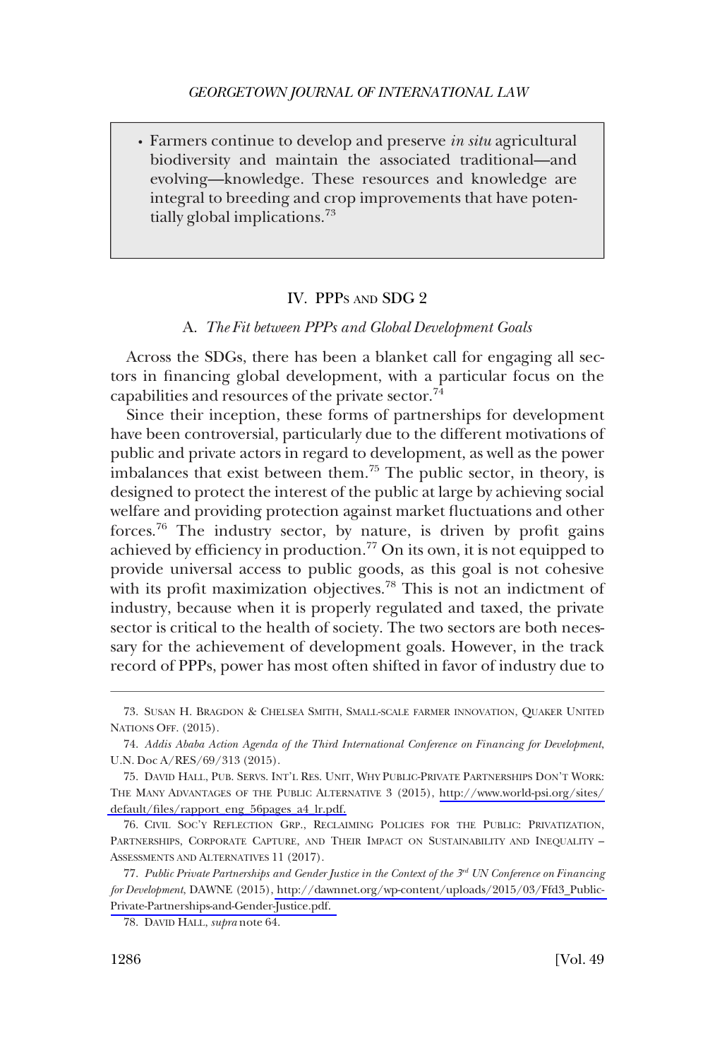- Farmers continue to develop and preserve *in situ* agricultural biodiversity and maintain the associated traditional—and evolving—knowledge. These resources and knowledge are integral to breeding and crop improvements that have potentially global implications.[73]

## IV. PPPs and SDG 2

### A. *The Fit between PPPs and Global Development Goals*

Across the SDGs, there has been a blanket call for engaging all sectors in financing global development, with a particular focus on the capabilities and resources of the private sector.[74]

Since their inception, these forms of partnerships for development have been controversial, particularly due to the different motivations of public and private actors in regard to development, as well as the power imbalances that exist between them.[75] The public sector, in theory, is designed to protect the interest of the public at large by achieving social welfare and providing protection against market fluctuations and other forces.[76] The industry sector, by nature, is driven by profit gains achieved by efficiency in production.[77] On its own, it is not equipped to provide universal access to public goods, as this goal is not cohesive with its profit maximization objectives.[78] This is not an indictment of industry, because when it is properly regulated and taxed, the private sector is critical to the health of society. The two sectors are both necessary for the achievement of development goals. However, in the track record of PPPs, power has most often shifted in favor of industry due to

---

73. Susan H. Bragdon & Chelsea Smith, Small-scale farmer innovation, Quaker United Nations Off. (2015).

74. *Addis Ababa Action Agenda of the Third International Conference on Financing for Development*, U.N. Doc A/RES/69/313 (2015).

75. David Hall, Pub. Servs. Int'l Res. Unit, Why Public-Private Partnerships Don't Work: The Many Advantages of the Public Alternative 3 (2015), http://www.world-psi.org/sites/default/files/rapport_eng_56pages_a4_lr.pdf.

76. Civil Soc'y Reflection Grp., Reclaiming Policies for the Public: Privatization, Partnerships, Corporate Capture, and Their Impact on Sustainability and Inequality – Assessments and Alternatives 11 (2017).

77. *Public Private Partnerships and Gender Justice in the Context of the 3rd UN Conference on Financing for Development*, DAWNE (2015), http://dawnnet.org/wp-content/uploads/2015/03/Ffd3_Public-Private-Partnerships-and-Gender-Justice.pdf.

78. David Hall, *supra* note 64.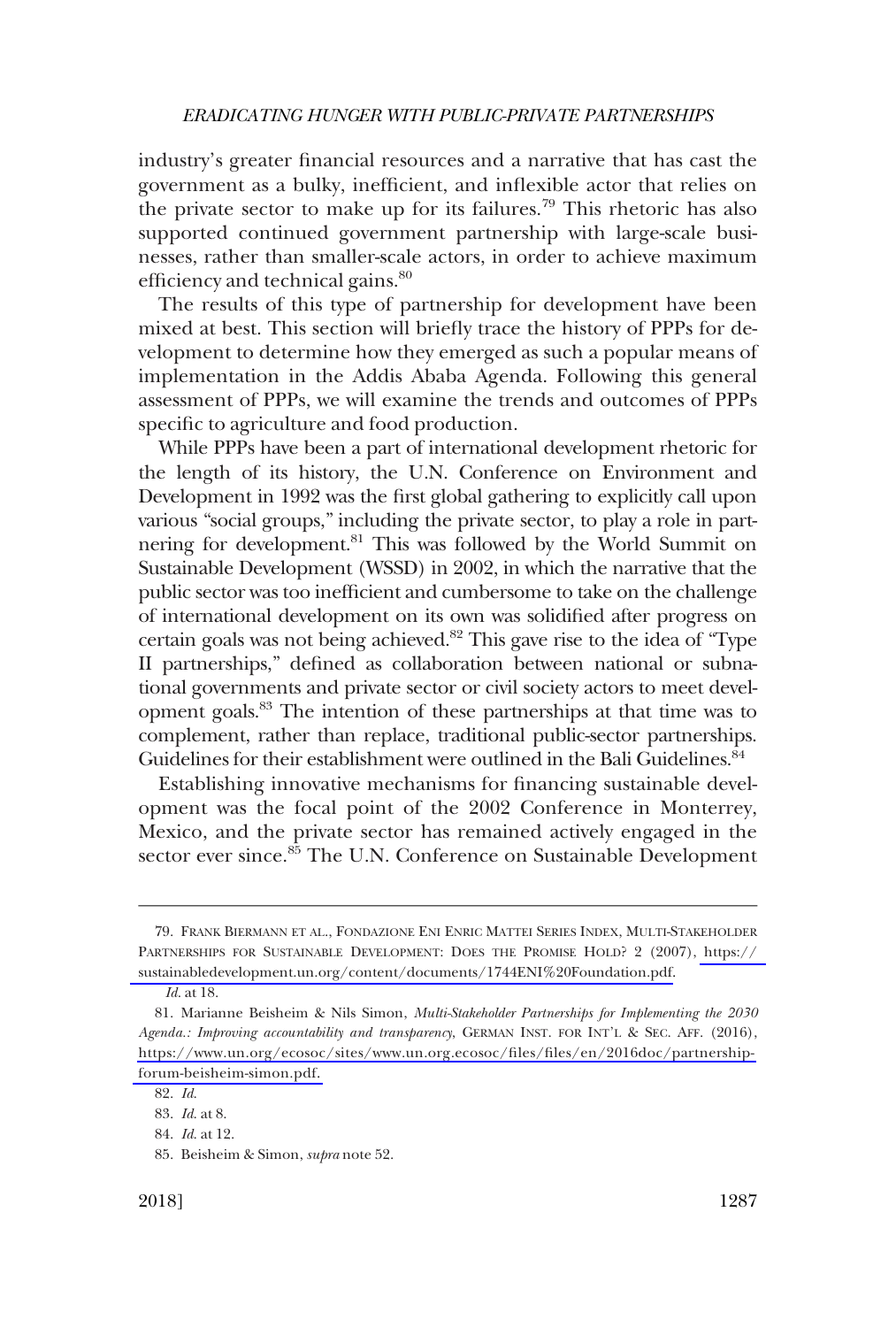industry's greater financial resources and a narrative that has cast the government as a bulky, inefficient, and inflexible actor that relies on the private sector to make up for its failures.[79] This rhetoric has also supported continued government partnership with large-scale businesses, rather than smaller-scale actors, in order to achieve maximum efficiency and technical gains.[80]

The results of this type of partnership for development have been mixed at best. This section will briefly trace the history of PPPs for development to determine how they emerged as such a popular means of implementation in the Addis Ababa Agenda. Following this general assessment of PPPs, we will examine the trends and outcomes of PPPs specific to agriculture and food production.

While PPPs have been a part of international development rhetoric for the length of its history, the U.N. Conference on Environment and Development in 1992 was the first global gathering to explicitly call upon various "social groups," including the private sector, to play a role in partnering for development.[81] This was followed by the World Summit on Sustainable Development (WSSD) in 2002, in which the narrative that the public sector was too inefficient and cumbersome to take on the challenge of international development on its own was solidified after progress on certain goals was not being achieved.[82] This gave rise to the idea of "Type II partnerships," defined as collaboration between national or subnational governments and private sector or civil society actors to meet development goals.[83] The intention of these partnerships at that time was to complement, rather than replace, traditional public-sector partnerships. Guidelines for their establishment were outlined in the Bali Guidelines.[84]

Establishing innovative mechanisms for financing sustainable development was the focal point of the 2002 Conference in Monterrey, Mexico, and the private sector has remained actively engaged in the sector ever since.[85] The U.N. Conference on Sustainable Development

---

79. FRANK BIERMANN ET AL., FONDAZIONE ENI ENRIC MATTEI SERIES INDEX, MULTI-STAKEHOLDER PARTNERSHIPS FOR SUSTAINABLE DEVELOPMENT: DOES THE PROMISE HOLD? 2 (2007), https://sustainabledevelopment.un.org/content/documents/1744ENI%20Foundation.pdf.

80. *Id.* at 18.

81. Marianne Beisheim & Nils Simon, *Multi-Stakeholder Partnerships for Implementing the 2030 Agenda.: Improving accountability and transparency*, GERMAN INST. FOR INT'L & SEC. AFF. (2016), https://www.un.org/ecosoc/sites/www.un.org.ecosoc/files/files/en/2016doc/partnership-forum-beisheim-simon.pdf.

82. *Id.*

83. *Id.* at 8.

84. *Id.* at 12.

85. Beisheim & Simon, *supra* note 52.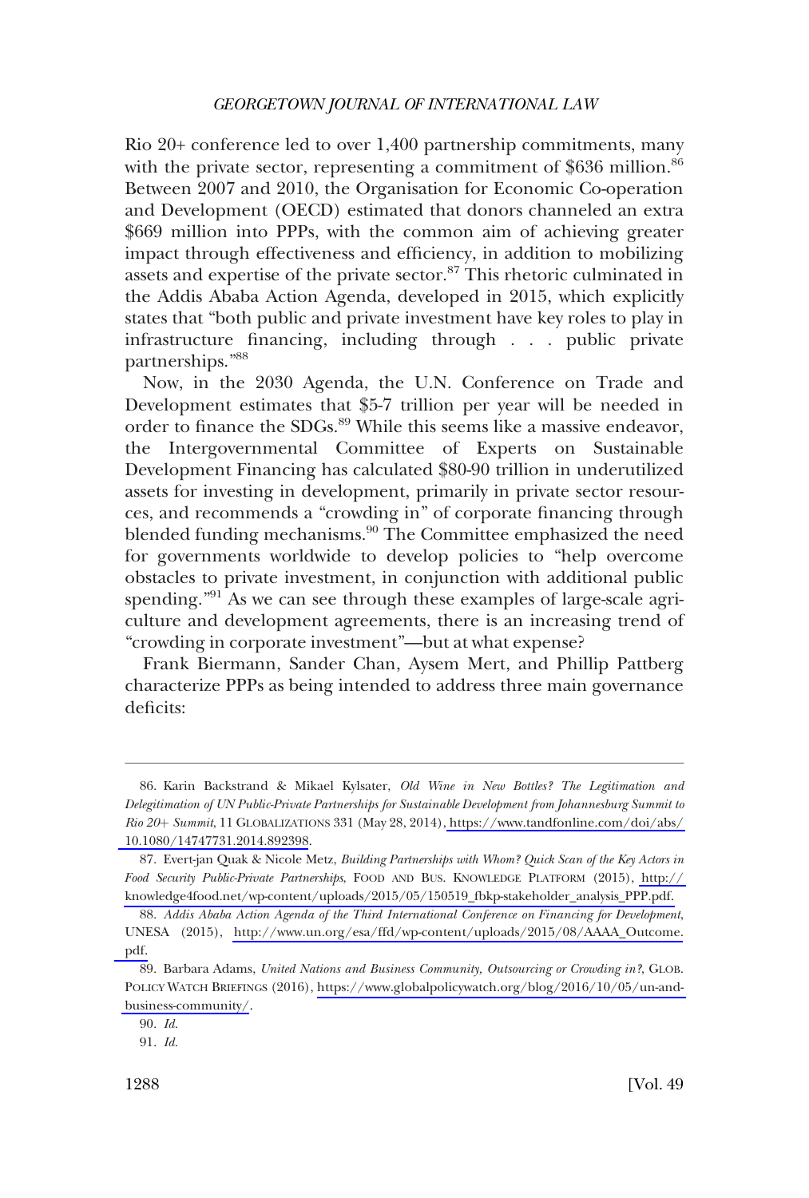Rio 20+ conference led to over 1,400 partnership commitments, many with the private sector, representing a commitment of $636 million.[86] Between 2007 and 2010, the Organisation for Economic Co-operation and Development (OECD) estimated that donors channeled an extra $669 million into PPPs, with the common aim of achieving greater impact through effectiveness and efficiency, in addition to mobilizing assets and expertise of the private sector.[87] This rhetoric culminated in the Addis Ababa Action Agenda, developed in 2015, which explicitly states that "both public and private investment have key roles to play in infrastructure financing, including through . . . public private partnerships."[88]

Now, in the 2030 Agenda, the U.N. Conference on Trade and Development estimates that $5-7 trillion per year will be needed in order to finance the SDGs.[89] While this seems like a massive endeavor, the Intergovernmental Committee of Experts on Sustainable Development Financing has calculated $80-90 trillion in underutilized assets for investing in development, primarily in private sector resources, and recommends a "crowding in" of corporate financing through blended funding mechanisms.[90] The Committee emphasized the need for governments worldwide to develop policies to "help overcome obstacles to private investment, in conjunction with additional public spending."[91] As we can see through these examples of large-scale agriculture and development agreements, there is an increasing trend of "crowding in corporate investment"—but at what expense?

Frank Biermann, Sander Chan, Aysem Mert, and Phillip Pattberg characterize PPPs as being intended to address three main governance deficits:

---

86. Karin Backstrand & Mikael Kylsater, *Old Wine in New Bottles? The Legitimation and Delegitimation of UN Public-Private Partnerships for Sustainable Development from Johannesburg Summit to Rio 20+ Summit*, 11 GLOBALIZATIONS 331 (May 28, 2014), https://www.tandfonline.com/doi/abs/10.1080/14747731.2014.892398.

87. Evert-jan Quak & Nicole Metz, *Building Partnerships with Whom? Quick Scan of the Key Actors in Food Security Public-Private Partnerships*, FOOD AND BUS. KNOWLEDGE PLATFORM (2015), http://knowledge4food.net/wp-content/uploads/2015/05/150519_fbkp-stakeholder_analysis_PPP.pdf.

88. *Addis Ababa Action Agenda of the Third International Conference on Financing for Development*, UNESA (2015), http://www.un.org/esa/ffd/wp-content/uploads/2015/08/AAAA_Outcome.pdf.

89. Barbara Adams, *United Nations and Business Community, Outsourcing or Crowding in?*, GLOB. POLICY WATCH BRIEFINGS (2016), https://www.globalpolicywatch.org/blog/2016/10/05/un-and-business-community/.

90. *Id.*

91. *Id.*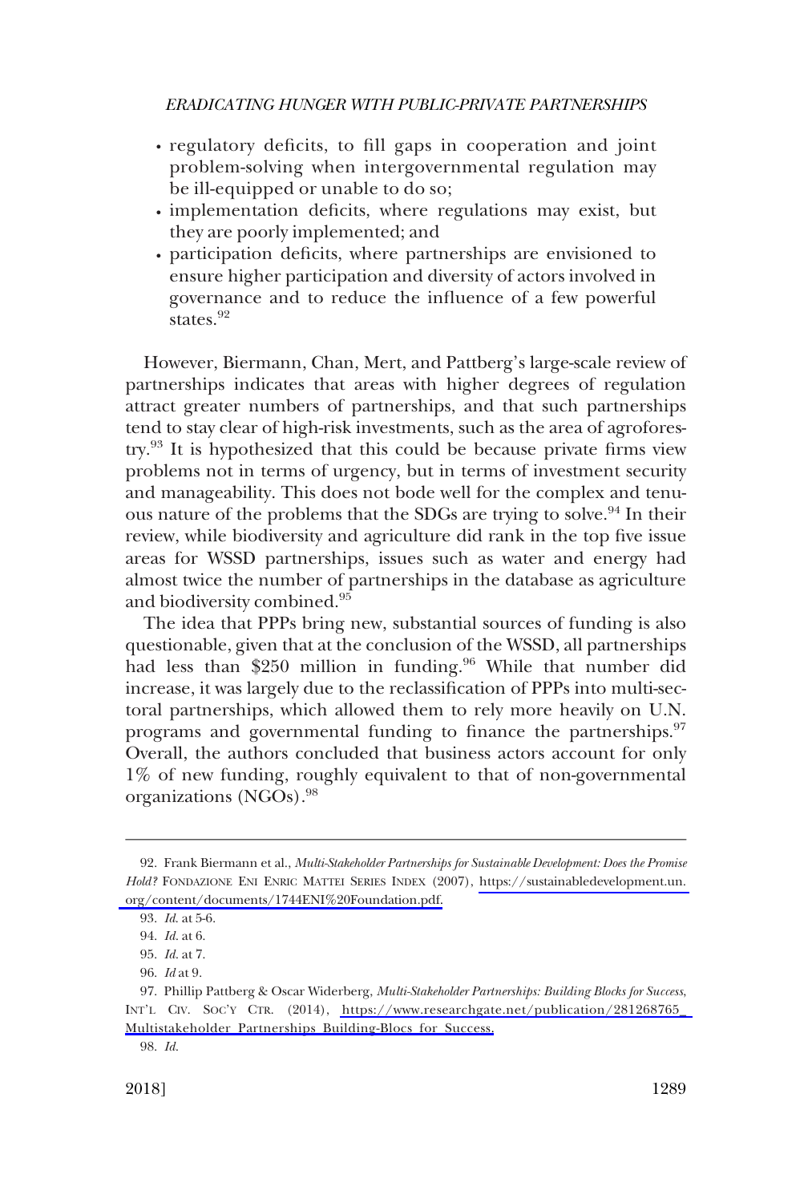- regulatory deficits, to fill gaps in cooperation and joint problem-solving when intergovernmental regulation may be ill-equipped or unable to do so;
- implementation deficits, where regulations may exist, but they are poorly implemented; and
- participation deficits, where partnerships are envisioned to ensure higher participation and diversity of actors involved in governance and to reduce the influence of a few powerful states.[92]

However, Biermann, Chan, Mert, and Pattberg's large-scale review of partnerships indicates that areas with higher degrees of regulation attract greater numbers of partnerships, and that such partnerships tend to stay clear of high-risk investments, such as the area of agroforestry.[93] It is hypothesized that this could be because private firms view problems not in terms of urgency, but in terms of investment security and manageability. This does not bode well for the complex and tenuous nature of the problems that the SDGs are trying to solve.[94] In their review, while biodiversity and agriculture did rank in the top five issue areas for WSSD partnerships, issues such as water and energy had almost twice the number of partnerships in the database as agriculture and biodiversity combined.[95]

The idea that PPPs bring new, substantial sources of funding is also questionable, given that at the conclusion of the WSSD, all partnerships had less than $250 million in funding.[96] While that number did increase, it was largely due to the reclassification of PPPs into multi-sectoral partnerships, which allowed them to rely more heavily on U.N. programs and governmental funding to finance the partnerships.[97] Overall, the authors concluded that business actors account for only 1% of new funding, roughly equivalent to that of non-governmental organizations (NGOs).[98]

---

92. Frank Biermann et al., *Multi-Stakeholder Partnerships for Sustainable Development: Does the Promise Hold?* FONDAZIONE ENI ENRIC MATTEI SERIES INDEX (2007), https://sustainabledevelopment.un.org/content/documents/1744ENI%20Foundation.pdf.

93. *Id.* at 5-6.

94. *Id.* at 6.

95. *Id.* at 7.

96. *Id* at 9.

97. Phillip Pattberg & Oscar Widerberg, *Multi-Stakeholder Partnerships: Building Blocks for Success*, INT'L CIV. SOC'Y CTR. (2014), https://www.researchgate.net/publication/281268765_Multistakeholder_Partnerships_Building-Blocs_for_Success.

98. *Id.*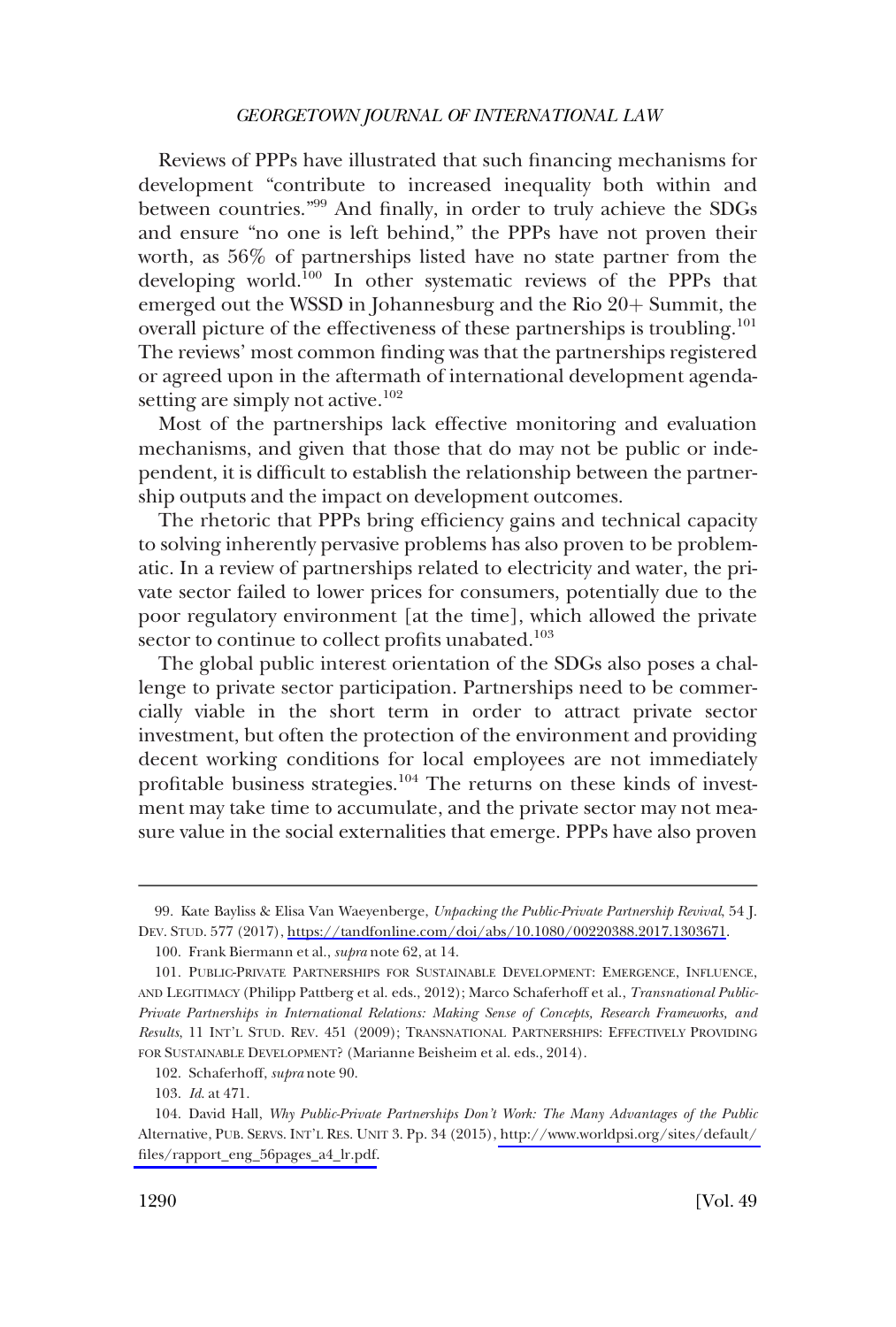Reviews of PPPs have illustrated that such financing mechanisms for development "contribute to increased inequality both within and between countries."[99] And finally, in order to truly achieve the SDGs and ensure "no one is left behind," the PPPs have not proven their worth, as 56% of partnerships listed have no state partner from the developing world.[100] In other systematic reviews of the PPPs that emerged out the WSSD in Johannesburg and the Rio 20+ Summit, the overall picture of the effectiveness of these partnerships is troubling.[101] The reviews' most common finding was that the partnerships registered or agreed upon in the aftermath of international development agenda-setting are simply not active.[102]

Most of the partnerships lack effective monitoring and evaluation mechanisms, and given that those that do may not be public or independent, it is difficult to establish the relationship between the partnership outputs and the impact on development outcomes.

The rhetoric that PPPs bring efficiency gains and technical capacity to solving inherently pervasive problems has also proven to be problematic. In a review of partnerships related to electricity and water, the private sector failed to lower prices for consumers, potentially due to the poor regulatory environment [at the time], which allowed the private sector to continue to collect profits unabated.[103]

The global public interest orientation of the SDGs also poses a challenge to private sector participation. Partnerships need to be commercially viable in the short term in order to attract private sector investment, but often the protection of the environment and providing decent working conditions for local employees are not immediately profitable business strategies.[104] The returns on these kinds of investment may take time to accumulate, and the private sector may not measure value in the social externalities that emerge. PPPs have also proven

---

99. Kate Bayliss & Elisa Van Waeyenberge, *Unpacking the Public-Private Partnership Revival*, 54 J. DEV. STUD. 577 (2017), https://tandfonline.com/doi/abs/10.1080/00220388.2017.1303671.

100. Frank Biermann et al., *supra* note 62, at 14.

101. PUBLIC-PRIVATE PARTNERSHIPS FOR SUSTAINABLE DEVELOPMENT: EMERGENCE, INFLUENCE, AND LEGITIMACY (Philipp Pattberg et al. eds., 2012); Marco Schaferhoff et al., *Transnational Public-Private Partnerships in International Relations: Making Sense of Concepts, Research Frameworks, and Results*, 11 INT'L STUD. REV. 451 (2009); TRANSNATIONAL PARTNERSHIPS: EFFECTIVELY PROVIDING FOR SUSTAINABLE DEVELOPMENT? (Marianne Beisheim et al. eds., 2014).

102. Schaferhoff, *supra* note 90.

103. *Id.* at 471.

104. David Hall, *Why Public-Private Partnerships Don't Work: The Many Advantages of the Public* Alternative, PUB. SERVS. INT'L RES. UNIT 3. Pp. 34 (2015), http://www.worldpsi.org/sites/default/files/rapport_eng_56pages_a4_lr.pdf.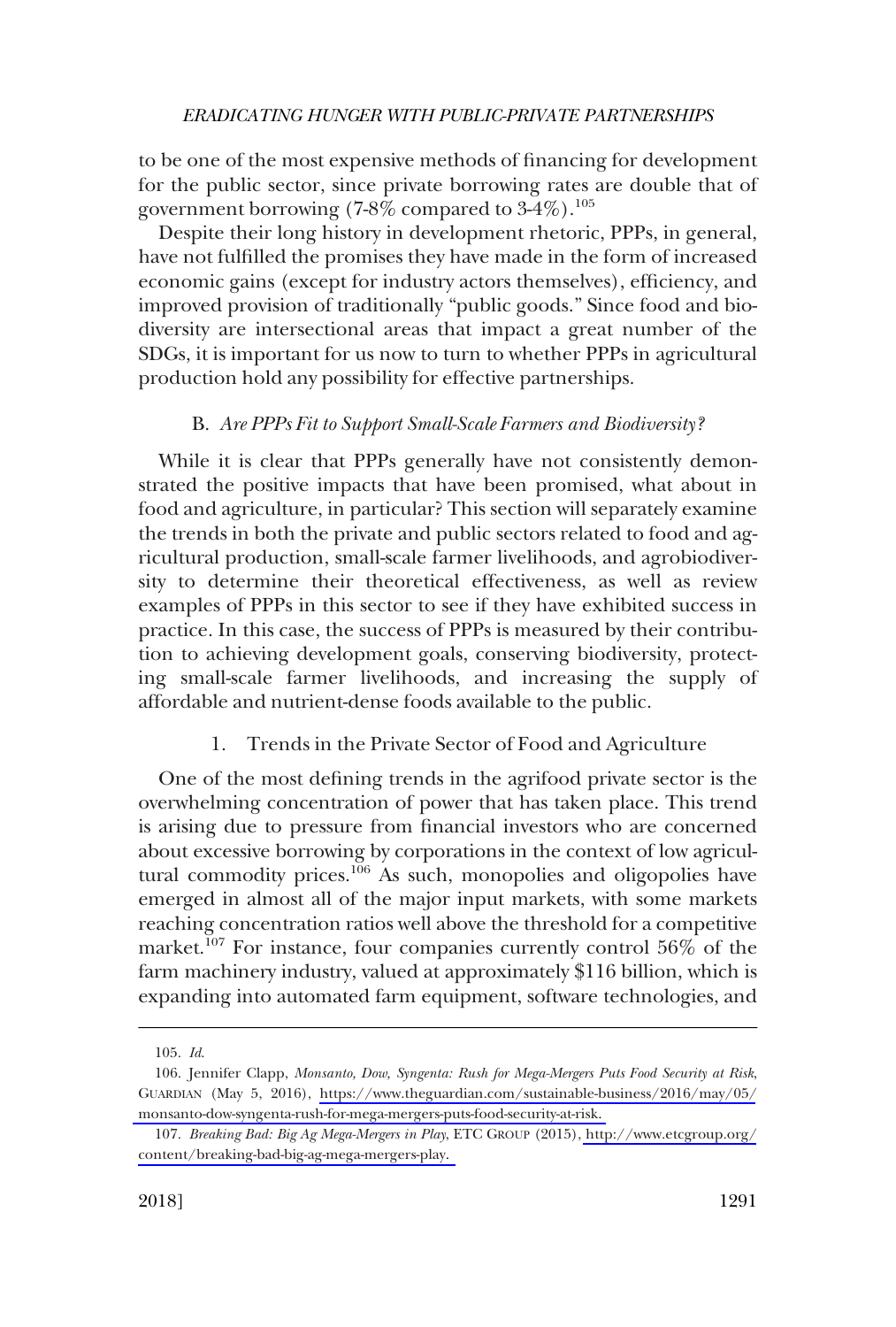to be one of the most expensive methods of financing for development for the public sector, since private borrowing rates are double that of government borrowing (7-8% compared to 3-4%).[105]

Despite their long history in development rhetoric, PPPs, in general, have not fulfilled the promises they have made in the form of increased economic gains (except for industry actors themselves), efficiency, and improved provision of traditionally "public goods." Since food and biodiversity are intersectional areas that impact a great number of the SDGs, it is important for us now to turn to whether PPPs in agricultural production hold any possibility for effective partnerships.

### B. *Are PPPs Fit to Support Small-Scale Farmers and Biodiversity?*

While it is clear that PPPs generally have not consistently demonstrated the positive impacts that have been promised, what about in food and agriculture, in particular? This section will separately examine the trends in both the private and public sectors related to food and agricultural production, small-scale farmer livelihoods, and agrobiodiversity to determine their theoretical effectiveness, as well as review examples of PPPs in this sector to see if they have exhibited success in practice. In this case, the success of PPPs is measured by their contribution to achieving development goals, conserving biodiversity, protecting small-scale farmer livelihoods, and increasing the supply of affordable and nutrient-dense foods available to the public.

#### 1. Trends in the Private Sector of Food and Agriculture

One of the most defining trends in the agrifood private sector is the overwhelming concentration of power that has taken place. This trend is arising due to pressure from financial investors who are concerned about excessive borrowing by corporations in the context of low agricultural commodity prices.[106] As such, monopolies and oligopolies have emerged in almost all of the major input markets, with some markets reaching concentration ratios well above the threshold for a competitive market.[107] For instance, four companies currently control 56% of the farm machinery industry, valued at approximately $116 billion, which is expanding into automated farm equipment, software technologies, and

---

105. *Id.*

106. Jennifer Clapp, *Monsanto, Dow, Syngenta: Rush for Mega-Mergers Puts Food Security at Risk*, GUARDIAN (May 5, 2016), https://www.theguardian.com/sustainable-business/2016/may/05/monsanto-dow-syngenta-rush-for-mega-mergers-puts-food-security-at-risk.

107. *Breaking Bad: Big Ag Mega-Mergers in Play*, ETC GROUP (2015), http://www.etcgroup.org/content/breaking-bad-big-ag-mega-mergers-play.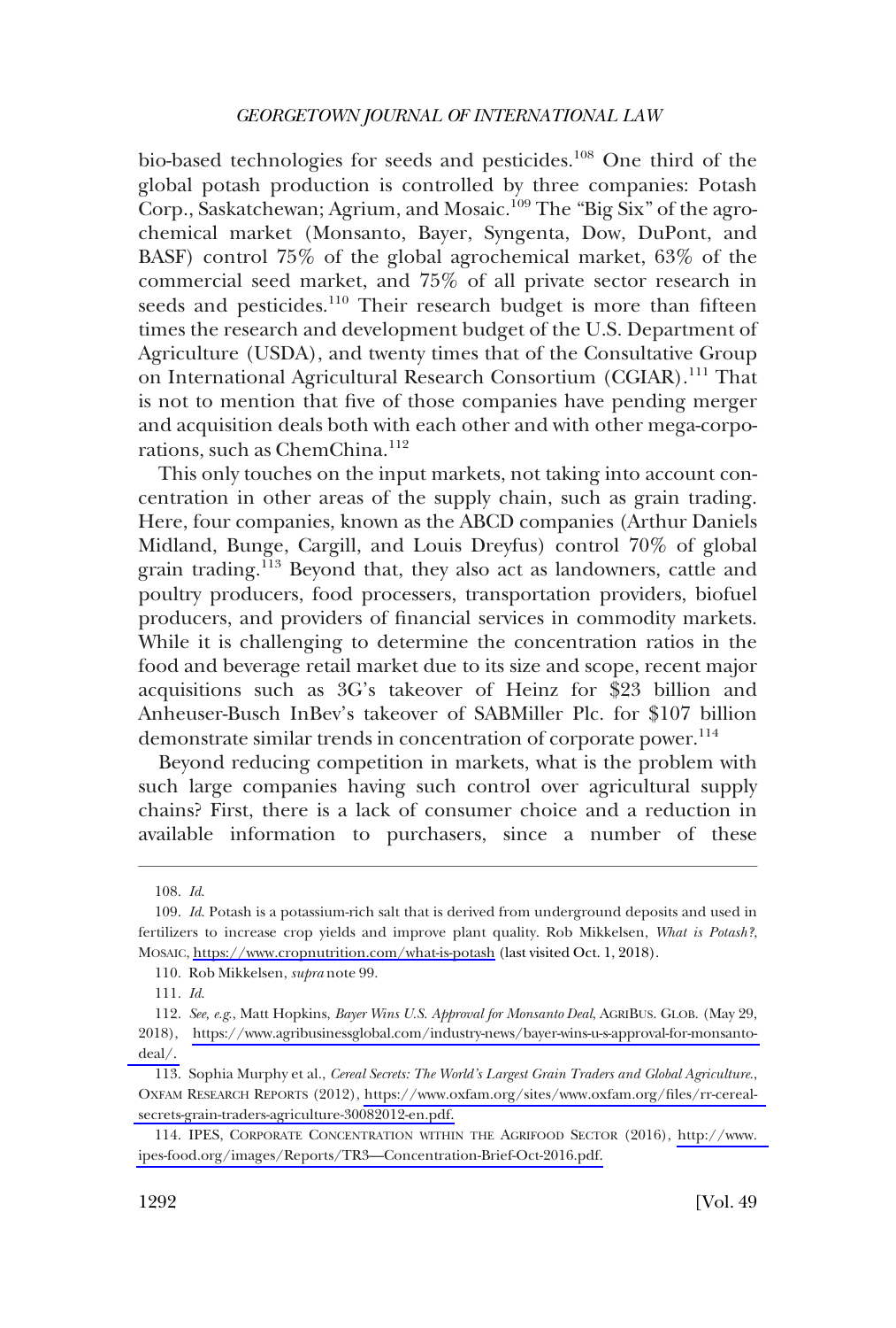bio-based technologies for seeds and pesticides.[108] One third of the global potash production is controlled by three companies: Potash Corp., Saskatchewan; Agrium, and Mosaic.[109] The "Big Six" of the agrochemical market (Monsanto, Bayer, Syngenta, Dow, DuPont, and BASF) control 75% of the global agrochemical market, 63% of the commercial seed market, and 75% of all private sector research in seeds and pesticides.[110] Their research budget is more than fifteen times the research and development budget of the U.S. Department of Agriculture (USDA), and twenty times that of the Consultative Group on International Agricultural Research Consortium (CGIAR).[111] That is not to mention that five of those companies have pending merger and acquisition deals both with each other and with other mega-corporations, such as ChemChina.[112]

This only touches on the input markets, not taking into account concentration in other areas of the supply chain, such as grain trading. Here, four companies, known as the ABCD companies (Arthur Daniels Midland, Bunge, Cargill, and Louis Dreyfus) control 70% of global grain trading.[113] Beyond that, they also act as landowners, cattle and poultry producers, food processers, transportation providers, biofuel producers, and providers of financial services in commodity markets. While it is challenging to determine the concentration ratios in the food and beverage retail market due to its size and scope, recent major acquisitions such as 3G's takeover of Heinz for $23 billion and Anheuser-Busch InBev's takeover of SABMiller Plc. for $107 billion demonstrate similar trends in concentration of corporate power.[114]

Beyond reducing competition in markets, what is the problem with such large companies having such control over agricultural supply chains? First, there is a lack of consumer choice and a reduction in available information to purchasers, since a number of these

---

108. *Id.*

109. *Id.* Potash is a potassium-rich salt that is derived from underground deposits and used in fertilizers to increase crop yields and improve plant quality. Rob Mikkelsen, *What is Potash?*, MOSAIC, https://www.cropnutrition.com/what-is-potash (last visited Oct. 1, 2018).

110. Rob Mikkelsen, *supra* note 99.

111. *Id.*

112. *See, e.g.*, Matt Hopkins, *Bayer Wins U.S. Approval for Monsanto Deal*, AGRIBUS. GLOB. (May 29, 2018), https://www.agribusinessglobal.com/industry-news/bayer-wins-u-s-approval-for-monsanto-deal/.

113. Sophia Murphy et al., *Cereal Secrets: The World's Largest Grain Traders and Global Agriculture.*, OXFAM RESEARCH REPORTS (2012), https://www.oxfam.org/sites/www.oxfam.org/files/rr-cereal-secrets-grain-traders-agriculture-30082012-en.pdf.

114. IPES, CORPORATE CONCENTRATION WITHIN THE AGRIFOOD SECTOR (2016), http://www.ipes-food.org/images/Reports/TR3—Concentration-Brief-Oct-2016.pdf.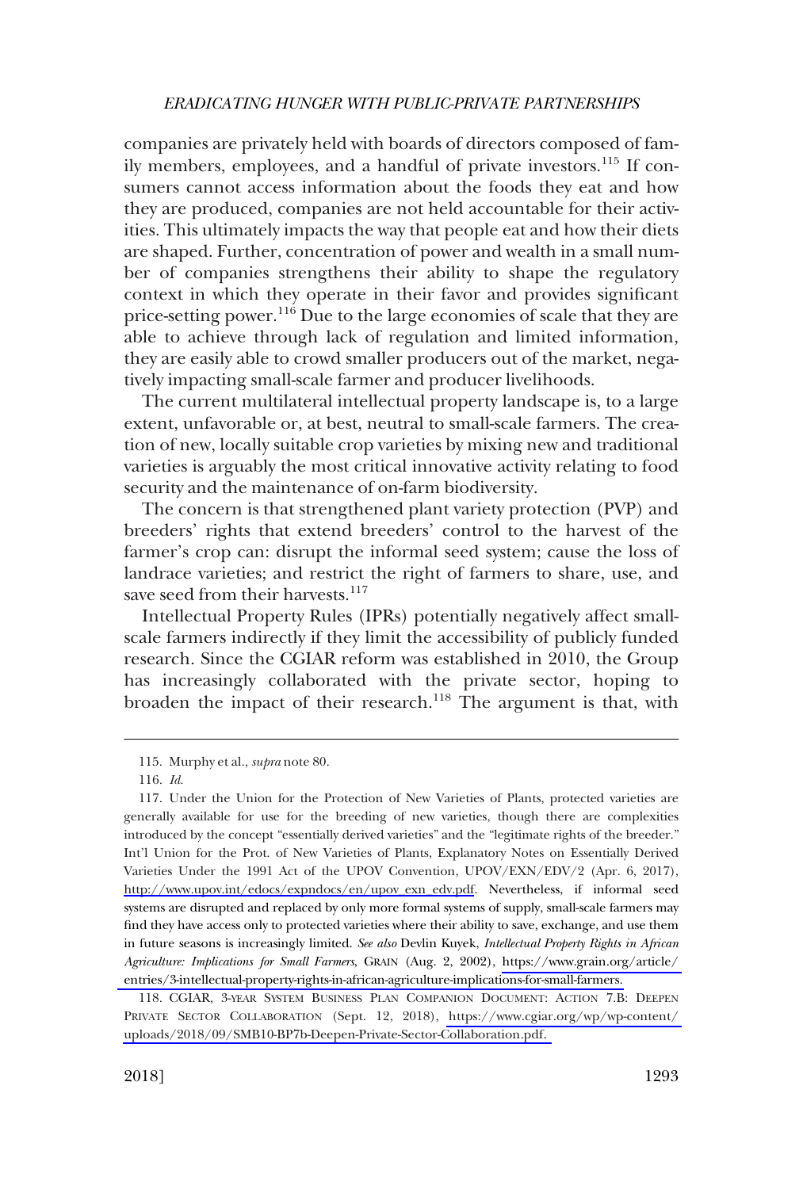companies are privately held with boards of directors composed of family members, employees, and a handful of private investors.[115] If consumers cannot access information about the foods they eat and how they are produced, companies are not held accountable for their activities. This ultimately impacts the way that people eat and how their diets are shaped. Further, concentration of power and wealth in a small number of companies strengthens their ability to shape the regulatory context in which they operate in their favor and provides significant price-setting power.[116] Due to the large economies of scale that they are able to achieve through lack of regulation and limited information, they are easily able to crowd smaller producers out of the market, negatively impacting small-scale farmer and producer livelihoods.

The current multilateral intellectual property landscape is, to a large extent, unfavorable or, at best, neutral to small-scale farmers. The creation of new, locally suitable crop varieties by mixing new and traditional varieties is arguably the most critical innovative activity relating to food security and the maintenance of on-farm biodiversity.

The concern is that strengthened plant variety protection (PVP) and breeders' rights that extend breeders' control to the harvest of the farmer's crop can: disrupt the informal seed system; cause the loss of landrace varieties; and restrict the right of farmers to share, use, and save seed from their harvests.[117]

Intellectual Property Rules (IPRs) potentially negatively affect small-scale farmers indirectly if they limit the accessibility of publicly funded research. Since the CGIAR reform was established in 2010, the Group has increasingly collaborated with the private sector, hoping to broaden the impact of their research.[118] The argument is that, with

---

115. Murphy et al., *supra* note 80.

116. *Id.*

117. Under the Union for the Protection of New Varieties of Plants, protected varieties are generally available for use for the breeding of new varieties, though there are complexities introduced by the concept "essentially derived varieties" and the "legitimate rights of the breeder." Int'l Union for the Prot. of New Varieties of Plants, Explanatory Notes on Essentially Derived Varieties Under the 1991 Act of the UPOV Convention, UPOV/EXN/EDV/2 (Apr. 6, 2017), http://www.upov.int/edocs/expndocs/en/upov_exn_edv.pdf. Nevertheless, if informal seed systems are disrupted and replaced by only more formal systems of supply, small-scale farmers may find they have access only to protected varieties where their ability to save, exchange, and use them in future seasons is increasingly limited. *See also* Devlin Kuyek, *Intellectual Property Rights in African Agriculture: Implications for Small Farmers*, GRAIN (Aug. 2, 2002), https://www.grain.org/article/entries/3-intellectual-property-rights-in-african-agriculture-implications-for-small-farmers.

118. CGIAR, 3-YEAR SYSTEM BUSINESS PLAN COMPANION DOCUMENT: ACTION 7.B: DEEPEN PRIVATE SECTOR COLLABORATION (Sept. 12, 2018), https://www.cgiar.org/wp/wp-content/uploads/2018/09/SMB10-BP7b-Deepen-Private-Sector-Collaboration.pdf.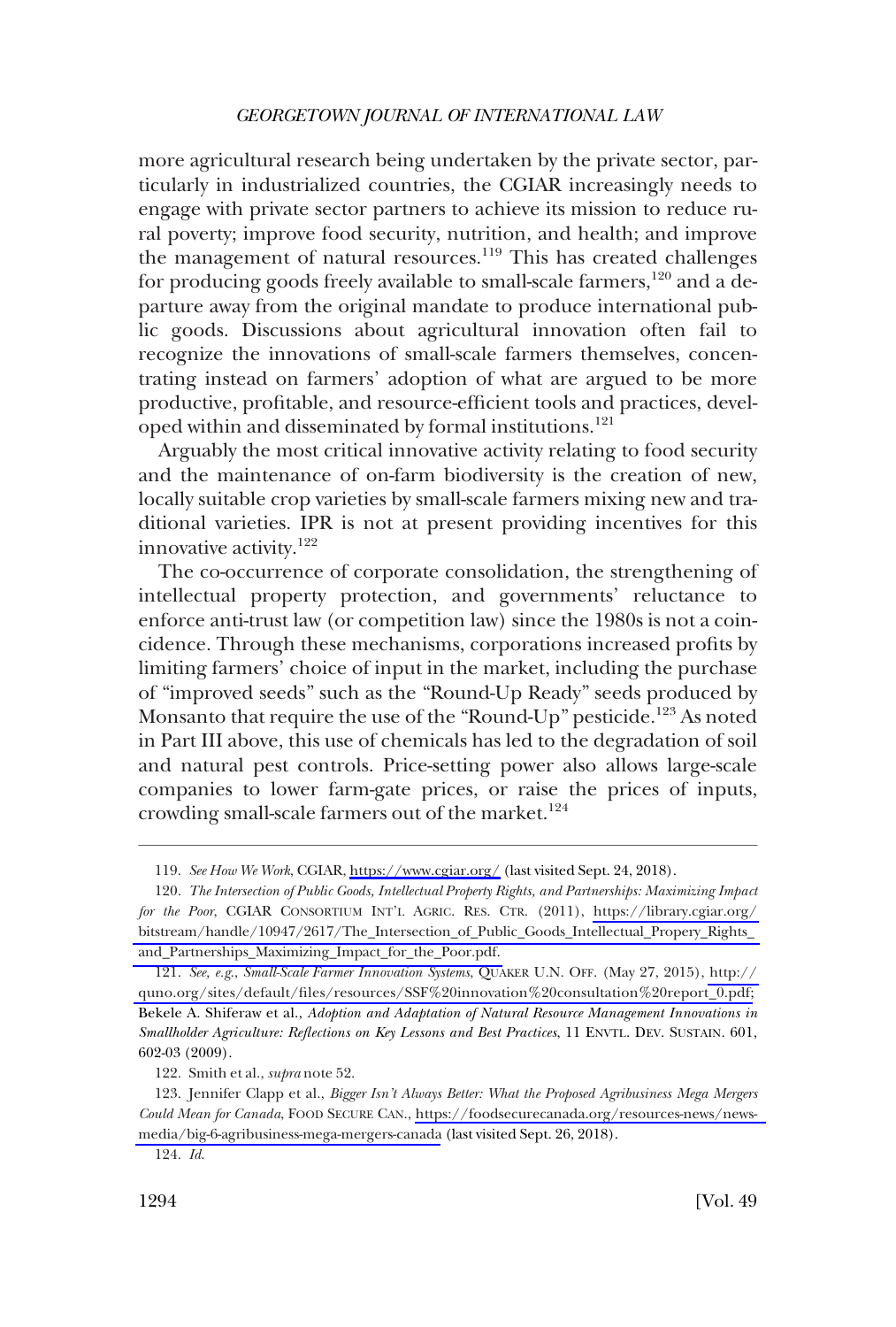more agricultural research being undertaken by the private sector, particularly in industrialized countries, the CGIAR increasingly needs to engage with private sector partners to achieve its mission to reduce rural poverty; improve food security, nutrition, and health; and improve the management of natural resources.[119] This has created challenges for producing goods freely available to small-scale farmers,[120] and a departure away from the original mandate to produce international public goods. Discussions about agricultural innovation often fail to recognize the innovations of small-scale farmers themselves, concentrating instead on farmers' adoption of what are argued to be more productive, profitable, and resource-efficient tools and practices, developed within and disseminated by formal institutions.[121]

Arguably the most critical innovative activity relating to food security and the maintenance of on-farm biodiversity is the creation of new, locally suitable crop varieties by small-scale farmers mixing new and traditional varieties. IPR is not at present providing incentives for this innovative activity.[122]

The co-occurrence of corporate consolidation, the strengthening of intellectual property protection, and governments' reluctance to enforce anti-trust law (or competition law) since the 1980s is not a coincidence. Through these mechanisms, corporations increased profits by limiting farmers' choice of input in the market, including the purchase of "improved seeds" such as the "Round-Up Ready" seeds produced by Monsanto that require the use of the "Round-Up" pesticide.[123] As noted in Part III above, this use of chemicals has led to the degradation of soil and natural pest controls. Price-setting power also allows large-scale companies to lower farm-gate prices, or raise the prices of inputs, crowding small-scale farmers out of the market.[124]

---

119. *See How We Work*, CGIAR, https://www.cgiar.org/ (last visited Sept. 24, 2018).

120. *The Intersection of Public Goods, Intellectual Property Rights, and Partnerships: Maximizing Impact for the Poor*, CGIAR CONSORTIUM INT'L AGRIC. RES. CTR. (2011), https://library.cgiar.org/bitstream/handle/10947/2617/The_Intersection_of_Public_Goods_Intellectual_Propery_Rights_and_Partnerships_Maximizing_Impact_for_the_Poor.pdf.

121. *See, e.g.*, *Small-Scale Farmer Innovation Systems*, QUAKER U.N. OFF. (May 27, 2015), http://quno.org/sites/default/files/resources/SSF%20innovation%20consultation%20report_0.pdf; Bekele A. Shiferaw et al., *Adoption and Adaptation of Natural Resource Management Innovations in Smallholder Agriculture: Reflections on Key Lessons and Best Practices*, 11 ENVTL. DEV. SUSTAIN. 601, 602-03 (2009).

122. Smith et al., *supra* note 52.

123. Jennifer Clapp et al., *Bigger Isn't Always Better: What the Proposed Agribusiness Mega Mergers Could Mean for Canada*, FOOD SECURE CAN., https://foodsecurecanada.org/resources-news/news-media/big-6-agribusiness-mega-mergers-canada (last visited Sept. 26, 2018).

124. *Id.*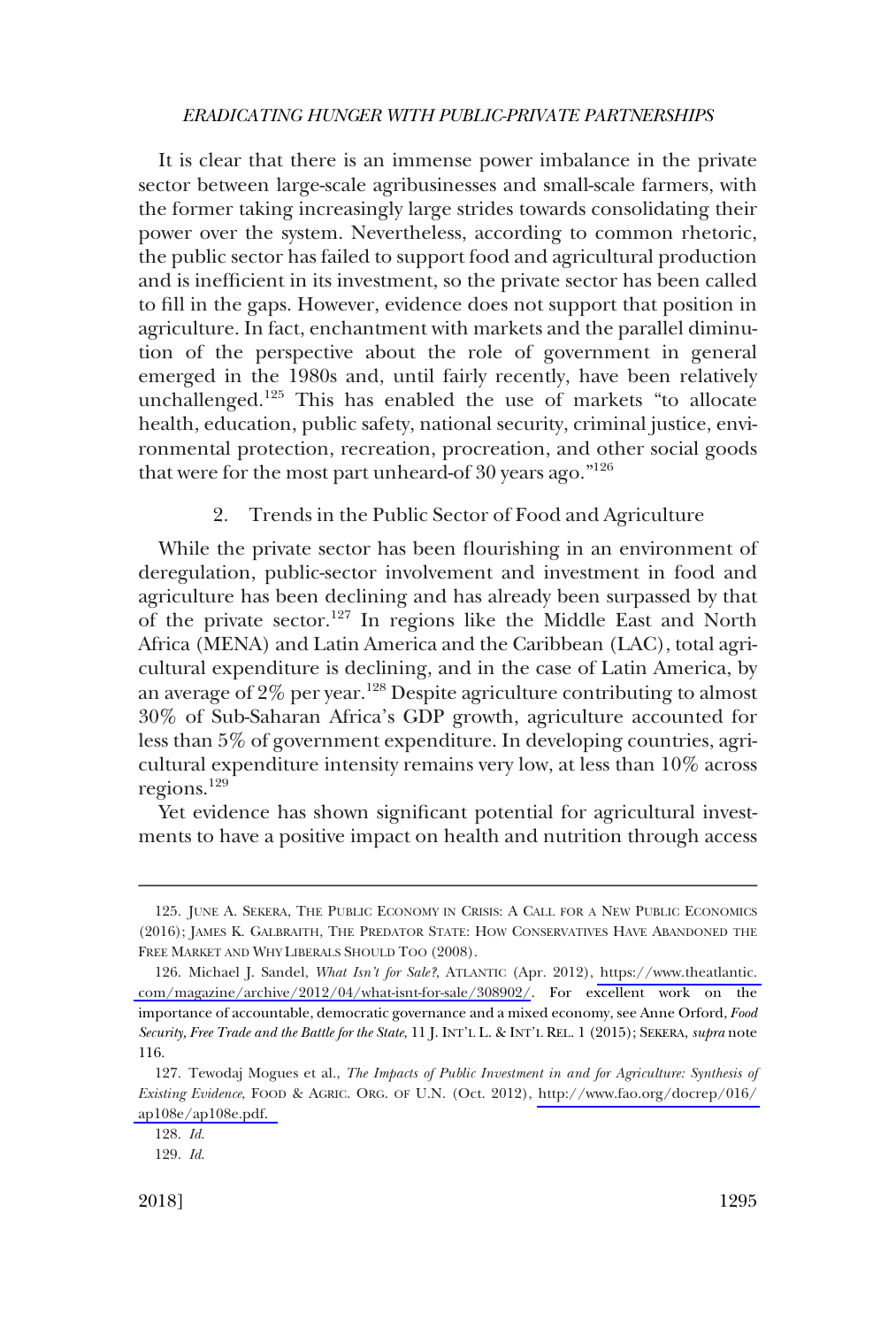It is clear that there is an immense power imbalance in the private sector between large-scale agribusinesses and small-scale farmers, with the former taking increasingly large strides towards consolidating their power over the system. Nevertheless, according to common rhetoric, the public sector has failed to support food and agricultural production and is inefficient in its investment, so the private sector has been called to fill in the gaps. However, evidence does not support that position in agriculture. In fact, enchantment with markets and the parallel diminution of the perspective about the role of government in general emerged in the 1980s and, until fairly recently, have been relatively unchallenged.[125] This has enabled the use of markets "to allocate health, education, public safety, national security, criminal justice, environmental protection, recreation, procreation, and other social goods that were for the most part unheard-of 30 years ago."[126]

### 2. Trends in the Public Sector of Food and Agriculture

While the private sector has been flourishing in an environment of deregulation, public-sector involvement and investment in food and agriculture has been declining and has already been surpassed by that of the private sector.[127] In regions like the Middle East and North Africa (MENA) and Latin America and the Caribbean (LAC), total agricultural expenditure is declining, and in the case of Latin America, by an average of 2% per year.[128] Despite agriculture contributing to almost 30% of Sub-Saharan Africa's GDP growth, agriculture accounted for less than 5% of government expenditure. In developing countries, agricultural expenditure intensity remains very low, at less than 10% across regions.[129]

Yet evidence has shown significant potential for agricultural investments to have a positive impact on health and nutrition through access

---

125. JUNE A. SEKERA, THE PUBLIC ECONOMY IN CRISIS: A CALL FOR A NEW PUBLIC ECONOMICS (2016); JAMES K. GALBRAITH, THE PREDATOR STATE: HOW CONSERVATIVES HAVE ABANDONED THE FREE MARKET AND WHY LIBERALS SHOULD TOO (2008).

126. Michael J. Sandel, *What Isn't for Sale?*, ATLANTIC (Apr. 2012), https://www.theatlantic.com/magazine/archive/2012/04/what-isnt-for-sale/308902/. For excellent work on the importance of accountable, democratic governance and a mixed economy, see Anne Orford, *Food Security, Free Trade and the Battle for the State*, 11 J. INT'L L. & INT'L REL. 1 (2015); SEKERA, *supra* note 116.

127. Tewodaj Mogues et al., *The Impacts of Public Investment in and for Agriculture: Synthesis of Existing Evidence*, FOOD & AGRIC. ORG. OF U.N. (Oct. 2012), http://www.fao.org/docrep/016/ap108e/ap108e.pdf.

128. *Id.*

129. *Id.*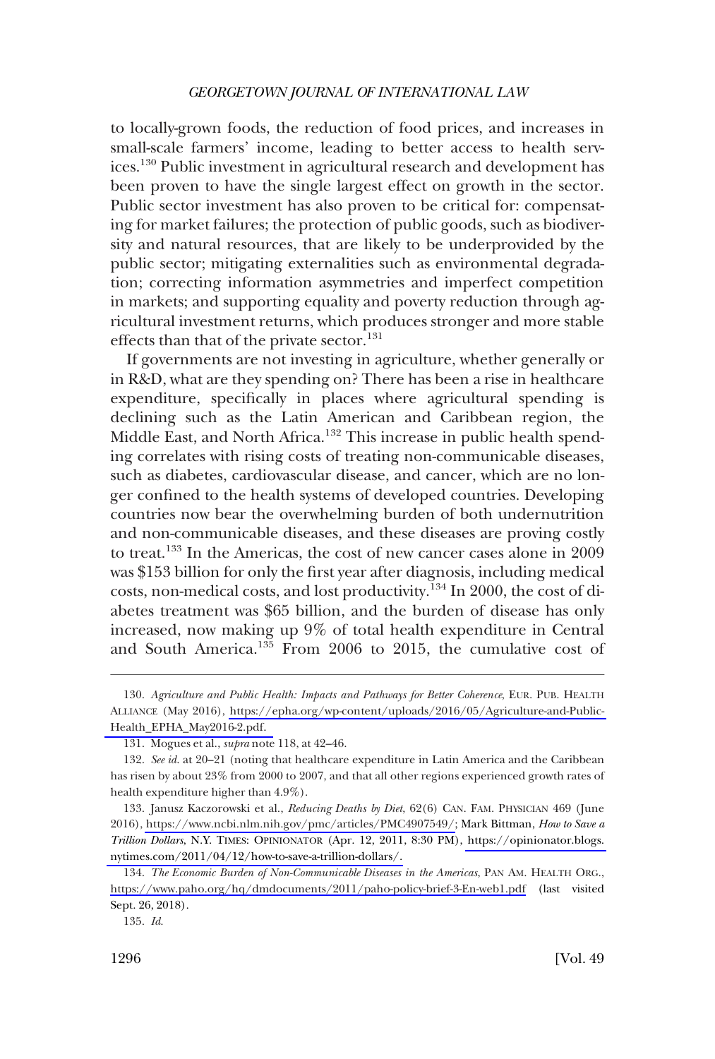to locally-grown foods, the reduction of food prices, and increases in small-scale farmers' income, leading to better access to health services.[130] Public investment in agricultural research and development has been proven to have the single largest effect on growth in the sector. Public sector investment has also proven to be critical for: compensating for market failures; the protection of public goods, such as biodiversity and natural resources, that are likely to be underprovided by the public sector; mitigating externalities such as environmental degradation; correcting information asymmetries and imperfect competition in markets; and supporting equality and poverty reduction through agricultural investment returns, which produces stronger and more stable effects than that of the private sector.[131]

If governments are not investing in agriculture, whether generally or in R&D, what are they spending on? There has been a rise in healthcare expenditure, specifically in places where agricultural spending is declining such as the Latin American and Caribbean region, the Middle East, and North Africa.[132] This increase in public health spending correlates with rising costs of treating non-communicable diseases, such as diabetes, cardiovascular disease, and cancer, which are no longer confined to the health systems of developed countries. Developing countries now bear the overwhelming burden of both undernutrition and non-communicable diseases, and these diseases are proving costly to treat.[133] In the Americas, the cost of new cancer cases alone in 2009 was $153 billion for only the first year after diagnosis, including medical costs, non-medical costs, and lost productivity.[134] In 2000, the cost of diabetes treatment was $65 billion, and the burden of disease has only increased, now making up 9% of total health expenditure in Central and South America.[135] From 2006 to 2015, the cumulative cost of

---

130. *Agriculture and Public Health: Impacts and Pathways for Better Coherence*, EUR. PUB. HEALTH ALLIANCE (May 2016), https://epha.org/wp-content/uploads/2016/05/Agriculture-and-Public-Health_EPHA_May2016-2.pdf.

131. Mogues et al., *supra* note 118, at 42–46.

132. *See id.* at 20–21 (noting that healthcare expenditure in Latin America and the Caribbean has risen by about 23% from 2000 to 2007, and that all other regions experienced growth rates of health expenditure higher than 4.9%).

133. Janusz Kaczorowski et al., *Reducing Deaths by Diet*, 62(6) CAN. FAM. PHYSICIAN 469 (June 2016), https://www.ncbi.nlm.nih.gov/pmc/articles/PMC4907549/; Mark Bittman, *How to Save a Trillion Dollars*, N.Y. TIMES: OPINIONATOR (Apr. 12, 2011, 8:30 PM), https://opinionator.blogs.nytimes.com/2011/04/12/how-to-save-a-trillion-dollars/.

134. *The Economic Burden of Non-Communicable Diseases in the Americas*, PAN AM. HEALTH ORG., https://www.paho.org/hq/dmdocuments/2011/paho-policy-brief-3-En-web1.pdf (last visited Sept. 26, 2018).

135. *Id.*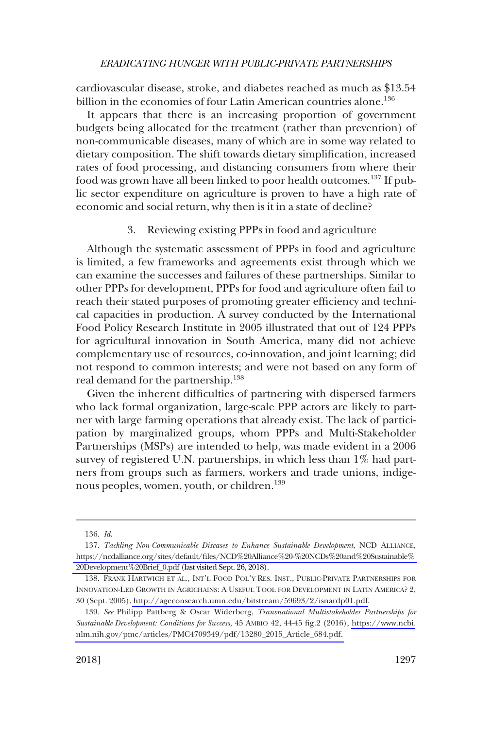cardiovascular disease, stroke, and diabetes reached as much as $13.54 billion in the economies of four Latin American countries alone.[136]

It appears that there is an increasing proportion of government budgets being allocated for the treatment (rather than prevention) of non-communicable diseases, many of which are in some way related to dietary composition. The shift towards dietary simplification, increased rates of food processing, and distancing consumers from where their food was grown have all been linked to poor health outcomes.[137] If public sector expenditure on agriculture is proven to have a high rate of economic and social return, why then is it in a state of decline?

### 3. Reviewing existing PPPs in food and agriculture

Although the systematic assessment of PPPs in food and agriculture is limited, a few frameworks and agreements exist through which we can examine the successes and failures of these partnerships. Similar to other PPPs for development, PPPs for food and agriculture often fail to reach their stated purposes of promoting greater efficiency and technical capacities in production. A survey conducted by the International Food Policy Research Institute in 2005 illustrated that out of 124 PPPs for agricultural innovation in South America, many did not achieve complementary use of resources, co-innovation, and joint learning; did not respond to common interests; and were not based on any form of real demand for the partnership.[138]

Given the inherent difficulties of partnering with dispersed farmers who lack formal organization, large-scale PPP actors are likely to partner with large farming operations that already exist. The lack of participation by marginalized groups, whom PPPs and Multi-Stakeholder Partnerships (MSPs) are intended to help, was made evident in a 2006 survey of registered U.N. partnerships, in which less than 1% had partners from groups such as farmers, workers and trade unions, indigenous peoples, women, youth, or children.[139]

---

136. *Id.*

137. *Tackling Non-Communicable Diseases to Enhance Sustainable Development*, NCD ALLIANCE, https://ncdalliance.org/sites/default/files/NCD%20Alliance%20-%20NCDs%20and%20Sustainable%20Development%20Brief_0.pdf (last visited Sept. 26, 2018).

138. FRANK HARTWICH ET AL., INT'L FOOD POL'Y RES. INST., PUBLIC-PRIVATE PARTNERSHIPS FOR INNOVATION-LED GROWTH IN AGRICHAINS: A USEFUL TOOL FOR DEVELOPMENT IN LATIN AMERICA? 2, 30 (Sept. 2005), http://ageconsearch.umn.edu/bitstream/59693/2/isnardp01.pdf.

139. *See* Philipp Pattberg & Oscar Widerberg, *Transnational Multistakeholder Partnerships for Sustainable Development: Conditions for Success*, 45 AMBIO 42, 44-45 fig.2 (2016), https://www.ncbi.nlm.nih.gov/pmc/articles/PMC4709349/pdf/13280_2015_Article_684.pdf.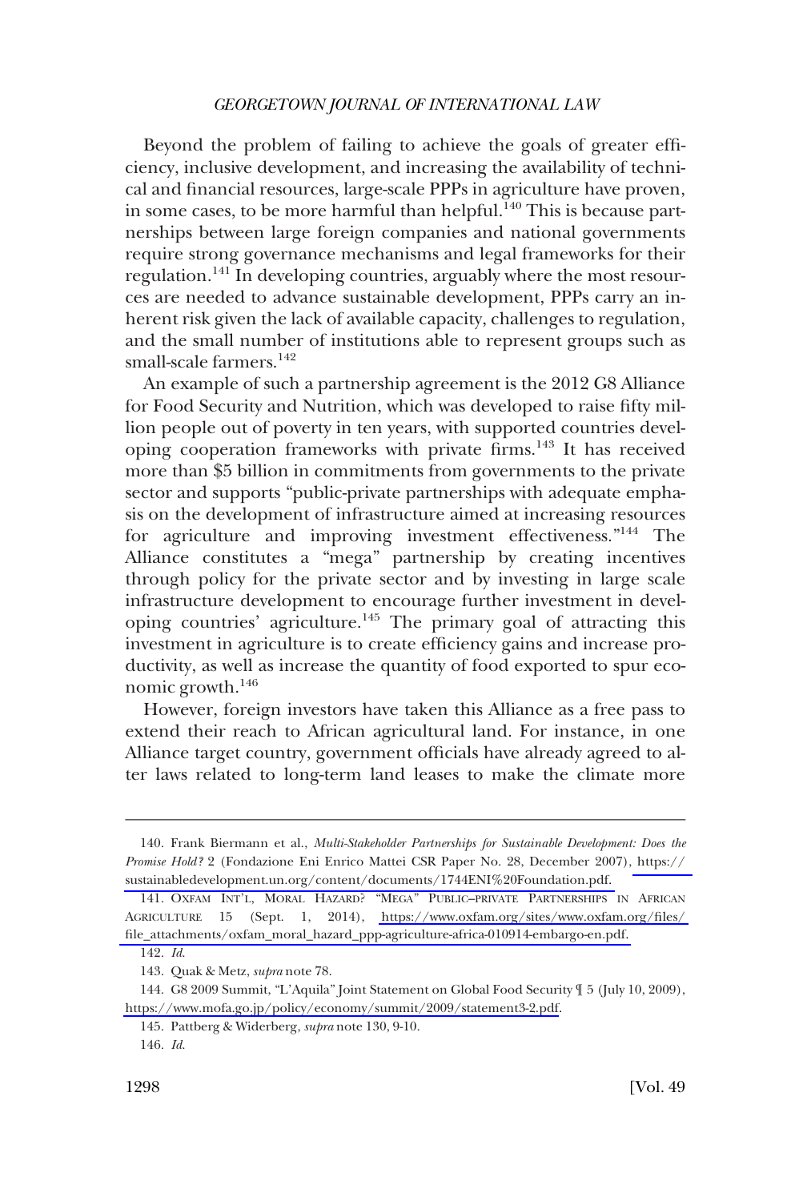Beyond the problem of failing to achieve the goals of greater efficiency, inclusive development, and increasing the availability of technical and financial resources, large-scale PPPs in agriculture have proven, in some cases, to be more harmful than helpful.[140] This is because partnerships between large foreign companies and national governments require strong governance mechanisms and legal frameworks for their regulation.[141] In developing countries, arguably where the most resources are needed to advance sustainable development, PPPs carry an inherent risk given the lack of available capacity, challenges to regulation, and the small number of institutions able to represent groups such as small-scale farmers.[142]

An example of such a partnership agreement is the 2012 G8 Alliance for Food Security and Nutrition, which was developed to raise fifty million people out of poverty in ten years, with supported countries developing cooperation frameworks with private firms.[143] It has received more than $5 billion in commitments from governments to the private sector and supports "public-private partnerships with adequate emphasis on the development of infrastructure aimed at increasing resources for agriculture and improving investment effectiveness."[144] The Alliance constitutes a "mega" partnership by creating incentives through policy for the private sector and by investing in large scale infrastructure development to encourage further investment in developing countries' agriculture.[145] The primary goal of attracting this investment in agriculture is to create efficiency gains and increase productivity, as well as increase the quantity of food exported to spur economic growth.[146]

However, foreign investors have taken this Alliance as a free pass to extend their reach to African agricultural land. For instance, in one Alliance target country, government officials have already agreed to alter laws related to long-term land leases to make the climate more

---

140. Frank Biermann et al., *Multi-Stakeholder Partnerships for Sustainable Development: Does the Promise Hold?* 2 (Fondazione Eni Enrico Mattei CSR Paper No. 28, December 2007), https://sustainabledevelopment.un.org/content/documents/1744ENI%20Foundation.pdf.

141. OXFAM INT'L, MORAL HAZARD? "MEGA" PUBLIC–PRIVATE PARTNERSHIPS IN AFRICAN AGRICULTURE 15 (Sept. 1, 2014), https://www.oxfam.org/sites/www.oxfam.org/files/file_attachments/oxfam_moral_hazard_ppp-agriculture-africa-010914-embargo-en.pdf.

142. *Id.*

143. Quak & Metz, *supra* note 78.

144. G8 2009 Summit, "L'Aquila" Joint Statement on Global Food Security ¶ 5 (July 10, 2009), https://www.mofa.go.jp/policy/economy/summit/2009/statement3-2.pdf.

145. Pattberg & Widerberg, *supra* note 130, 9-10.

146. *Id.*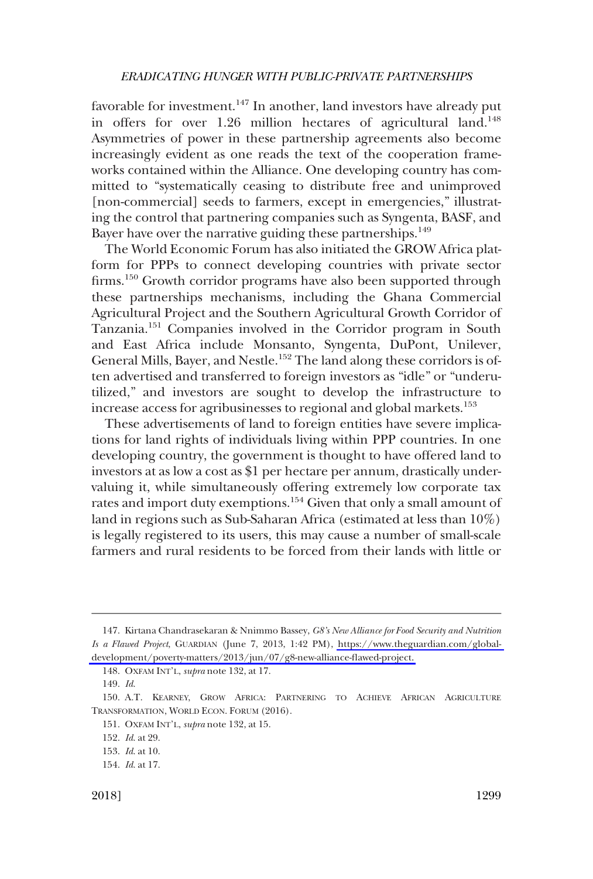favorable for investment.[147] In another, land investors have already put in offers for over 1.26 million hectares of agricultural land.[148] Asymmetries of power in these partnership agreements also become increasingly evident as one reads the text of the cooperation frameworks contained within the Alliance. One developing country has committed to "systematically ceasing to distribute free and unimproved [non-commercial] seeds to farmers, except in emergencies," illustrating the control that partnering companies such as Syngenta, BASF, and Bayer have over the narrative guiding these partnerships.[149]

The World Economic Forum has also initiated the GROW Africa platform for PPPs to connect developing countries with private sector firms.[150] Growth corridor programs have also been supported through these partnerships mechanisms, including the Ghana Commercial Agricultural Project and the Southern Agricultural Growth Corridor of Tanzania.[151] Companies involved in the Corridor program in South and East Africa include Monsanto, Syngenta, DuPont, Unilever, General Mills, Bayer, and Nestle.[152] The land along these corridors is often advertised and transferred to foreign investors as "idle" or "underutilized," and investors are sought to develop the infrastructure to increase access for agribusinesses to regional and global markets.[153]

These advertisements of land to foreign entities have severe implications for land rights of individuals living within PPP countries. In one developing country, the government is thought to have offered land to investors at as low a cost as $1 per hectare per annum, drastically undervaluing it, while simultaneously offering extremely low corporate tax rates and import duty exemptions.[154] Given that only a small amount of land in regions such as Sub-Saharan Africa (estimated at less than 10%) is legally registered to its users, this may cause a number of small-scale farmers and rural residents to be forced from their lands with little or

---

147. Kirtana Chandrasekaran & Nnimmo Bassey, *G8's New Alliance for Food Security and Nutrition Is a Flawed Project*, GUARDIAN (June 7, 2013, 1:42 PM), https://www.theguardian.com/global-development/poverty-matters/2013/jun/07/g8-new-alliance-flawed-project.

148. OXFAM INT'L, *supra* note 132, at 17.

149. *Id.*

150. A.T. KEARNEY, GROW AFRICA: PARTNERING TO ACHIEVE AFRICAN AGRICULTURE TRANSFORMATION, WORLD ECON. FORUM (2016).

151. OXFAM INT'L, *supra* note 132, at 15.

152. *Id.* at 29.

153. *Id.* at 10.

154. *Id.* at 17.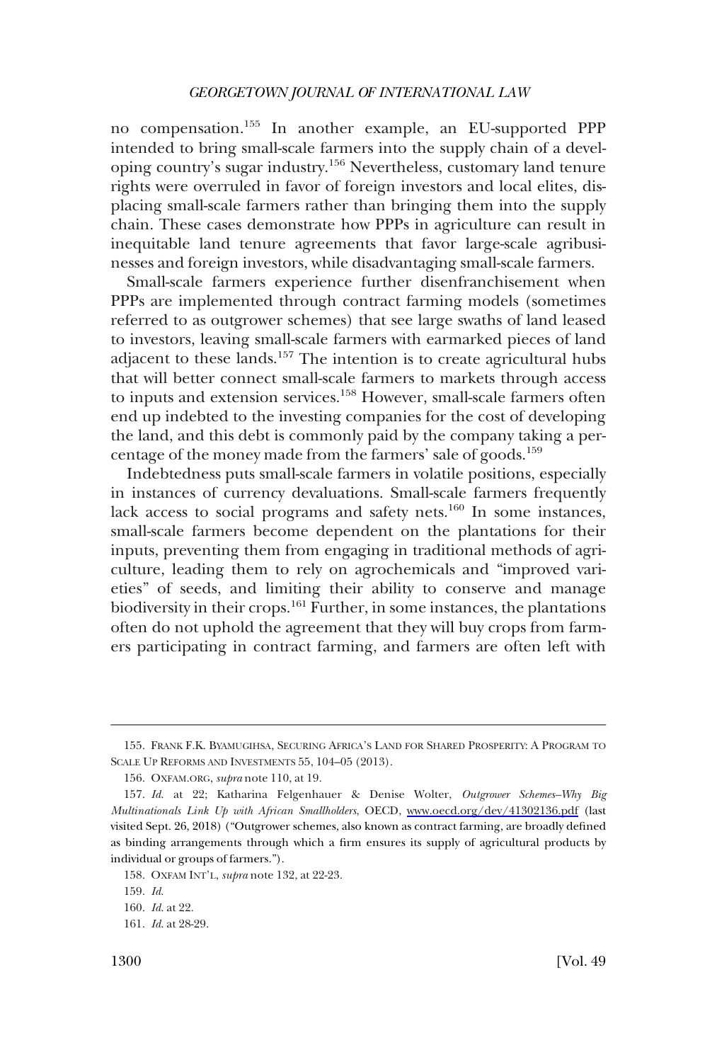no compensation.[155] In another example, an EU-supported PPP intended to bring small-scale farmers into the supply chain of a developing country's sugar industry.[156] Nevertheless, customary land tenure rights were overruled in favor of foreign investors and local elites, displacing small-scale farmers rather than bringing them into the supply chain. These cases demonstrate how PPPs in agriculture can result in inequitable land tenure agreements that favor large-scale agribusinesses and foreign investors, while disadvantaging small-scale farmers.

Small-scale farmers experience further disenfranchisement when PPPs are implemented through contract farming models (sometimes referred to as outgrower schemes) that see large swaths of land leased to investors, leaving small-scale farmers with earmarked pieces of land adjacent to these lands.[157] The intention is to create agricultural hubs that will better connect small-scale farmers to markets through access to inputs and extension services.[158] However, small-scale farmers often end up indebted to the investing companies for the cost of developing the land, and this debt is commonly paid by the company taking a percentage of the money made from the farmers' sale of goods.[159]

Indebtedness puts small-scale farmers in volatile positions, especially in instances of currency devaluations. Small-scale farmers frequently lack access to social programs and safety nets.[160] In some instances, small-scale farmers become dependent on the plantations for their inputs, preventing them from engaging in traditional methods of agriculture, leading them to rely on agrochemicals and "improved varieties" of seeds, and limiting their ability to conserve and manage biodiversity in their crops.[161] Further, in some instances, the plantations often do not uphold the agreement that they will buy crops from farmers participating in contract farming, and farmers are often left with

---

155. FRANK F.K. BYAMUGIHSA, SECURING AFRICA'S LAND FOR SHARED PROSPERITY: A PROGRAM TO SCALE UP REFORMS AND INVESTMENTS 55, 104–05 (2013).

156. OXFAM.ORG, *supra* note 110, at 19.

157. *Id.* at 22; Katharina Felgenhauer & Denise Wolter, *Outgrower Schemes–Why Big Multinationals Link Up with African Smallholders*, OECD, www.oecd.org/dev/41302136.pdf (last visited Sept. 26, 2018) ("Outgrower schemes, also known as contract farming, are broadly defined as binding arrangements through which a firm ensures its supply of agricultural products by individual or groups of farmers.").

158. OXFAM INT'L, *supra* note 132, at 22-23.

159. *Id.*

160. *Id.* at 22.

161. *Id.* at 28-29.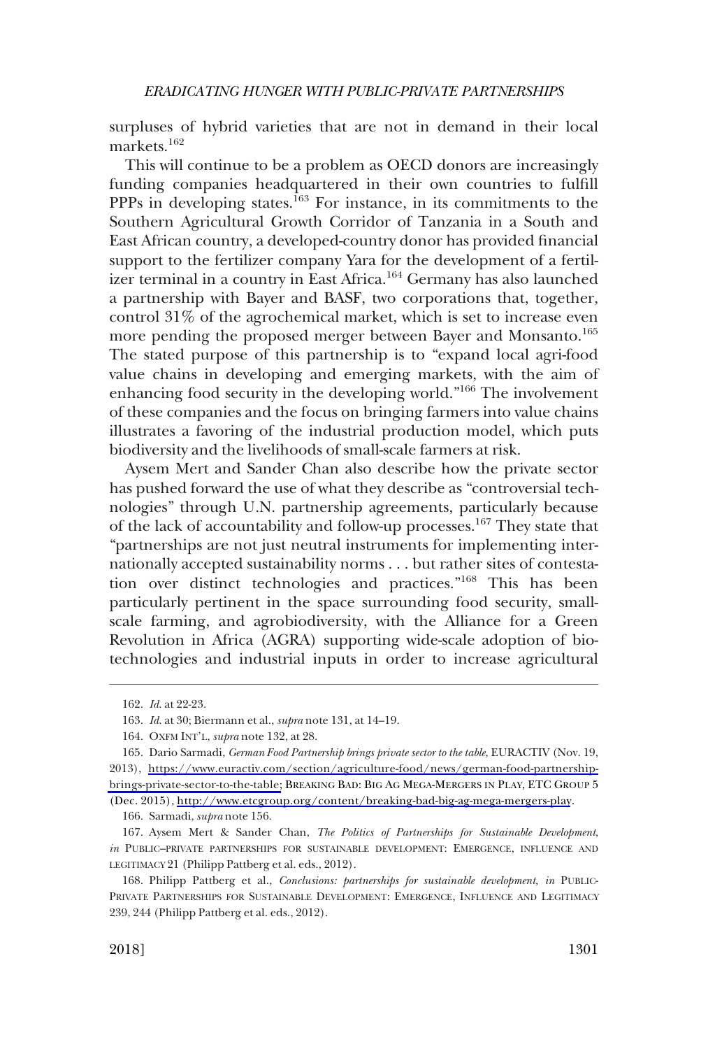surpluses of hybrid varieties that are not in demand in their local markets.[162]

This will continue to be a problem as OECD donors are increasingly funding companies headquartered in their own countries to fulfill PPPs in developing states.[163] For instance, in its commitments to the Southern Agricultural Growth Corridor of Tanzania in a South and East African country, a developed-country donor has provided financial support to the fertilizer company Yara for the development of a fertilizer terminal in a country in East Africa.[164] Germany has also launched a partnership with Bayer and BASF, two corporations that, together, control 31% of the agrochemical market, which is set to increase even more pending the proposed merger between Bayer and Monsanto.[165] The stated purpose of this partnership is to "expand local agri-food value chains in developing and emerging markets, with the aim of enhancing food security in the developing world."[166] The involvement of these companies and the focus on bringing farmers into value chains illustrates a favoring of the industrial production model, which puts biodiversity and the livelihoods of small-scale farmers at risk.

Aysem Mert and Sander Chan also describe how the private sector has pushed forward the use of what they describe as "controversial technologies" through U.N. partnership agreements, particularly because of the lack of accountability and follow-up processes.[167] They state that "partnerships are not just neutral instruments for implementing internationally accepted sustainability norms . . . but rather sites of contestation over distinct technologies and practices."[168] This has been particularly pertinent in the space surrounding food security, small-scale farming, and agrobiodiversity, with the Alliance for a Green Revolution in Africa (AGRA) supporting wide-scale adoption of biotechnologies and industrial inputs in order to increase agricultural

---

162. *Id.* at 22-23.

163. *Id.* at 30; Biermann et al., *supra* note 131, at 14–19.

164. OXFM INT'L, *supra* note 132, at 28.

165. Dario Sarmadi, *German Food Partnership brings private sector to the table*, EURACTIV (Nov. 19, 2013), https://www.euractiv.com/section/agriculture-food/news/german-food-partnership-brings-private-sector-to-the-table; BREAKING BAD: BIG AG MEGA-MERGERS IN PLAY, ETC GROUP 5 (Dec. 2015), http://www.etcgroup.org/content/breaking-bad-big-ag-mega-mergers-play.

166. Sarmadi, *supra* note 156.

167. Aysem Mert & Sander Chan, *The Politics of Partnerships for Sustainable Development*, *in* PUBLIC–PRIVATE PARTNERSHIPS FOR SUSTAINABLE DEVELOPMENT: EMERGENCE, INFLUENCE AND LEGITIMACY 21 (Philipp Pattberg et al. eds., 2012).

168. Philipp Pattberg et al., *Conclusions: partnerships for sustainable development, in* PUBLIC-PRIVATE PARTNERSHIPS FOR SUSTAINABLE DEVELOPMENT: EMERGENCE, INFLUENCE AND LEGITIMACY 239, 244 (Philipp Pattberg et al. eds., 2012).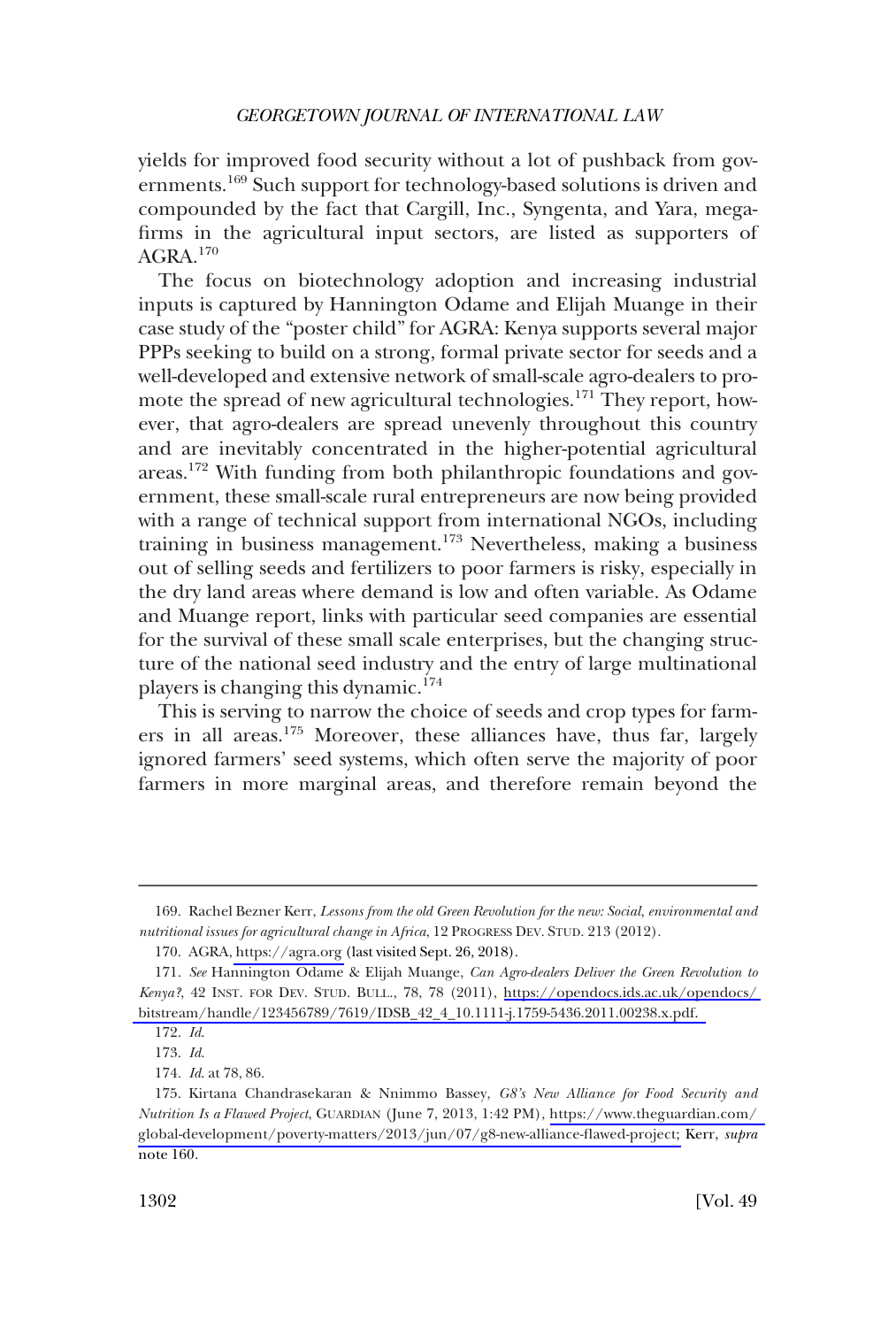yields for improved food security without a lot of pushback from governments.[169] Such support for technology-based solutions is driven and compounded by the fact that Cargill, Inc., Syngenta, and Yara, mega-firms in the agricultural input sectors, are listed as supporters of AGRA.[170]

The focus on biotechnology adoption and increasing industrial inputs is captured by Hannington Odame and Elijah Muange in their case study of the "poster child" for AGRA: Kenya supports several major PPPs seeking to build on a strong, formal private sector for seeds and a well-developed and extensive network of small-scale agro-dealers to promote the spread of new agricultural technologies.[171] They report, however, that agro-dealers are spread unevenly throughout this country and are inevitably concentrated in the higher-potential agricultural areas.[172] With funding from both philanthropic foundations and government, these small-scale rural entrepreneurs are now being provided with a range of technical support from international NGOs, including training in business management.[173] Nevertheless, making a business out of selling seeds and fertilizers to poor farmers is risky, especially in the dry land areas where demand is low and often variable. As Odame and Muange report, links with particular seed companies are essential for the survival of these small scale enterprises, but the changing structure of the national seed industry and the entry of large multinational players is changing this dynamic.[174]

This is serving to narrow the choice of seeds and crop types for farmers in all areas.[175] Moreover, these alliances have, thus far, largely ignored farmers' seed systems, which often serve the majority of poor farmers in more marginal areas, and therefore remain beyond the

---

169. Rachel Bezner Kerr, *Lessons from the old Green Revolution for the new: Social, environmental and nutritional issues for agricultural change in Africa*, 12 PROGRESS DEV. STUD. 213 (2012).

170. AGRA, https://agra.org (last visited Sept. 26, 2018).

171. *See* Hannington Odame & Elijah Muange, *Can Agro-dealers Deliver the Green Revolution to Kenya?*, 42 INST. FOR DEV. STUD. BULL., 78, 78 (2011), https://opendocs.ids.ac.uk/opendocs/bitstream/handle/123456789/7619/IDSB_42_4_10.1111-j.1759-5436.2011.00238.x.pdf.

172. *Id.*

173. *Id.*

174. *Id.* at 78, 86.

175. Kirtana Chandrasekaran & Nnimmo Bassey, *G8's New Alliance for Food Security and Nutrition Is a Flawed Project*, GUARDIAN (June 7, 2013, 1:42 PM), https://www.theguardian.com/global-development/poverty-matters/2013/jun/07/g8-new-alliance-flawed-project; Kerr, *supra* note 160.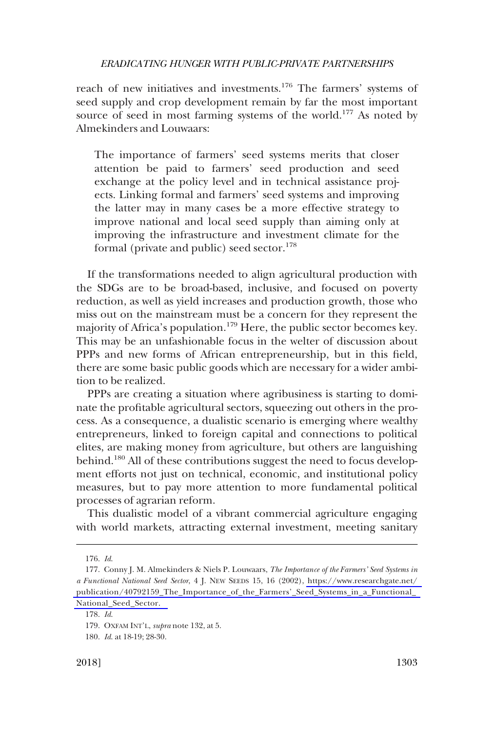reach of new initiatives and investments.[176] The farmers' systems of seed supply and crop development remain by far the most important source of seed in most farming systems of the world.[177] As noted by Almekinders and Louwaars:

> The importance of farmers' seed systems merits that closer attention be paid to farmers' seed production and seed exchange at the policy level and in technical assistance projects. Linking formal and farmers' seed systems and improving the latter may in many cases be a more effective strategy to improve national and local seed supply than aiming only at improving the infrastructure and investment climate for the formal (private and public) seed sector.[178]

If the transformations needed to align agricultural production with the SDGs are to be broad-based, inclusive, and focused on poverty reduction, as well as yield increases and production growth, those who miss out on the mainstream must be a concern for they represent the majority of Africa's population.[179] Here, the public sector becomes key. This may be an unfashionable focus in the welter of discussion about PPPs and new forms of African entrepreneurship, but in this field, there are some basic public goods which are necessary for a wider ambition to be realized.

PPPs are creating a situation where agribusiness is starting to dominate the profitable agricultural sectors, squeezing out others in the process. As a consequence, a dualistic scenario is emerging where wealthy entrepreneurs, linked to foreign capital and connections to political elites, are making money from agriculture, but others are languishing behind.[180] All of these contributions suggest the need to focus development efforts not just on technical, economic, and institutional policy measures, but to pay more attention to more fundamental political processes of agrarian reform.

This dualistic model of a vibrant commercial agriculture engaging with world markets, attracting external investment, meeting sanitary

---

176. *Id.*

177. Conny J. M. Almekinders & Niels P. Louwaars, *The Importance of the Farmers' Seed Systems in a Functional National Seed Sector*, 4 J. NEW SEEDS 15, 16 (2002), https://www.researchgate.net/publication/40792159_The_Importance_of_the_Farmers'_Seed_Systems_in_a_Functional_National_Seed_Sector.

178. *Id.*

179. OXFAM INT'L, *supra* note 132, at 5.

180. *Id.* at 18-19; 28-30.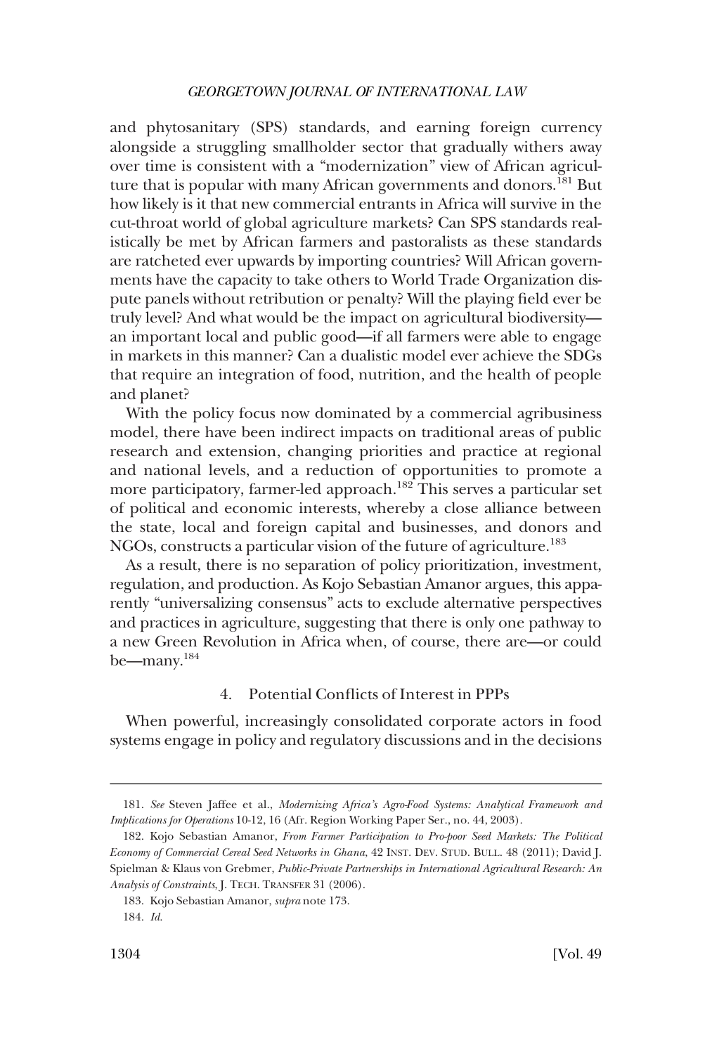and phytosanitary (SPS) standards, and earning foreign currency alongside a struggling smallholder sector that gradually withers away over time is consistent with a "modernization" view of African agriculture that is popular with many African governments and donors.[181] But how likely is it that new commercial entrants in Africa will survive in the cut-throat world of global agriculture markets? Can SPS standards realistically be met by African farmers and pastoralists as these standards are ratcheted ever upwards by importing countries? Will African governments have the capacity to take others to World Trade Organization dispute panels without retribution or penalty? Will the playing field ever be truly level? And what would be the impact on agricultural biodiversity—an important local and public good—if all farmers were able to engage in markets in this manner? Can a dualistic model ever achieve the SDGs that require an integration of food, nutrition, and the health of people and planet?

With the policy focus now dominated by a commercial agribusiness model, there have been indirect impacts on traditional areas of public research and extension, changing priorities and practice at regional and national levels, and a reduction of opportunities to promote a more participatory, farmer-led approach.[182] This serves a particular set of political and economic interests, whereby a close alliance between the state, local and foreign capital and businesses, and donors and NGOs, constructs a particular vision of the future of agriculture.[183]

As a result, there is no separation of policy prioritization, investment, regulation, and production. As Kojo Sebastian Amanor argues, this apparently "universalizing consensus" acts to exclude alternative perspectives and practices in agriculture, suggesting that there is only one pathway to a new Green Revolution in Africa when, of course, there are—or could be—many.[184]

#### 4. Potential Conflicts of Interest in PPPs

When powerful, increasingly consolidated corporate actors in food systems engage in policy and regulatory discussions and in the decisions

---

181. *See* Steven Jaffee et al., *Modernizing Africa's Agro-Food Systems: Analytical Framework and Implications for Operations* 10-12, 16 (Afr. Region Working Paper Ser., no. 44, 2003).

182. Kojo Sebastian Amanor, *From Farmer Participation to Pro-poor Seed Markets: The Political Economy of Commercial Cereal Seed Networks in Ghana*, 42 INST. DEV. STUD. BULL. 48 (2011); David J. Spielman & Klaus von Grebmer, *Public-Private Partnerships in International Agricultural Research: An Analysis of Constraints*, J. TECH. TRANSFER 31 (2006).

183. Kojo Sebastian Amanor, *supra* note 173.

184. *Id.*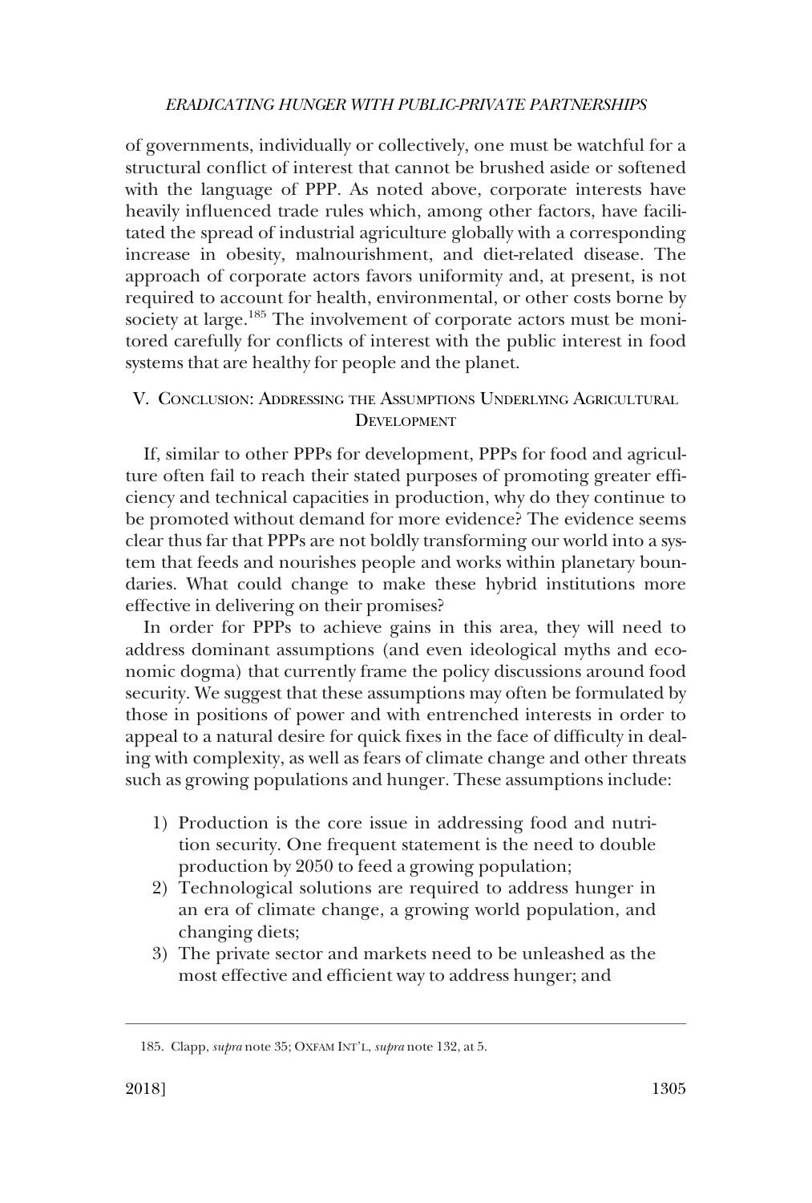of governments, individually or collectively, one must be watchful for a structural conflict of interest that cannot be brushed aside or softened with the language of PPP. As noted above, corporate interests have heavily influenced trade rules which, among other factors, have facilitated the spread of industrial agriculture globally with a corresponding increase in obesity, malnourishment, and diet-related disease. The approach of corporate actors favors uniformity and, at present, is not required to account for health, environmental, or other costs borne by society at large.[185] The involvement of corporate actors must be monitored carefully for conflicts of interest with the public interest in food systems that are healthy for people and the planet.

## V. Conclusion: Addressing the Assumptions Underlying Agricultural Development

If, similar to other PPPs for development, PPPs for food and agriculture often fail to reach their stated purposes of promoting greater efficiency and technical capacities in production, why do they continue to be promoted without demand for more evidence? The evidence seems clear thus far that PPPs are not boldly transforming our world into a system that feeds and nourishes people and works within planetary boundaries. What could change to make these hybrid institutions more effective in delivering on their promises?

In order for PPPs to achieve gains in this area, they will need to address dominant assumptions (and even ideological myths and economic dogma) that currently frame the policy discussions around food security. We suggest that these assumptions may often be formulated by those in positions of power and with entrenched interests in order to appeal to a natural desire for quick fixes in the face of difficulty in dealing with complexity, as well as fears of climate change and other threats such as growing populations and hunger. These assumptions include:

1) Production is the core issue in addressing food and nutrition security. One frequent statement is the need to double production by 2050 to feed a growing population;
2) Technological solutions are required to address hunger in an era of climate change, a growing world population, and changing diets;
3) The private sector and markets need to be unleashed as the most effective and efficient way to address hunger; and

185. Clapp, *supra* note 35; Oxfam Int'l, *supra* note 132, at 5.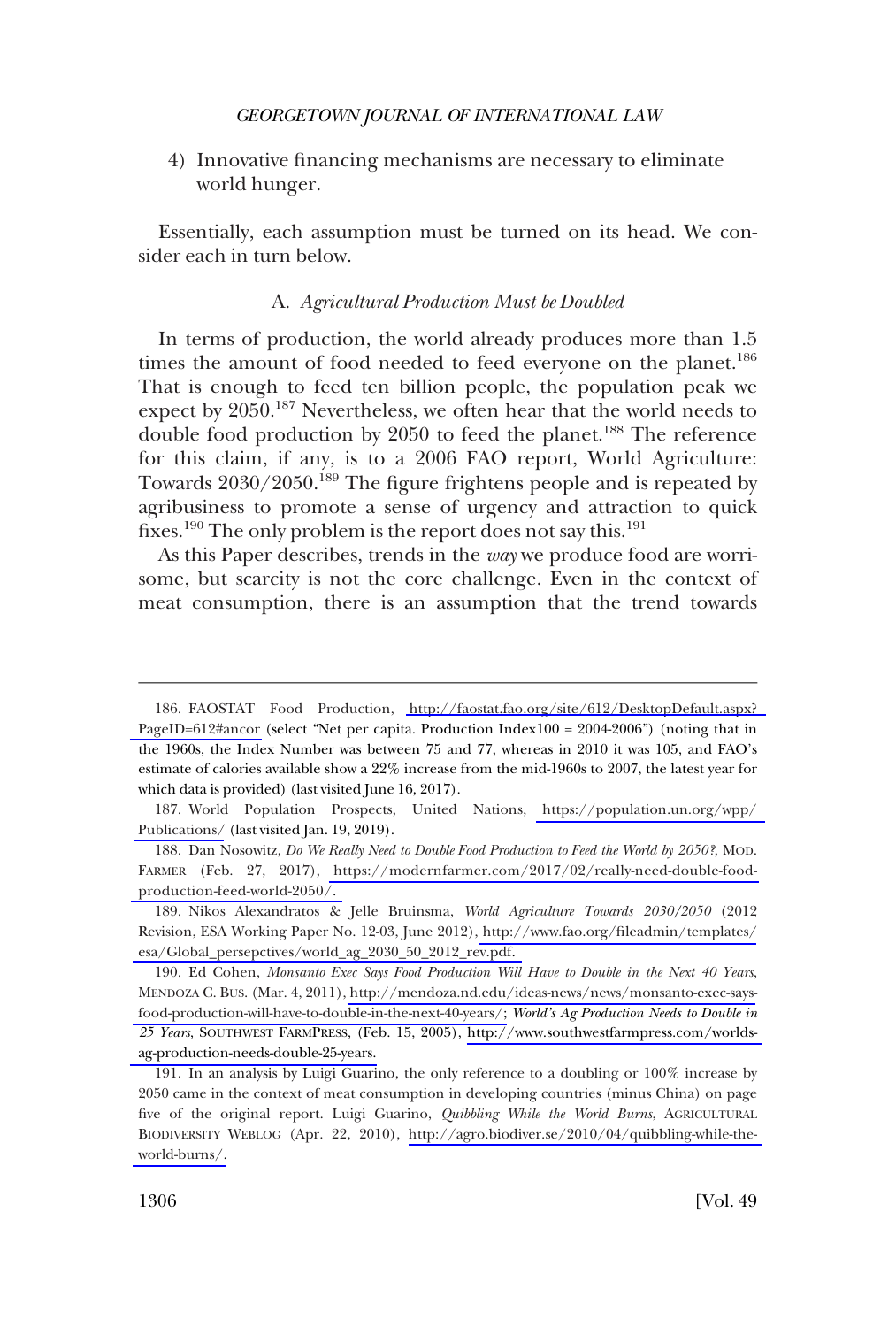4) Innovative financing mechanisms are necessary to eliminate world hunger.

Essentially, each assumption must be turned on its head. We consider each in turn below.

### A. *Agricultural Production Must be Doubled*

In terms of production, the world already produces more than 1.5 times the amount of food needed to feed everyone on the planet.[186] That is enough to feed ten billion people, the population peak we expect by 2050.[187] Nevertheless, we often hear that the world needs to double food production by 2050 to feed the planet.[188] The reference for this claim, if any, is to a 2006 FAO report, World Agriculture: Towards 2030/2050.[189] The figure frightens people and is repeated by agribusiness to promote a sense of urgency and attraction to quick fixes.[190] The only problem is the report does not say this.[191]

As this Paper describes, trends in the *way* we produce food are worrisome, but scarcity is not the core challenge. Even in the context of meat consumption, there is an assumption that the trend towards

---

186. FAOSTAT Food Production, http://faostat.fao.org/site/612/DesktopDefault.aspx?PageID=612#ancor (select "Net per capita. Production Index100 = 2004-2006") (noting that in the 1960s, the Index Number was between 75 and 77, whereas in 2010 it was 105, and FAO's estimate of calories available show a 22% increase from the mid-1960s to 2007, the latest year for which data is provided) (last visited June 16, 2017).

187. World Population Prospects, United Nations, https://population.un.org/wpp/Publications/ (last visited Jan. 19, 2019).

188. Dan Nosowitz, *Do We Really Need to Double Food Production to Feed the World by 2050?*, MOD. FARMER (Feb. 27, 2017), https://modernfarmer.com/2017/02/really-need-double-food-production-feed-world-2050/.

189. Nikos Alexandratos & Jelle Bruinsma, *World Agriculture Towards 2030/2050* (2012 Revision, ESA Working Paper No. 12-03, June 2012), http://www.fao.org/fileadmin/templates/esa/Global_persepctives/world_ag_2030_50_2012_rev.pdf.

190. Ed Cohen, *Monsanto Exec Says Food Production Will Have to Double in the Next 40 Years*, MENDOZA C. BUS. (Mar. 4, 2011), http://mendoza.nd.edu/ideas-news/news/monsanto-exec-says-food-production-will-have-to-double-in-the-next-40-years/; *World's Ag Production Needs to Double in 25 Years*, SOUTHWEST FARMPRESS, (Feb. 15, 2005), http://www.southwestfarmpress.com/worlds-ag-production-needs-double-25-years.

191. In an analysis by Luigi Guarino, the only reference to a doubling or 100% increase by 2050 came in the context of meat consumption in developing countries (minus China) on page five of the original report. Luigi Guarino, *Quibbling While the World Burns*, AGRICULTURAL BIODIVERSITY WEBLOG (Apr. 22, 2010), http://agro.biodiver.se/2010/04/quibbling-while-the-world-burns/.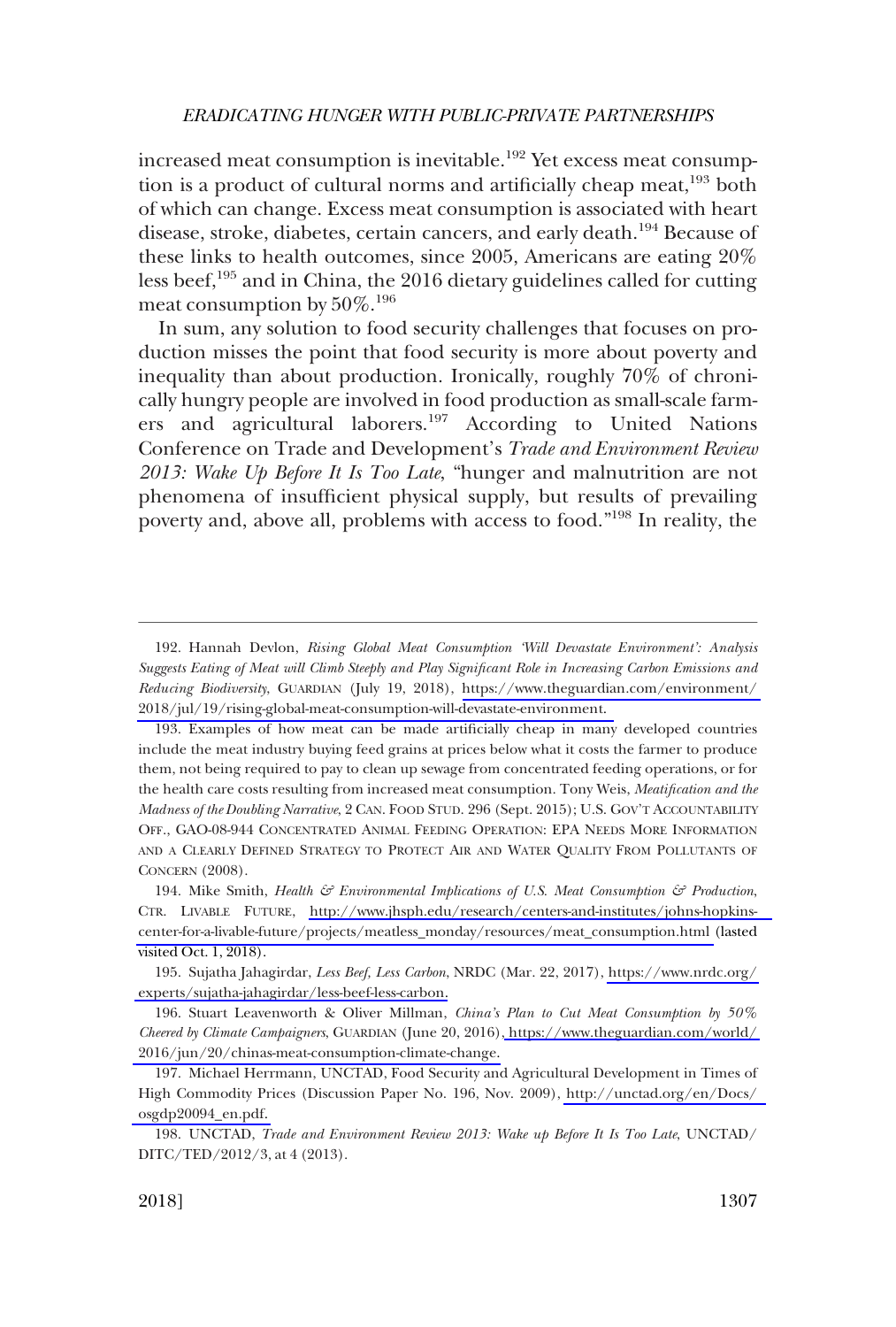increased meat consumption is inevitable.[192] Yet excess meat consumption is a product of cultural norms and artificially cheap meat,[193] both of which can change. Excess meat consumption is associated with heart disease, stroke, diabetes, certain cancers, and early death.[194] Because of these links to health outcomes, since 2005, Americans are eating 20% less beef,[195] and in China, the 2016 dietary guidelines called for cutting meat consumption by 50%.[196]

In sum, any solution to food security challenges that focuses on production misses the point that food security is more about poverty and inequality than about production. Ironically, roughly 70% of chronically hungry people are involved in food production as small-scale farmers and agricultural laborers.[197] According to United Nations Conference on Trade and Development's *Trade and Environment Review 2013: Wake Up Before It Is Too Late*, "hunger and malnutrition are not phenomena of insufficient physical supply, but results of prevailing poverty and, above all, problems with access to food."[198] In reality, the

---

192. Hannah Devlon, *Rising Global Meat Consumption 'Will Devastate Environment': Analysis Suggests Eating of Meat will Climb Steeply and Play Significant Role in Increasing Carbon Emissions and Reducing Biodiversity*, GUARDIAN (July 19, 2018), https://www.theguardian.com/environment/2018/jul/19/rising-global-meat-consumption-will-devastate-environment.

193. Examples of how meat can be made artificially cheap in many developed countries include the meat industry buying feed grains at prices below what it costs the farmer to produce them, not being required to pay to clean up sewage from concentrated feeding operations, or for the health care costs resulting from increased meat consumption. Tony Weis, *Meatification and the Madness of the Doubling Narrative*, 2 CAN. FOOD STUD. 296 (Sept. 2015); U.S. GOV'T ACCOUNTABILITY OFF., GAO-08-944 CONCENTRATED ANIMAL FEEDING OPERATION: EPA NEEDS MORE INFORMATION AND A CLEARLY DEFINED STRATEGY TO PROTECT AIR AND WATER QUALITY FROM POLLUTANTS OF CONCERN (2008).

194. Mike Smith, *Health & Environmental Implications of U.S. Meat Consumption & Production*, CTR. LIVABLE FUTURE, http://www.jhsph.edu/research/centers-and-institutes/johns-hopkins-center-for-a-livable-future/projects/meatless_monday/resources/meat_consumption.html (lasted visited Oct. 1, 2018).

195. Sujatha Jahagirdar, *Less Beef, Less Carbon*, NRDC (Mar. 22, 2017), https://www.nrdc.org/experts/sujatha-jahagirdar/less-beef-less-carbon.

196. Stuart Leavenworth & Oliver Millman, *China's Plan to Cut Meat Consumption by 50% Cheered by Climate Campaigners*, GUARDIAN (June 20, 2016), https://www.theguardian.com/world/2016/jun/20/chinas-meat-consumption-climate-change.

197. Michael Herrmann, UNCTAD, Food Security and Agricultural Development in Times of High Commodity Prices (Discussion Paper No. 196, Nov. 2009), http://unctad.org/en/Docs/osgdp20094_en.pdf.

198. UNCTAD, *Trade and Environment Review 2013: Wake up Before It Is Too Late*, UNCTAD/DITC/TED/2012/3, at 4 (2013).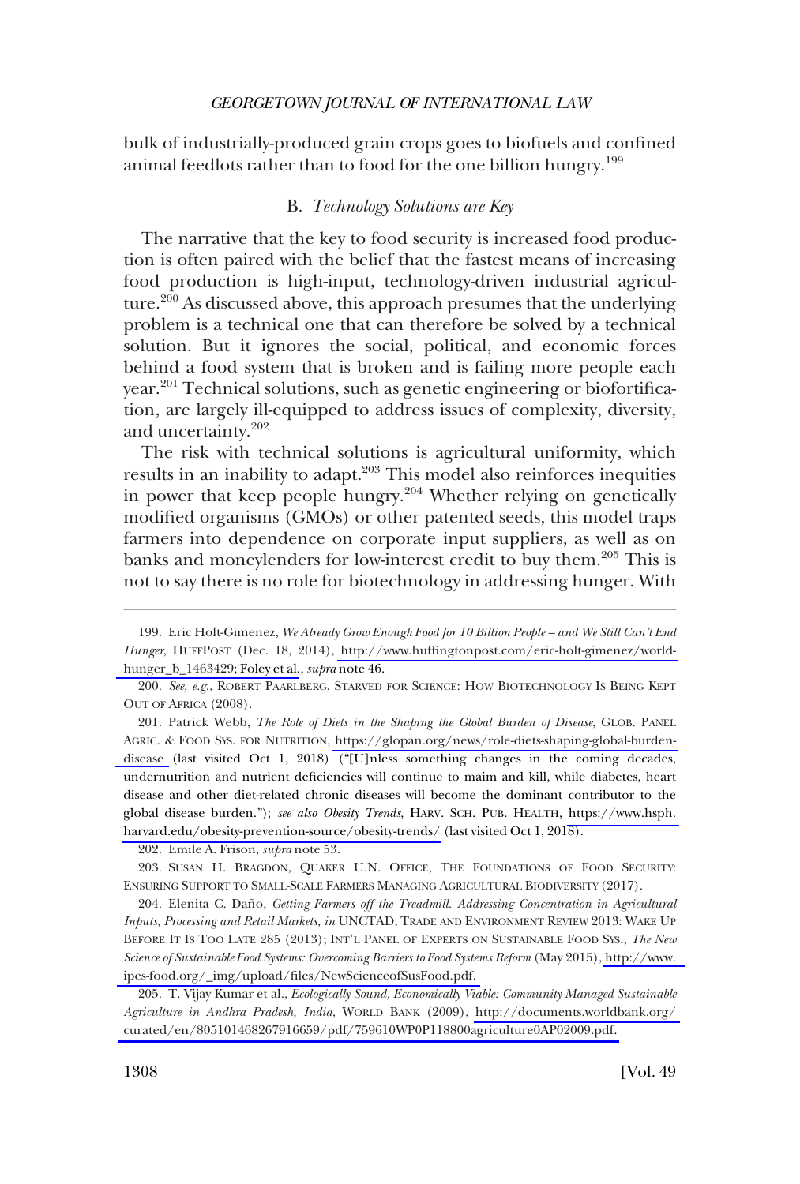bulk of industrially-produced grain crops goes to biofuels and confined animal feedlots rather than to food for the one billion hungry.[199]

### B. *Technology Solutions are Key*

The narrative that the key to food security is increased food production is often paired with the belief that the fastest means of increasing food production is high-input, technology-driven industrial agriculture.[200] As discussed above, this approach presumes that the underlying problem is a technical one that can therefore be solved by a technical solution. But it ignores the social, political, and economic forces behind a food system that is broken and is failing more people each year.[201] Technical solutions, such as genetic engineering or biofortification, are largely ill-equipped to address issues of complexity, diversity, and uncertainty.[202]

The risk with technical solutions is agricultural uniformity, which results in an inability to adapt.[203] This model also reinforces inequities in power that keep people hungry.[204] Whether relying on genetically modified organisms (GMOs) or other patented seeds, this model traps farmers into dependence on corporate input suppliers, as well as on banks and moneylenders for low-interest credit to buy them.[205] This is not to say there is no role for biotechnology in addressing hunger. With

---

199. Eric Holt-Gimenez, *We Already Grow Enough Food for 10 Billion People – and We Still Can't End Hunger*, HUFFPOST (Dec. 18, 2014), http://www.huffingtonpost.com/eric-holt-gimenez/world-hunger_b_1463429; Foley et al., *supra* note 46.

200. *See, e.g.*, ROBERT PAARLBERG, STARVED FOR SCIENCE: HOW BIOTECHNOLOGY IS BEING KEPT OUT OF AFRICA (2008).

201. Patrick Webb, *The Role of Diets in the Shaping the Global Burden of Disease*, GLOB. PANEL AGRIC. & FOOD SYS. FOR NUTRITION, https://glopan.org/news/role-diets-shaping-global-burden-disease (last visited Oct 1, 2018) ("[U]nless something changes in the coming decades, undernutrition and nutrient deficiencies will continue to maim and kill, while diabetes, heart disease and other diet-related chronic diseases will become the dominant contributor to the global disease burden."); *see also Obesity Trends*, HARV. SCH. PUB. HEALTH, https://www.hsph.harvard.edu/obesity-prevention-source/obesity-trends/ (last visited Oct 1, 2018).

202. Emile A. Frison, *supra* note 53.

203. SUSAN H. BRAGDON, QUAKER U.N. OFFICE, THE FOUNDATIONS OF FOOD SECURITY: ENSURING SUPPORT TO SMALL-SCALE FARMERS MANAGING AGRICULTURAL BIODIVERSITY (2017).

204. Elenita C. Daño, *Getting Farmers off the Treadmill. Addressing Concentration in Agricultural Inputs, Processing and Retail Markets*, *in* UNCTAD, TRADE AND ENVIRONMENT REVIEW 2013: WAKE UP BEFORE IT IS TOO LATE 285 (2013); INT'L PANEL OF EXPERTS ON SUSTAINABLE FOOD SYS., *The New Science of Sustainable Food Systems: Overcoming Barriers to Food Systems Reform* (May 2015), http://www.ipes-food.org/_img/upload/files/NewScienceofSusFood.pdf.

205. T. Vijay Kumar et al., *Ecologically Sound, Economically Viable: Community-Managed Sustainable Agriculture in Andhra Pradesh, India*, WORLD BANK (2009), http://documents.worldbank.org/curated/en/805101468267916659/pdf/759610WP0P118800agriculture0AP02009.pdf.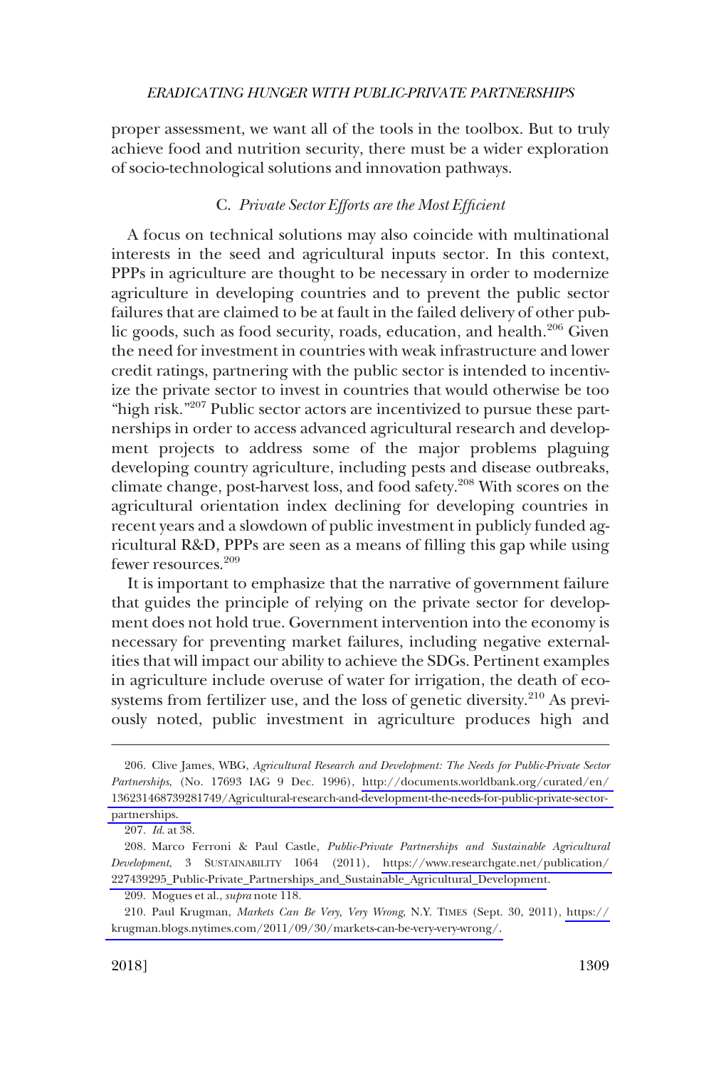proper assessment, we want all of the tools in the toolbox. But to truly achieve food and nutrition security, there must be a wider exploration of socio-technological solutions and innovation pathways.

### C. *Private Sector Efforts are the Most Efficient*

A focus on technical solutions may also coincide with multinational interests in the seed and agricultural inputs sector. In this context, PPPs in agriculture are thought to be necessary in order to modernize agriculture in developing countries and to prevent the public sector failures that are claimed to be at fault in the failed delivery of other public goods, such as food security, roads, education, and health.[206] Given the need for investment in countries with weak infrastructure and lower credit ratings, partnering with the public sector is intended to incentivize the private sector to invest in countries that would otherwise be too "high risk."[207] Public sector actors are incentivized to pursue these partnerships in order to access advanced agricultural research and development projects to address some of the major problems plaguing developing country agriculture, including pests and disease outbreaks, climate change, post-harvest loss, and food safety.[208] With scores on the agricultural orientation index declining for developing countries in recent years and a slowdown of public investment in publicly funded agricultural R&D, PPPs are seen as a means of filling this gap while using fewer resources.[209]

It is important to emphasize that the narrative of government failure that guides the principle of relying on the private sector for development does not hold true. Government intervention into the economy is necessary for preventing market failures, including negative externalities that will impact our ability to achieve the SDGs. Pertinent examples in agriculture include overuse of water for irrigation, the death of ecosystems from fertilizer use, and the loss of genetic diversity.[210] As previously noted, public investment in agriculture produces high and

---

206. Clive James, WBG, *Agricultural Research and Development: The Needs for Public-Private Sector Partnerships*, (No. 17693 IAG 9 Dec. 1996), http://documents.worldbank.org/curated/en/136231468739281749/Agricultural-research-and-development-the-needs-for-public-private-sector-partnerships.

207. *Id*. at 38.

208. Marco Ferroni & Paul Castle, *Public-Private Partnerships and Sustainable Agricultural Development*, 3 SUSTAINABILITY 1064 (2011), https://www.researchgate.net/publication/227439295_Public-Private_Partnerships_and_Sustainable_Agricultural_Development.

209. Mogues et al., *supra* note 118.

210. Paul Krugman, *Markets Can Be Very, Very Wrong*, N.Y. TIMES (Sept. 30, 2011), https://krugman.blogs.nytimes.com/2011/09/30/markets-can-be-very-very-wrong/.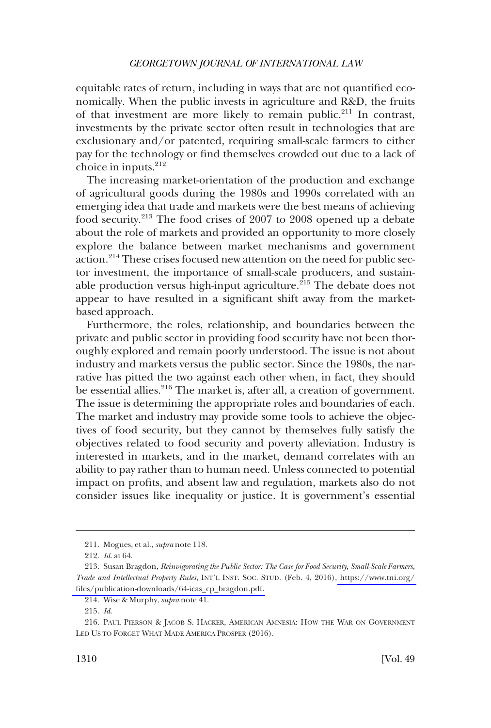equitable rates of return, including in ways that are not quantified economically. When the public invests in agriculture and R&D, the fruits of that investment are more likely to remain public.[211] In contrast, investments by the private sector often result in technologies that are exclusionary and/or patented, requiring small-scale farmers to either pay for the technology or find themselves crowded out due to a lack of choice in inputs.[212]

The increasing market-orientation of the production and exchange of agricultural goods during the 1980s and 1990s correlated with an emerging idea that trade and markets were the best means of achieving food security.[213] The food crises of 2007 to 2008 opened up a debate about the role of markets and provided an opportunity to more closely explore the balance between market mechanisms and government action.[214] These crises focused new attention on the need for public sector investment, the importance of small-scale producers, and sustainable production versus high-input agriculture.[215] The debate does not appear to have resulted in a significant shift away from the market-based approach.

Furthermore, the roles, relationship, and boundaries between the private and public sector in providing food security have not been thoroughly explored and remain poorly understood. The issue is not about industry and markets versus the public sector. Since the 1980s, the narrative has pitted the two against each other when, in fact, they should be essential allies.[216] The market is, after all, a creation of government. The issue is determining the appropriate roles and boundaries of each. The market and industry may provide some tools to achieve the objectives of food security, but they cannot by themselves fully satisfy the objectives related to food security and poverty alleviation. Industry is interested in markets, and in the market, demand correlates with an ability to pay rather than to human need. Unless connected to potential impact on profits, and absent law and regulation, markets also do not consider issues like inequality or justice. It is government's essential

---

211. Mogues, et al., *supra* note 118.

212. *Id*. at 64.

213. Susan Bragdon, *Reinvigorating the Public Sector: The Case for Food Security, Small-Scale Farmers, Trade and Intellectual Property Rules*, INT'L INST. SOC. STUD. (Feb. 4, 2016), https://www.tni.org/files/publication-downloads/64-icas_cp_bragdon.pdf.

214. Wise & Murphy, *supra* note 41.

215. *Id*.

216. PAUL PIERSON & JACOB S. HACKER, AMERICAN AMNESIA: HOW THE WAR ON GOVERNMENT LED US TO FORGET WHAT MADE AMERICA PROSPER (2016).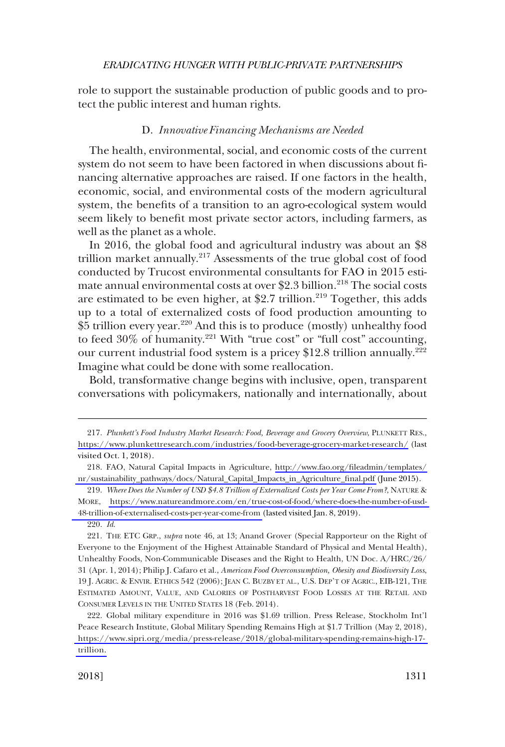role to support the sustainable production of public goods and to protect the public interest and human rights.

### D. *Innovative Financing Mechanisms are Needed*

The health, environmental, social, and economic costs of the current system do not seem to have been factored in when discussions about financing alternative approaches are raised. If one factors in the health, economic, social, and environmental costs of the modern agricultural system, the benefits of a transition to an agro-ecological system would seem likely to benefit most private sector actors, including farmers, as well as the planet as a whole.

In 2016, the global food and agricultural industry was about an $8 trillion market annually.[217] Assessments of the true global cost of food conducted by Trucost environmental consultants for FAO in 2015 estimate annual environmental costs at over $2.3 billion.[218] The social costs are estimated to be even higher, at $2.7 trillion.[219] Together, this adds up to a total of externalized costs of food production amounting to $5 trillion every year.[220] And this is to produce (mostly) unhealthy food to feed 30% of humanity.[221] With "true cost" or "full cost" accounting, our current industrial food system is a pricey $12.8 trillion annually.[222] Imagine what could be done with some reallocation.

Bold, transformative change begins with inclusive, open, transparent conversations with policymakers, nationally and internationally, about

---

217. *Plunkett's Food Industry Market Research: Food, Beverage and Grocery Overview*, PLUNKETT RES., https://www.plunkettresearch.com/industries/food-beverage-grocery-market-research/ (last visited Oct. 1, 2018).

218. FAO, Natural Capital Impacts in Agriculture, http://www.fao.org/fileadmin/templates/nr/sustainability_pathways/docs/Natural_Capital_Impacts_in_Agriculture_final.pdf (June 2015).

219. *Where Does the Number of USD $4.8 Trillion of Externalized Costs per Year Come From?*, NATURE & MORE, https://www.natureandmore.com/en/true-cost-of-food/where-does-the-number-of-usd-48-trillion-of-externalised-costs-per-year-come-from (lasted visited Jan. 8, 2019).

220. *Id.*

221. THE ETC GRP., *supra* note 46, at 13; Anand Grover (Special Rapporteur on the Right of Everyone to the Enjoyment of the Highest Attainable Standard of Physical and Mental Health), Unhealthy Foods, Non-Communicable Diseases and the Right to Health, UN Doc. A/HRC/26/31 (Apr. 1, 2014); Philip J. Cafaro et al., *American Food Overconsumption, Obesity and Biodiversity Loss*, 19 J. AGRIC. & ENVIR. ETHICS 542 (2006); JEAN C. BUZBY ET AL., U.S. DEP'T OF AGRIC., EIB-121, THE ESTIMATED AMOUNT, VALUE, AND CALORIES OF POSTHARVEST FOOD LOSSES AT THE RETAIL AND CONSUMER LEVELS IN THE UNITED STATES 18 (Feb. 2014).

222. Global military expenditure in 2016 was $1.69 trillion. Press Release, Stockholm Int'l Peace Research Institute, Global Military Spending Remains High at $1.7 Trillion (May 2, 2018), https://www.sipri.org/media/press-release/2018/global-military-spending-remains-high-17-trillion.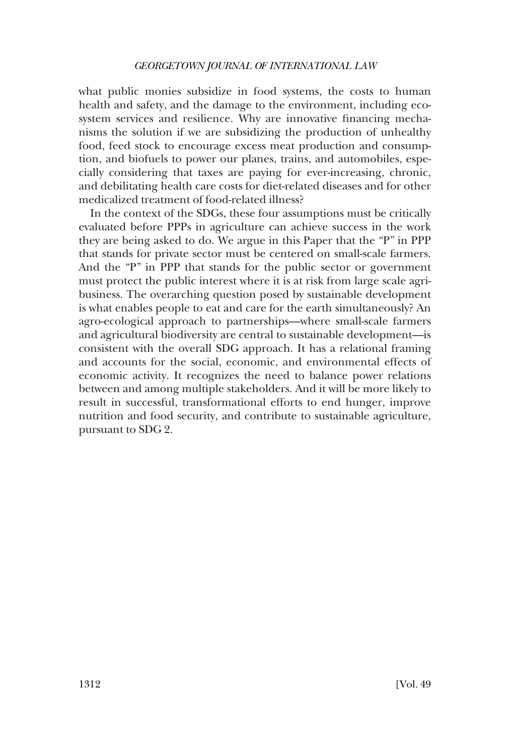what public monies subsidize in food systems, the costs to human health and safety, and the damage to the environment, including ecosystem services and resilience. Why are innovative financing mechanisms the solution if we are subsidizing the production of unhealthy food, feed stock to encourage excess meat production and consumption, and biofuels to power our planes, trains, and automobiles, especially considering that taxes are paying for ever-increasing, chronic, and debilitating health care costs for diet-related diseases and for other medicalized treatment of food-related illness?

In the context of the SDGs, these four assumptions must be critically evaluated before PPPs in agriculture can achieve success in the work they are being asked to do. We argue in this Paper that the "P" in PPP that stands for private sector must be centered on small-scale farmers. And the "P" in PPP that stands for the public sector or government must protect the public interest where it is at risk from large scale agribusiness. The overarching question posed by sustainable development is what enables people to eat and care for the earth simultaneously? An agro-ecological approach to partnerships—where small-scale farmers and agricultural biodiversity are central to sustainable development—is consistent with the overall SDG approach. It has a relational framing and accounts for the social, economic, and environmental effects of economic activity. It recognizes the need to balance power relations between and among multiple stakeholders. And it will be more likely to result in successful, transformational efforts to end hunger, improve nutrition and food security, and contribute to sustainable agriculture, pursuant to SDG 2.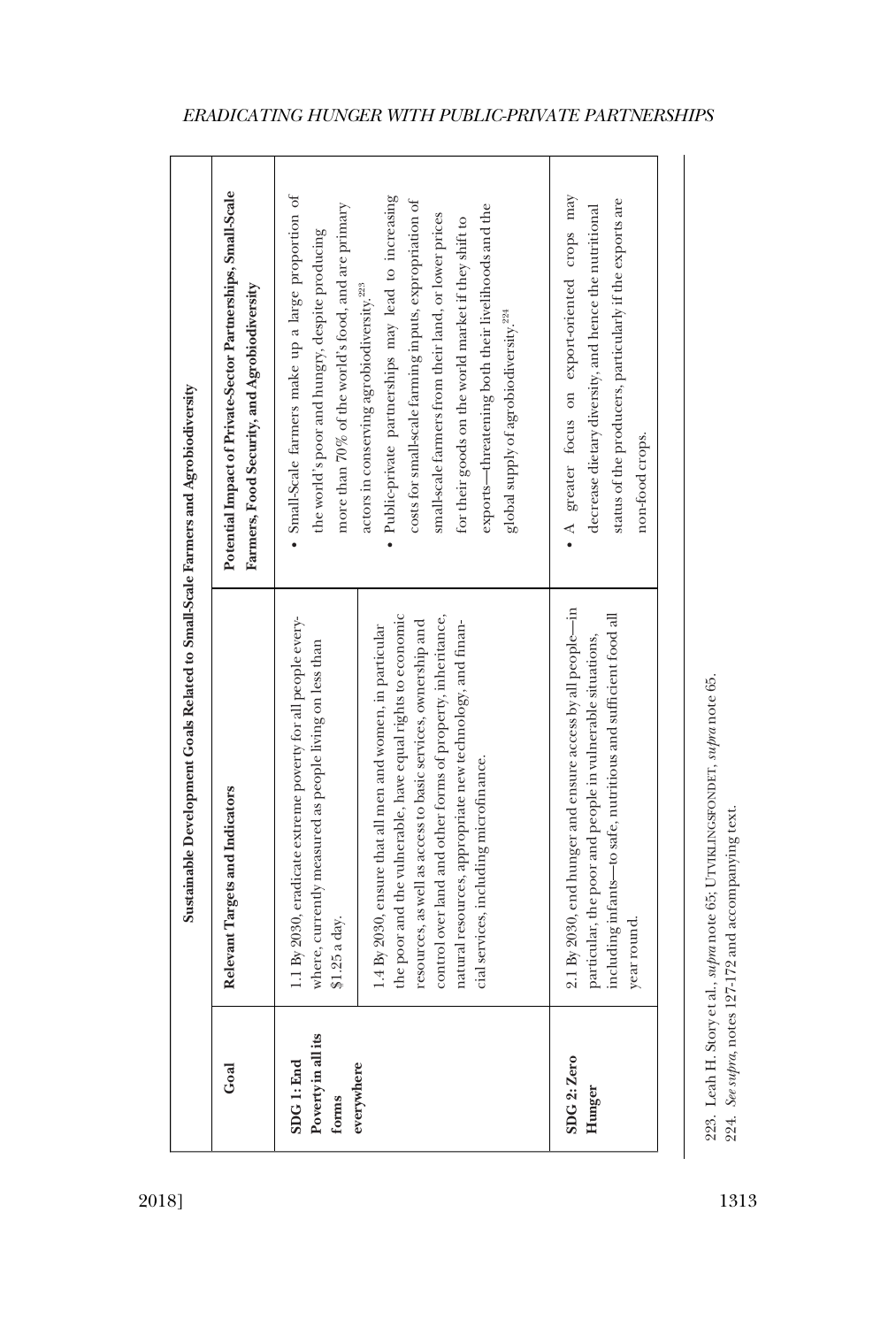| Sustainable Development Goals Related to Small-Scale Farmers and Agrobiodiversity | | |
|---|---|---|
| **Goal** | **Relevant Targets and Indicators** | **Potential Impact of Private-Sector Partnerships, Small-Scale Farmers, Food Security, and Agrobiodiversity** |
| **SDG 1: End Poverty in all its forms everywhere** | 1.1 By 2030, eradicate extreme poverty for all people everywhere, currently measured as people living on less than $1.25 a day. | • Small-Scale farmers make up a large proportion of the world's poor and hungry, despite producing more than 70% of the world's food, and are primary actors in conserving agrobiodiversity.[223] |
| | 1.4 By 2030, ensure that all men and women, in particular the poor and the vulnerable, have equal rights to economic resources, as well as access to basic services, ownership and control over land and other forms of property, inheritance, natural resources, appropriate new technology, and financial services, including microfinance. | • Public-private partnerships may lead to increasing costs for small-scale farming inputs, expropriation of small-scale farmers from their land, or lower prices for their goods on the world market if they shift to exports—threatening both their livelihoods and the global supply of agrobiodiversity.[224] |
| **SDG 2: Zero Hunger** | 2.1 By 2030, end hunger and ensure access by all people—in particular, the poor and people in vulnerable situations, including infants—to safe, nutritious and sufficient food all year round. | • A greater focus on export-oriented crops may decrease dietary diversity, and hence the nutritional status of the producers, particularly if the exports are non-food crops. |

223. Leah H. Story et al., *supra* note 65; UTVIKLINGSFONDET, *supra* note 65.

224. *See supra*, notes 127-172 and accompanying text.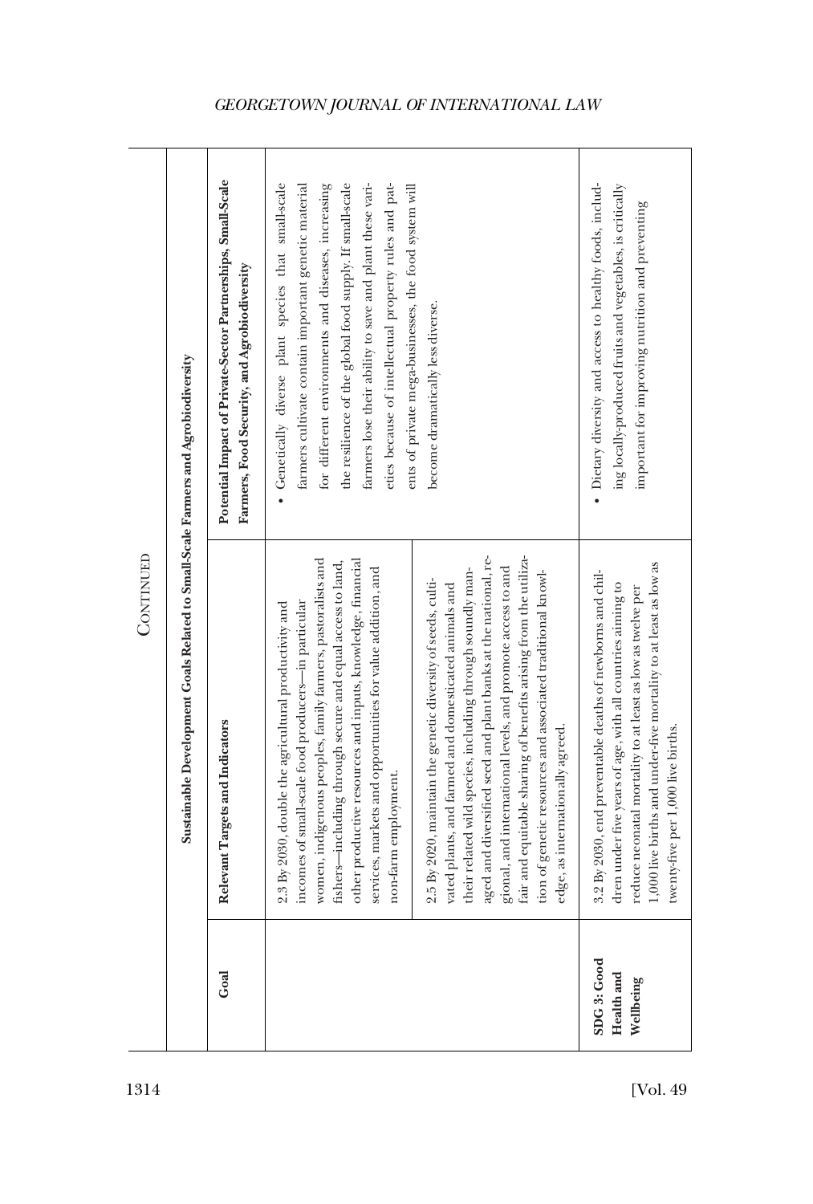CONTINUED

| Sustainable Development Goals Related to Small-Scale Farmers and Agrobiodiversity | | |
|---|---|---|
| Goal | Relevant Targets and Indicators | Potential Impact of Private-Sector Partnerships, Small-Scale Farmers, Food Security, and Agrobiodiversity |
| | 2.3 By 2030, double the agricultural productivity and incomes of small-scale food producers—in particular women, indigenous peoples, family farmers, pastoralists and fishers—including through secure and equal access to land, other productive resources and inputs, knowledge, financial services, markets and opportunities for value addition, and non-farm employment. | • Genetically diverse plant species that small-scale farmers cultivate contain important genetic material for different environments and diseases, increasing the resilience of the global food supply. If small-scale farmers lose their ability to save and plant these varieties because of intellectual property rules and patents of private mega-businesses, the food system will become dramatically less diverse. |
| | 2.5 By 2020, maintain the genetic diversity of seeds, cultivated plants, and farmed and domesticated animals and their related wild species, including through soundly managed and diversified seed and plant banks at the national, regional, and international levels, and promote access to and fair and equitable sharing of benefits arising from the utilization of genetic resources and associated traditional knowledge, as internationally agreed. | |
| SDG 3: Good Health and Wellbeing | 3.2 By 2030, end preventable deaths of newborns and children under five years of age, with all countries aiming to reduce neonatal mortality to at least as low as twelve per 1,000 live births and under-five mortality to at least as low as twenty-five per 1,000 live births. | • Dietary diversity and access to healthy foods, including locally-produced fruits and vegetables, is critically important for improving nutrition and preventing |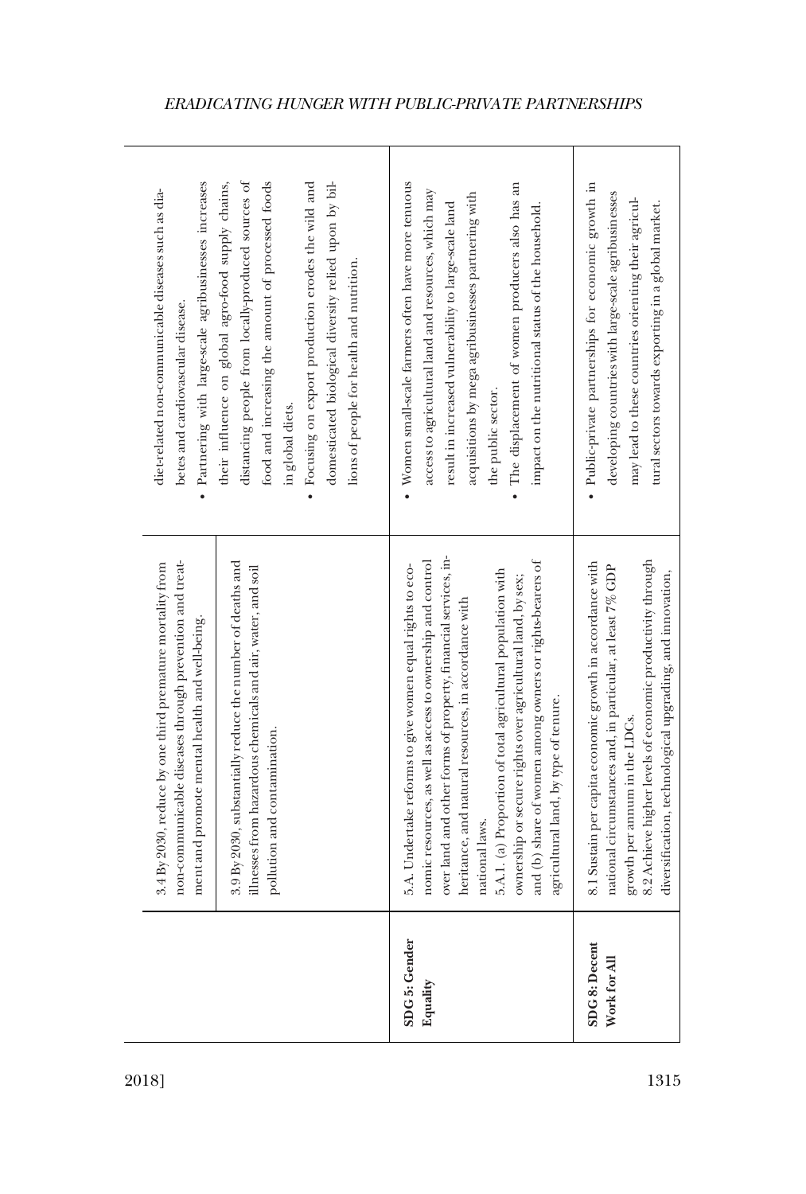| | | |
|---|---|---|
| | 3.4 By 2030, reduce by one third premature mortality from non-communicable diseases through prevention and treatment and promote mental health and well-being. | diet-related non-communicable diseases such as diabetes and cardiovascular disease. |
| | 3.9 By 2030, substantially reduce the number of deaths and illnesses from hazardous chemicals and air, water, and soil pollution and contamination. | • Partnering with large-scale agribusinesses increases their influence on global agro-food supply chains, distancing people from locally-produced sources of food and increasing the amount of processed foods in global diets.<br>• Focusing on export production erodes the wild and domesticated biological diversity relied upon by billions of people for health and nutrition. |
| **SDG 5: Gender Equality** | 5.A. Undertake reforms to give women equal rights to economic resources, as well as access to ownership and control over land and other forms of property, financial services, inheritance, and natural resources, in accordance with national laws.<br>5.A.1. (a) Proportion of total agricultural population with ownership or secure rights over agricultural land, by sex; and (b) share of women among owners or rights-bearers of agricultural land, by type of tenure. | • Women small-scale farmers often have more tenuous access to agricultural land and resources, which may result in increased vulnerability to large-scale land acquisitions by mega agribusinesses partnering with the public sector.<br>• The displacement of women producers also has an impact on the nutritional status of the household. |
| **SDG 8: Decent Work for All** | 8.1 Sustain per capita economic growth in accordance with national circumstances and, in particular, at least 7% GDP growth per annum in the LDCs.<br>8.2 Achieve higher levels of economic productivity through diversification, technological upgrading, and innovation, | • Public-private partnerships for economic growth in developing countries with large-scale agribusinesses may lead to these countries orienting their agricultural sectors towards exporting in a global market. |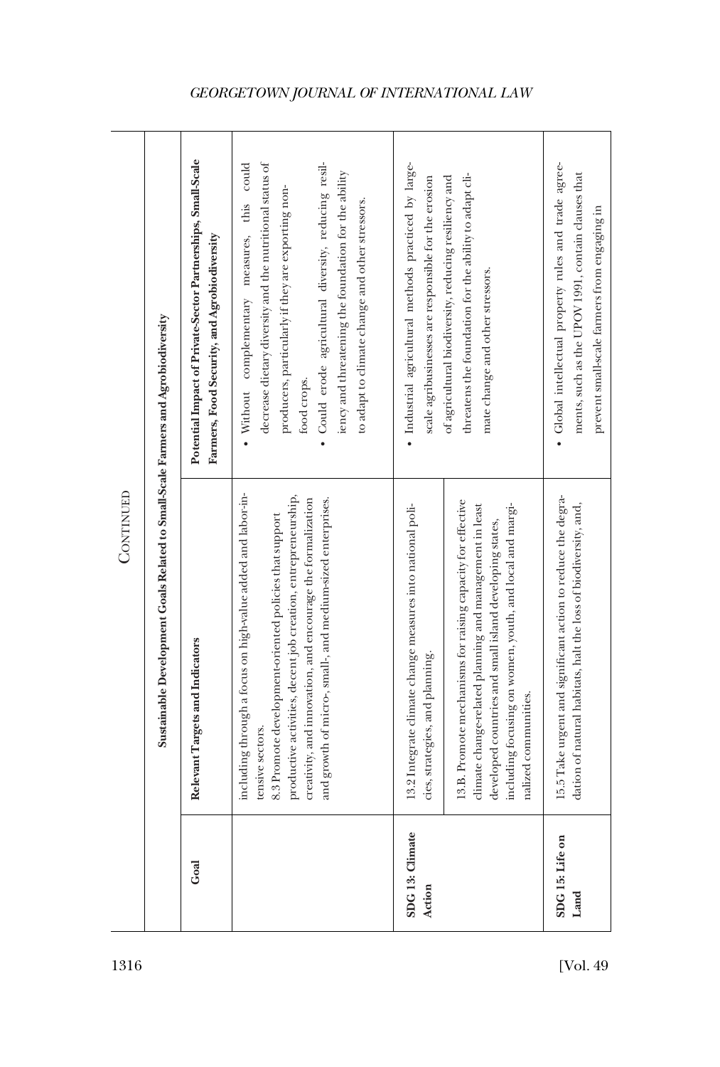CONTINUED

| Sustainable Development Goals Related to Small-Scale Farmers and Agrobiodiversity | | |
|---|---|---|
| **Goal** | **Relevant Targets and Indicators** | **Potential Impact of Private-Sector Partnerships, Small-Scale Farmers, Food Security, and Agrobiodiversity** |
| | including through a focus on high-value added and labor-intensive sectors.<br>8.3 Promote development-oriented policies that support productive activities, decent job creation, entrepreneurship, creativity, and innovation, and encourage the formalization and growth of micro-, small-, and medium-sized enterprises. | • Without complementary measures, this could decrease dietary diversity and the nutritional status of producers, particularly if they are exporting non-food crops.<br>• Could erode agricultural diversity, reducing resiliency and threatening the foundation for the ability to adapt to climate change and other stressors. |
| **SDG 13: Climate Action** | 13.2 Integrate climate change measures into national policies, strategies, and planning. | • Industrial agricultural methods practiced by large-scale agribusinesses are responsible for the erosion of agricultural biodiversity, reducing resiliency and threatens the foundation for the ability to adapt climate change and other stressors. |
| | 13.B. Promote mechanisms for raising capacity for effective climate change-related planning and management in least developed countries and small island developing states, including focusing on women, youth, and local and marginalized communities. | |
| **SDG 15: Life on Land** | 15.5 Take urgent and significant action to reduce the degradation of natural habitats, halt the loss of biodiversity, and, | • Global intellectual property rules and trade agreements, such as the UPOV 1991, contain clauses that prevent small-scale farmers from engaging in |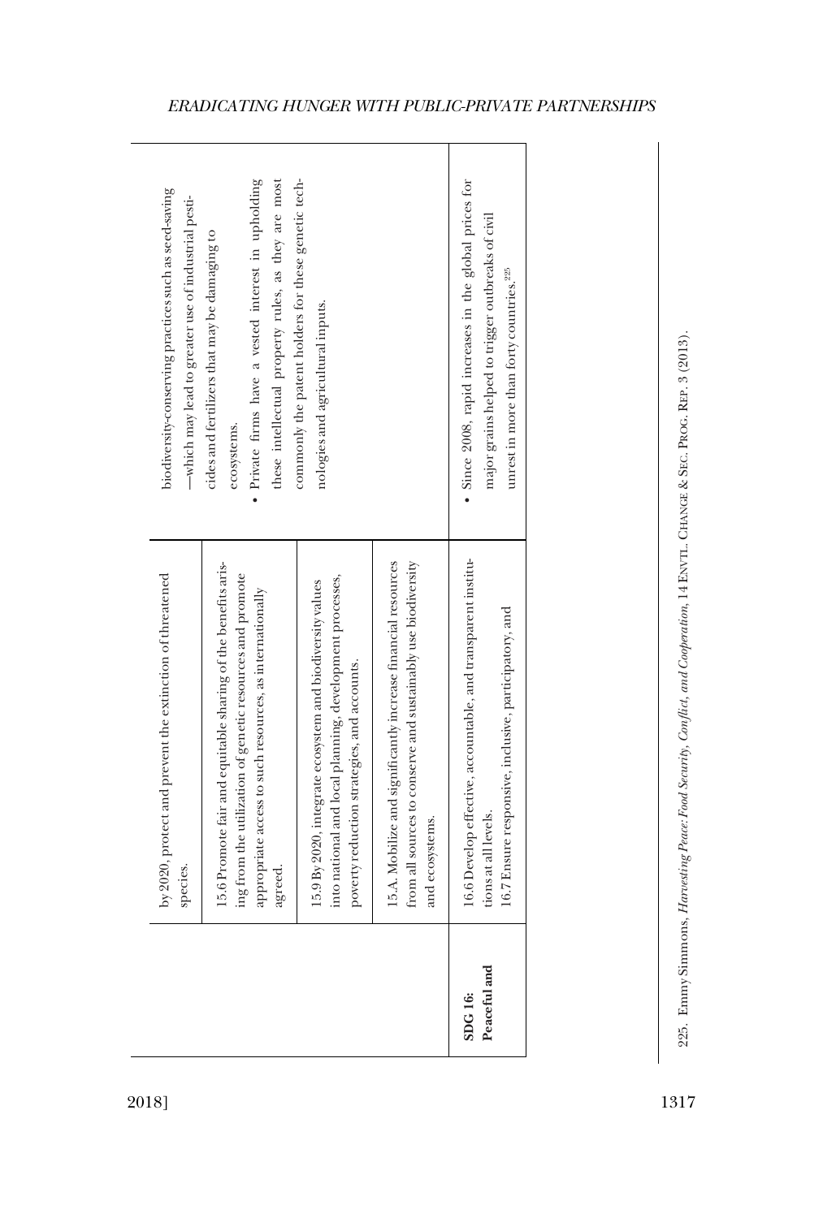| | | |
|---|---|---|
| | by 2020, protect and prevent the extinction of threatened species. | biodiversity-conserving practices such as seed-saving —which may lead to greater use of industrial pesticides and fertilizers that may be damaging to ecosystems.<br>• Private firms have a vested interest in upholding these intellectual property rules, as they are most commonly the patent holders for these genetic technologies and agricultural inputs. |
| | 15.6 Promote fair and equitable sharing of the benefits arising from the utilization of genetic resources and promote appropriate access to such resources, as internationally agreed. | |
| | 15.9 By 2020, integrate ecosystem and biodiversity values into national and local planning, development processes, poverty reduction strategies, and accounts. | |
| | 15.A. Mobilize and significantly increase financial resources from all sources to conserve and sustainably use biodiversity and ecosystems. | |
| **SDG 16: Peaceful and** | 16.6 Develop effective, accountable, and transparent institutions at all levels.<br>16.7 Ensure responsive, inclusive, participatory, and | • Since 2008, rapid increases in the global prices for major grains helped to trigger outbreaks of civil unrest in more than forty countries.[225] |

225. Emmy Simmons, *Harvesting Peace: Food Security, Conflict, and Cooperation*, 14 ENVTL. CHANGE & SEC. PROG. REP. 3 (2013).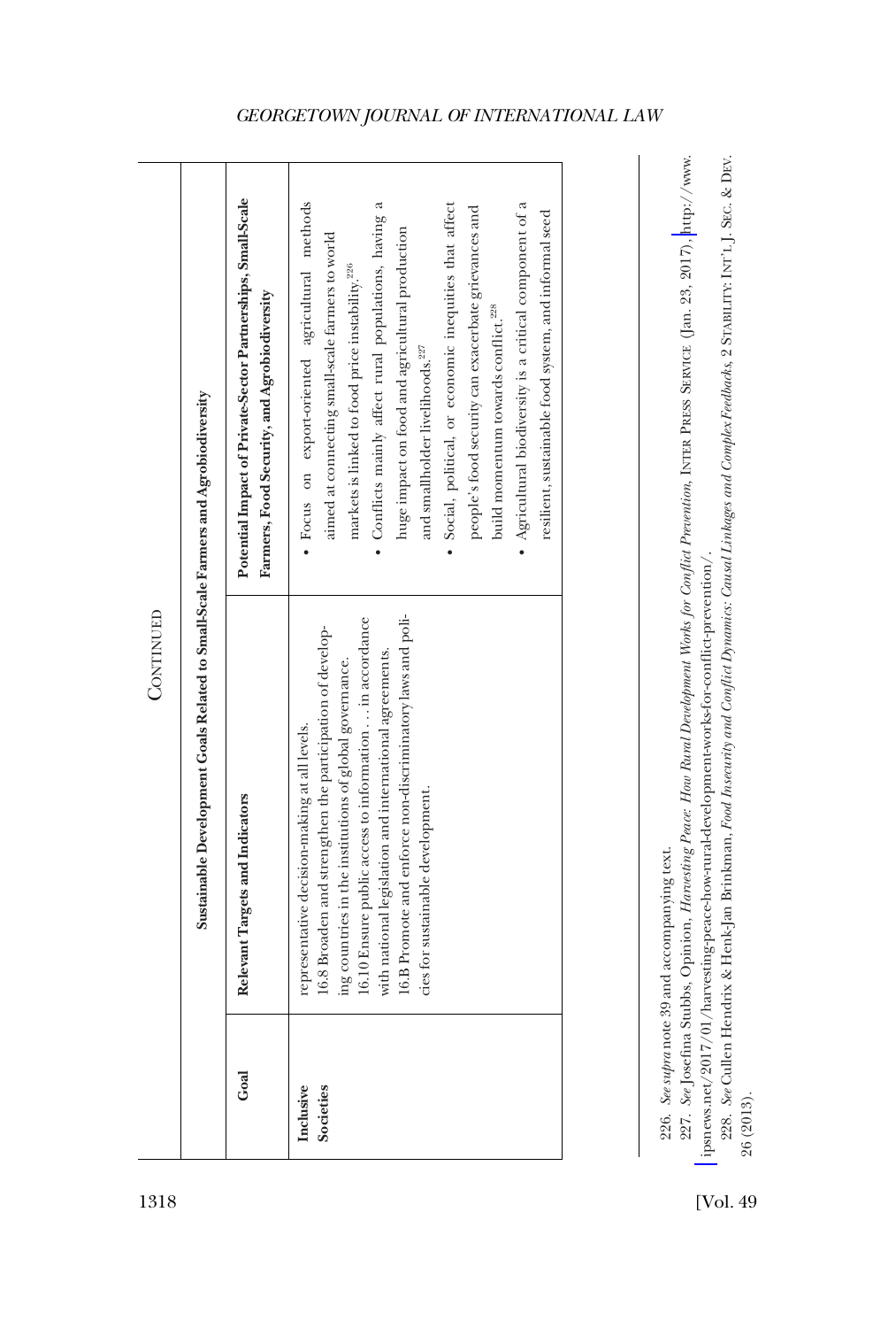CONTINUED

| Goal | Relevant Targets and Indicators | Potential Impact of Private-Sector Partnerships, Small-Scale Farmers, Food Security, and Agrobiodiversity |
|---|---|---|
| | **Sustainable Development Goals Related to Small-Scale Farmers and Agrobiodiversity** | |
| **Inclusive Societies** | representative decision-making at all levels.<br>16.8 Broaden and strengthen the participation of developing countries in the institutions of global governance.<br>16.10 Ensure public access to information . . . in accordance with national legislation and international agreements.<br>16.B Promote and enforce non-discriminatory laws and policies for sustainable development. | • Focus on export-oriented agricultural methods aimed at connecting small-scale farmers to world markets is linked to food price instability.[226]<br>• Conflicts mainly affect rural populations, having a huge impact on food and agricultural production and smallholder livelihoods.[227]<br>• Social, political, or economic inequities that affect people's food security can exacerbate grievances and build momentum towards conflict.[228]<br>• Agricultural biodiversity is a critical component of a resilient, sustainable food system, and informal seed |

226. *See supra* note 39 and accompanying text.

227. *See* Josefina Stubbs, Opinion, *Harvesting Peace: How Rural Development Works for Conflict Prevention*, INTER PRESS SERVICE (Jan. 23, 2017), http://www.ipsnews.net/2017/01/harvesting-peace-how-rural-development-works-for-conflict-prevention/.

228. *See* Cullen Hendrix & Henk-Jan Brinkman, *Food Insecurity and Conflict Dynamics: Causal Linkages and Complex Feedbacks*, 2 STABILITY: INT'L J. SEC. & DEV. 26 (2013).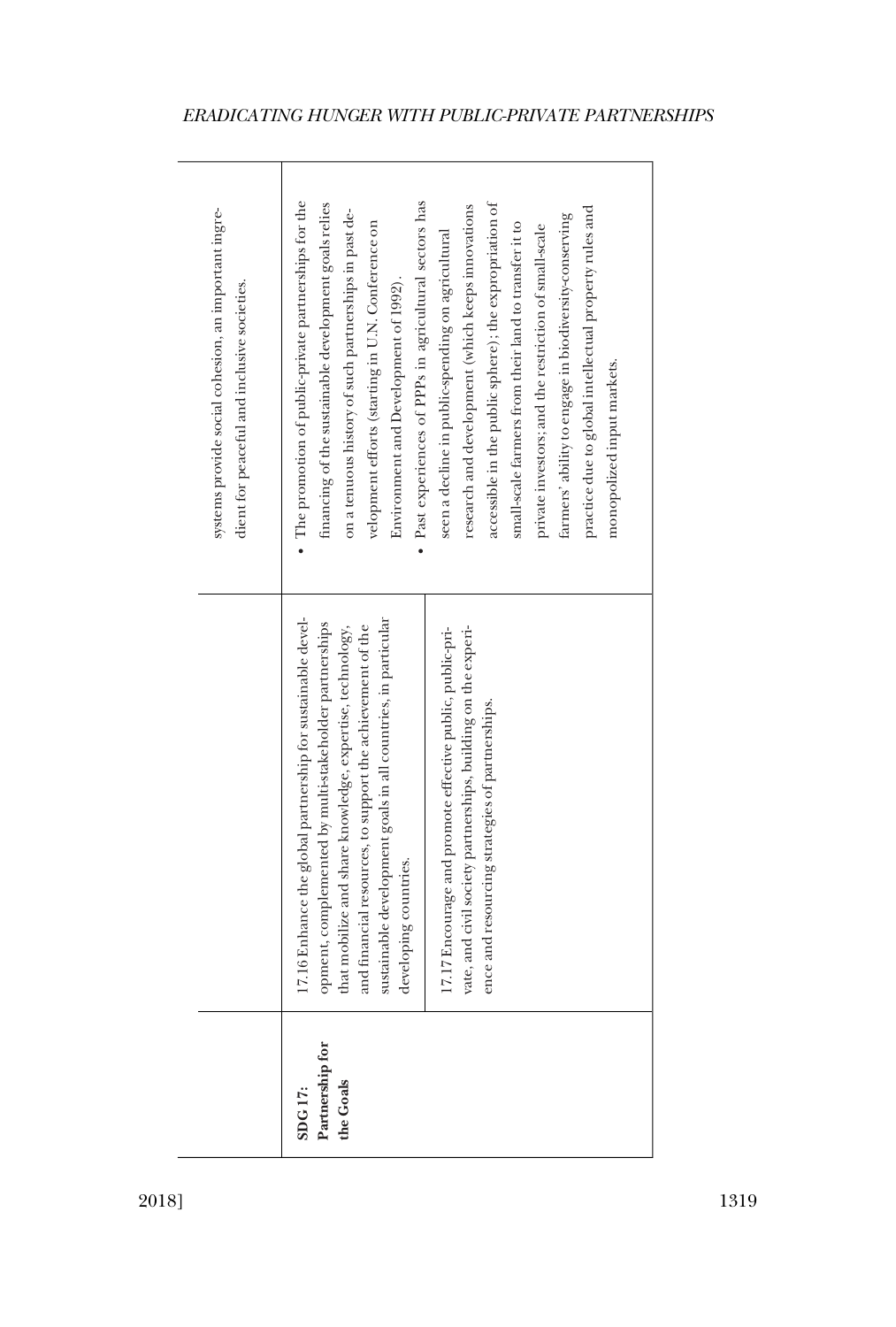| | | |
|---|---|---|
| | | systems provide social cohesion, an important ingredient for peaceful and inclusive societies. |
| **SDG 17: Partnership for the Goals** | 17.16 Enhance the global partnership for sustainable development, complemented by multi-stakeholder partnerships that mobilize and share knowledge, expertise, technology, and financial resources, to support the achievement of the sustainable development goals in all countries, in particular developing countries. | • The promotion of public-private partnerships for the financing of the sustainable development goals relies on a tenuous history of such partnerships in past development efforts (starting in U.N. Conference on Environment and Development of 1992).<br>• Past experiences of PPPs in agricultural sectors has seen a decline in public-spending on agricultural research and development (which keeps innovations accessible in the public sphere); the expropriation of small-scale farmers from their land to transfer it to private investors; and the restriction of small-scale farmers' ability to engage in biodiversity-conserving practice due to global intellectual property rules and monopolized input markets. |
| | 17.17 Encourage and promote effective public, public-private, and civil society partnerships, building on the experience and resourcing strategies of partnerships. | |